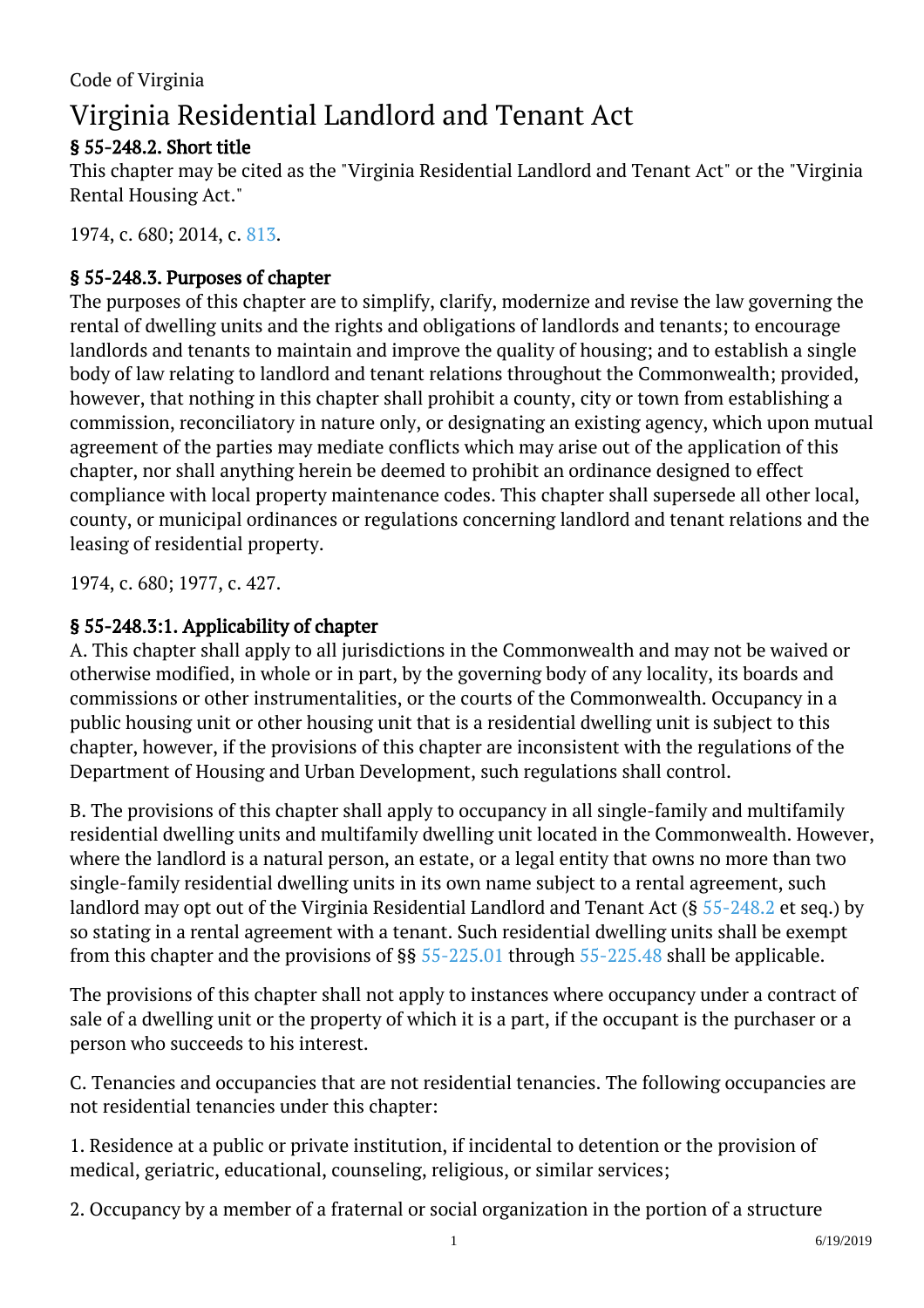Code of Virginia

# Virginia Residential Landlord and Tenant Act

### § 55-248.2. Short title

This chapter may be cited as the "Virginia Residential Landlord and Tenant Act" or the "Virginia Rental Housing Act."

1974, c. 680; 2014, c. 813.

### § 55-248.3. Purposes of chapter

The purposes of this chapter are to simplify, clarify, modernize and revise the law governing the rental of dwelling units and the rights and obligations of landlords and tenants; to encourage landlords and tenants to maintain and improve the quality of housing; and to establish a single body of law relating to landlord and tenant relations throughout the Commonwealth; provided, however, that nothing in this chapter shall prohibit a county, city or town from establishing a commission, reconciliatory in nature only, or designating an existing agency, which upon mutual agreement of the parties may mediate conflicts which may arise out of the application of this chapter, nor shall anything herein be deemed to prohibit an ordinance designed to effect compliance with local property maintenance codes. This chapter shall supersede all other local, county, or municipal ordinances or regulations concerning landlord and tenant relations and the leasing of residential property.

1974, c. 680; 1977, c. 427.

### § 55-248.3:1. Applicability of chapter

A. This chapter shall apply to all jurisdictions in the Commonwealth and may not be waived or otherwise modified, in whole or in part, by the governing body of any locality, its boards and commissions or other instrumentalities, or the courts of the Commonwealth. Occupancy in a public housing unit or other housing unit that is a residential dwelling unit is subject to this chapter, however, if the provisions of this chapter are inconsistent with the regulations of the Department of Housing and Urban Development, such regulations shall control.

B. The provisions of this chapter shall apply to occupancy in all single-family and multifamily residential dwelling units and multifamily dwelling unit located in the Commonwealth. However, where the landlord is a natural person, an estate, or a legal entity that owns no more than two single-family residential dwelling units in its own name subject to a rental agreement, such landlord may opt out of the Virginia Residential Landlord and Tenant Act (§ 55-248.2 et seq.) by so stating in a rental agreement with a tenant. Such residential dwelling units shall be exempt from this chapter and the provisions of §§ 55-225.01 through 55-225.48 shall be applicable.

The provisions of this chapter shall not apply to instances where occupancy under a contract of sale of a dwelling unit or the property of which it is a part, if the occupant is the purchaser or a person who succeeds to his interest.

C. Tenancies and occupancies that are not residential tenancies. The following occupancies are not residential tenancies under this chapter:

1. Residence at a public or private institution, if incidental to detention or the provision of medical, geriatric, educational, counseling, religious, or similar services;

2. Occupancy by a member of a fraternal or social organization in the portion of a structure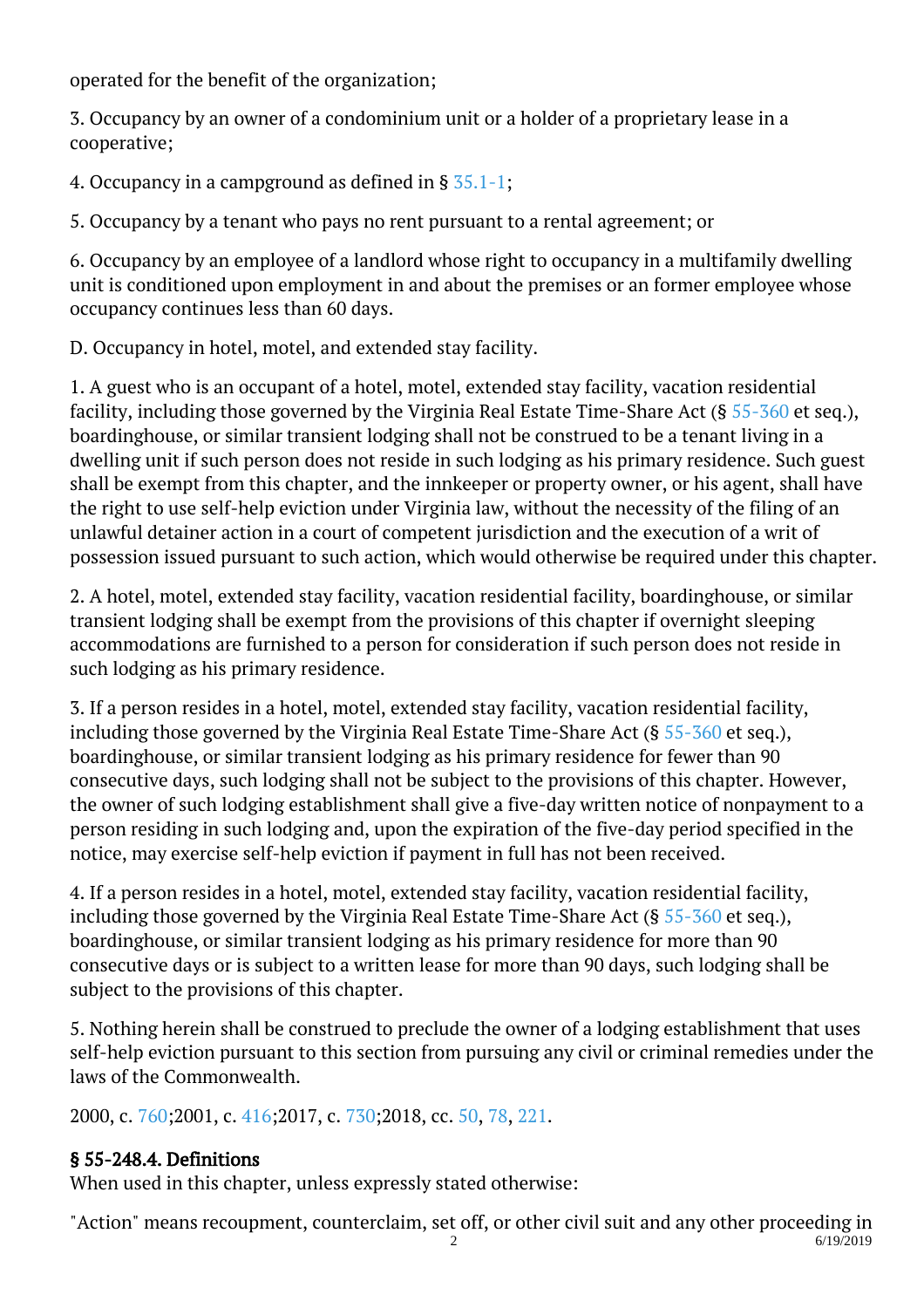operated for the benefit of the organization;

3. Occupancy by an owner of a condominium unit or a holder of a proprietary lease in a cooperative;

4. Occupancy in a campground as defined in § 35.1-1;

5. Occupancy by a tenant who pays no rent pursuant to a rental agreement; or

6. Occupancy by an employee of a landlord whose right to occupancy in a multifamily dwelling unit is conditioned upon employment in and about the premises or an former employee whose occupancy continues less than 60 days.

D. Occupancy in hotel, motel, and extended stay facility.

1. A guest who is an occupant of a hotel, motel, extended stay facility, vacation residential facility, including those governed by the Virginia Real Estate Time-Share Act (§ 55-360 et seq.), boardinghouse, or similar transient lodging shall not be construed to be a tenant living in a dwelling unit if such person does not reside in such lodging as his primary residence. Such guest shall be exempt from this chapter, and the innkeeper or property owner, or his agent, shall have the right to use self-help eviction under Virginia law, without the necessity of the filing of an unlawful detainer action in a court of competent jurisdiction and the execution of a writ of possession issued pursuant to such action, which would otherwise be required under this chapter.

2. A hotel, motel, extended stay facility, vacation residential facility, boardinghouse, or similar transient lodging shall be exempt from the provisions of this chapter if overnight sleeping accommodations are furnished to a person for consideration if such person does not reside in such lodging as his primary residence.

3. If a person resides in a hotel, motel, extended stay facility, vacation residential facility, including those governed by the Virginia Real Estate Time-Share Act (§ 55-360 et seq.), boardinghouse, or similar transient lodging as his primary residence for fewer than 90 consecutive days, such lodging shall not be subject to the provisions of this chapter. However, the owner of such lodging establishment shall give a five-day written notice of nonpayment to a person residing in such lodging and, upon the expiration of the five-day period specified in the notice, may exercise self-help eviction if payment in full has not been received.

4. If a person resides in a hotel, motel, extended stay facility, vacation residential facility, including those governed by the Virginia Real Estate Time-Share Act (§ 55-360 et seq.), boardinghouse, or similar transient lodging as his primary residence for more than 90 consecutive days or is subject to a written lease for more than 90 days, such lodging shall be subject to the provisions of this chapter.

5. Nothing herein shall be construed to preclude the owner of a lodging establishment that uses self-help eviction pursuant to this section from pursuing any civil or criminal remedies under the laws of the Commonwealth.

2000, c. 760;2001, c. 416;2017, c. 730;2018, cc. 50, 78, 221.

### § 55-248.4. Definitions

When used in this chapter, unless expressly stated otherwise:

"Action" means recoupment, counterclaim, set off, or other civil suit and any other proceeding in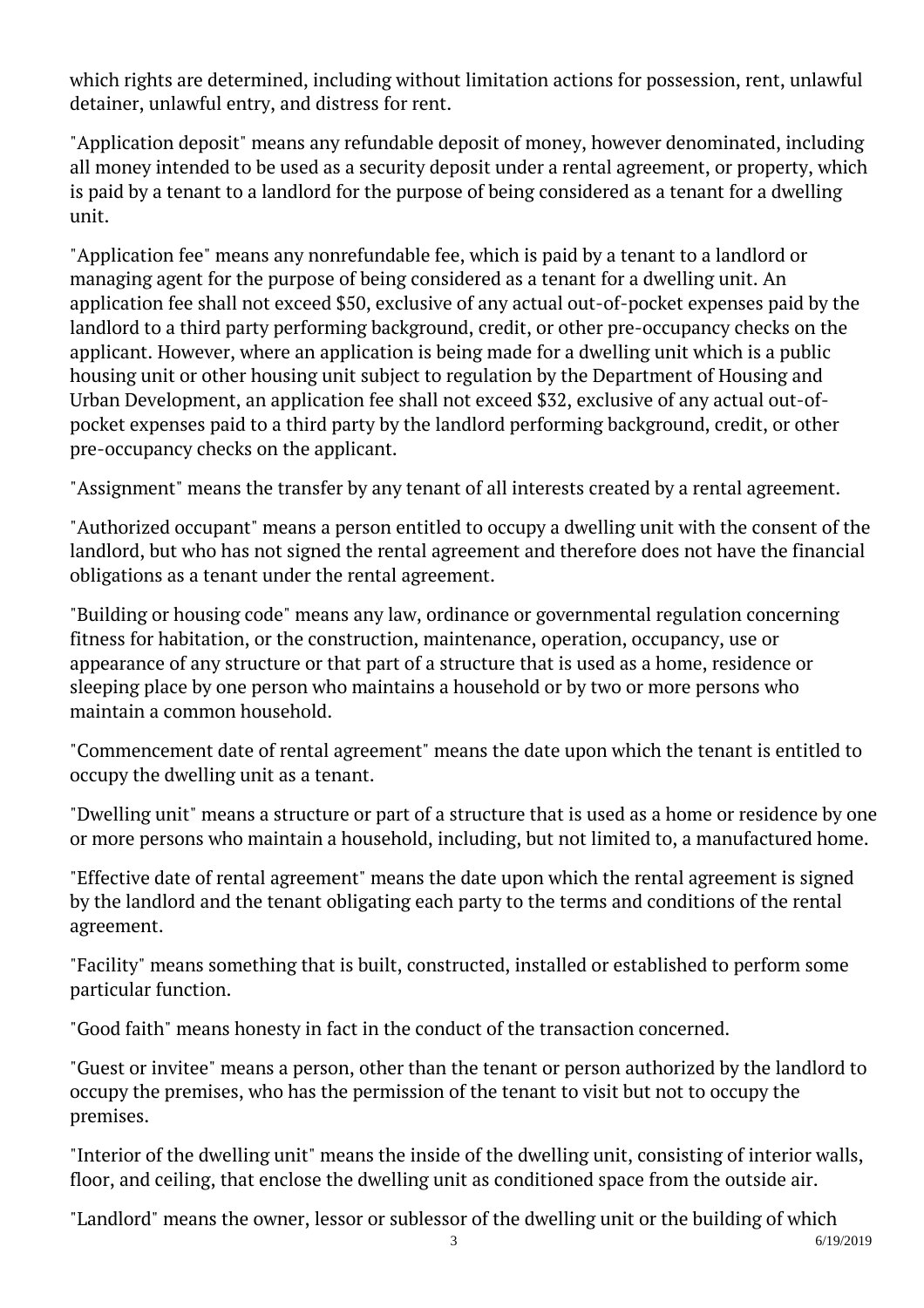which rights are determined, including without limitation actions for possession, rent, unlawful detainer, unlawful entry, and distress for rent.

"Application deposit" means any refundable deposit of money, however denominated, including all money intended to be used as a security deposit under a rental agreement, or property, which is paid by a tenant to a landlord for the purpose of being considered as a tenant for a dwelling unit.

"Application fee" means any nonrefundable fee, which is paid by a tenant to a landlord or managing agent for the purpose of being considered as a tenant for a dwelling unit. An application fee shall not exceed $50, exclusive of any actual out-of-pocket expenses paid by the landlord to a third party performing background, credit, or other pre-occupancy checks on the applicant. However, where an application is being made for a dwelling unit which is a public housing unit or other housing unit subject to regulation by the Department of Housing and Urban Development, an application fee shall not exceed $32, exclusive of any actual out-of-pocket expenses paid to a third party by the landlord performing background, credit, or other pre-occupancy checks on the applicant.

"Assignment" means the transfer by any tenant of all interests created by a rental agreement.

"Authorized occupant" means a person entitled to occupy a dwelling unit with the consent of the landlord, but who has not signed the rental agreement and therefore does not have the financial obligations as a tenant under the rental agreement.

"Building or housing code" means any law, ordinance or governmental regulation concerning fitness for habitation, or the construction, maintenance, operation, occupancy, use or appearance of any structure or that part of a structure that is used as a home, residence or sleeping place by one person who maintains a household or by two or more persons who maintain a common household.

"Commencement date of rental agreement" means the date upon which the tenant is entitled to occupy the dwelling unit as a tenant.

"Dwelling unit" means a structure or part of a structure that is used as a home or residence by one or more persons who maintain a household, including, but not limited to, a manufactured home.

"Effective date of rental agreement" means the date upon which the rental agreement is signed by the landlord and the tenant obligating each party to the terms and conditions of the rental agreement.

"Facility" means something that is built, constructed, installed or established to perform some particular function.

"Good faith" means honesty in fact in the conduct of the transaction concerned.

"Guest or invitee" means a person, other than the tenant or person authorized by the landlord to occupy the premises, who has the permission of the tenant to visit but not to occupy the premises.

"Interior of the dwelling unit" means the inside of the dwelling unit, consisting of interior walls, floor, and ceiling, that enclose the dwelling unit as conditioned space from the outside air.

"Landlord" means the owner, lessor or sublessor of the dwelling unit or the building of which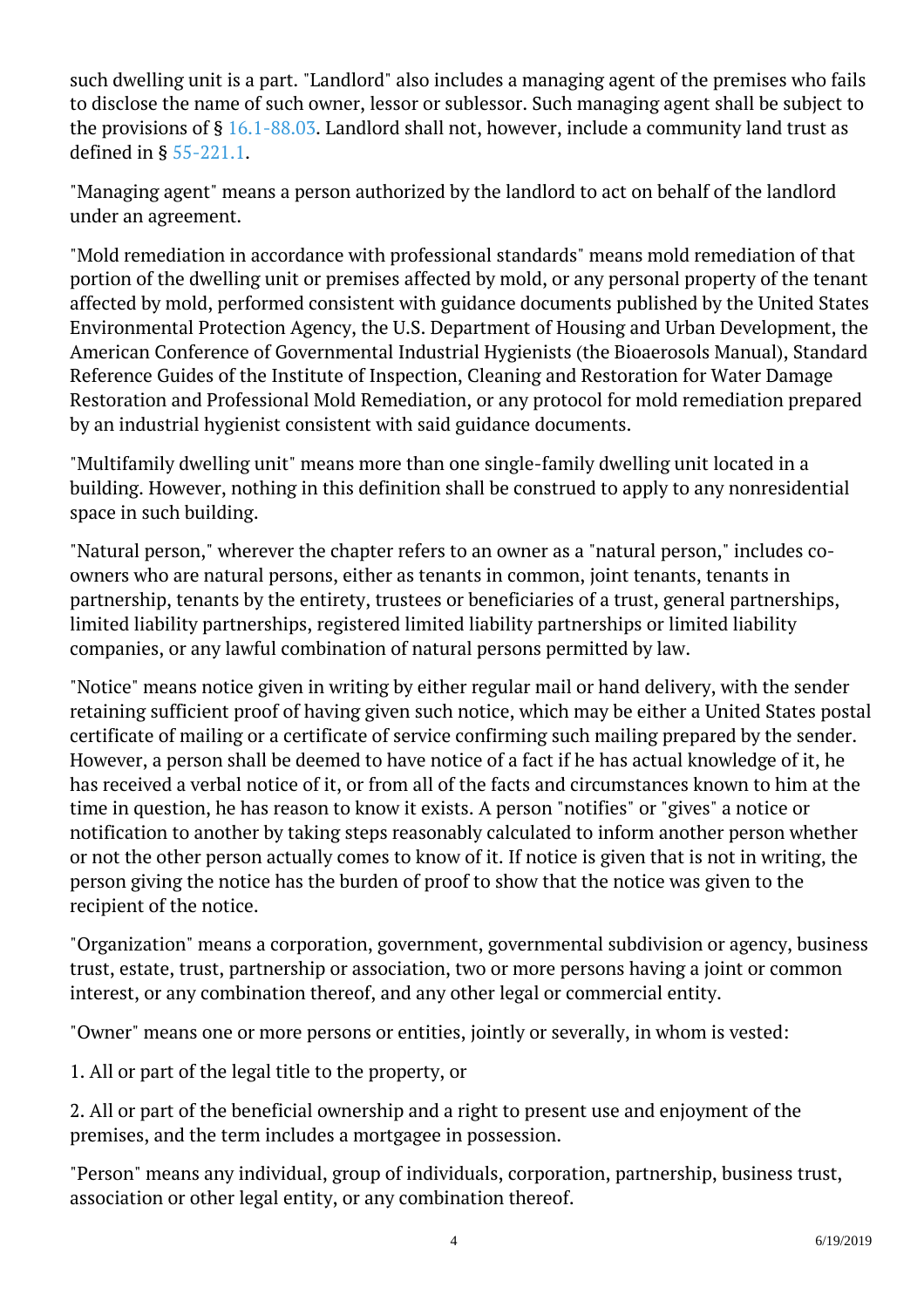such dwelling unit is a part. "Landlord" also includes a managing agent of the premises who fails to disclose the name of such owner, lessor or sublessor. Such managing agent shall be subject to the provisions of § 16.1-88.03. Landlord shall not, however, include a community land trust as defined in § 55-221.1.

"Managing agent" means a person authorized by the landlord to act on behalf of the landlord under an agreement.

"Mold remediation in accordance with professional standards" means mold remediation of that portion of the dwelling unit or premises affected by mold, or any personal property of the tenant affected by mold, performed consistent with guidance documents published by the United States Environmental Protection Agency, the U.S. Department of Housing and Urban Development, the American Conference of Governmental Industrial Hygienists (the Bioaerosols Manual), Standard Reference Guides of the Institute of Inspection, Cleaning and Restoration for Water Damage Restoration and Professional Mold Remediation, or any protocol for mold remediation prepared by an industrial hygienist consistent with said guidance documents.

"Multifamily dwelling unit" means more than one single-family dwelling unit located in a building. However, nothing in this definition shall be construed to apply to any nonresidential space in such building.

"Natural person," wherever the chapter refers to an owner as a "natural person," includes co-owners who are natural persons, either as tenants in common, joint tenants, tenants in partnership, tenants by the entirety, trustees or beneficiaries of a trust, general partnerships, limited liability partnerships, registered limited liability partnerships or limited liability companies, or any lawful combination of natural persons permitted by law.

"Notice" means notice given in writing by either regular mail or hand delivery, with the sender retaining sufficient proof of having given such notice, which may be either a United States postal certificate of mailing or a certificate of service confirming such mailing prepared by the sender. However, a person shall be deemed to have notice of a fact if he has actual knowledge of it, he has received a verbal notice of it, or from all of the facts and circumstances known to him at the time in question, he has reason to know it exists. A person "notifies" or "gives" a notice or notification to another by taking steps reasonably calculated to inform another person whether or not the other person actually comes to know of it. If notice is given that is not in writing, the person giving the notice has the burden of proof to show that the notice was given to the recipient of the notice.

"Organization" means a corporation, government, governmental subdivision or agency, business trust, estate, trust, partnership or association, two or more persons having a joint or common interest, or any combination thereof, and any other legal or commercial entity.

"Owner" means one or more persons or entities, jointly or severally, in whom is vested:

1. All or part of the legal title to the property, or

2. All or part of the beneficial ownership and a right to present use and enjoyment of the premises, and the term includes a mortgagee in possession.

"Person" means any individual, group of individuals, corporation, partnership, business trust, association or other legal entity, or any combination thereof.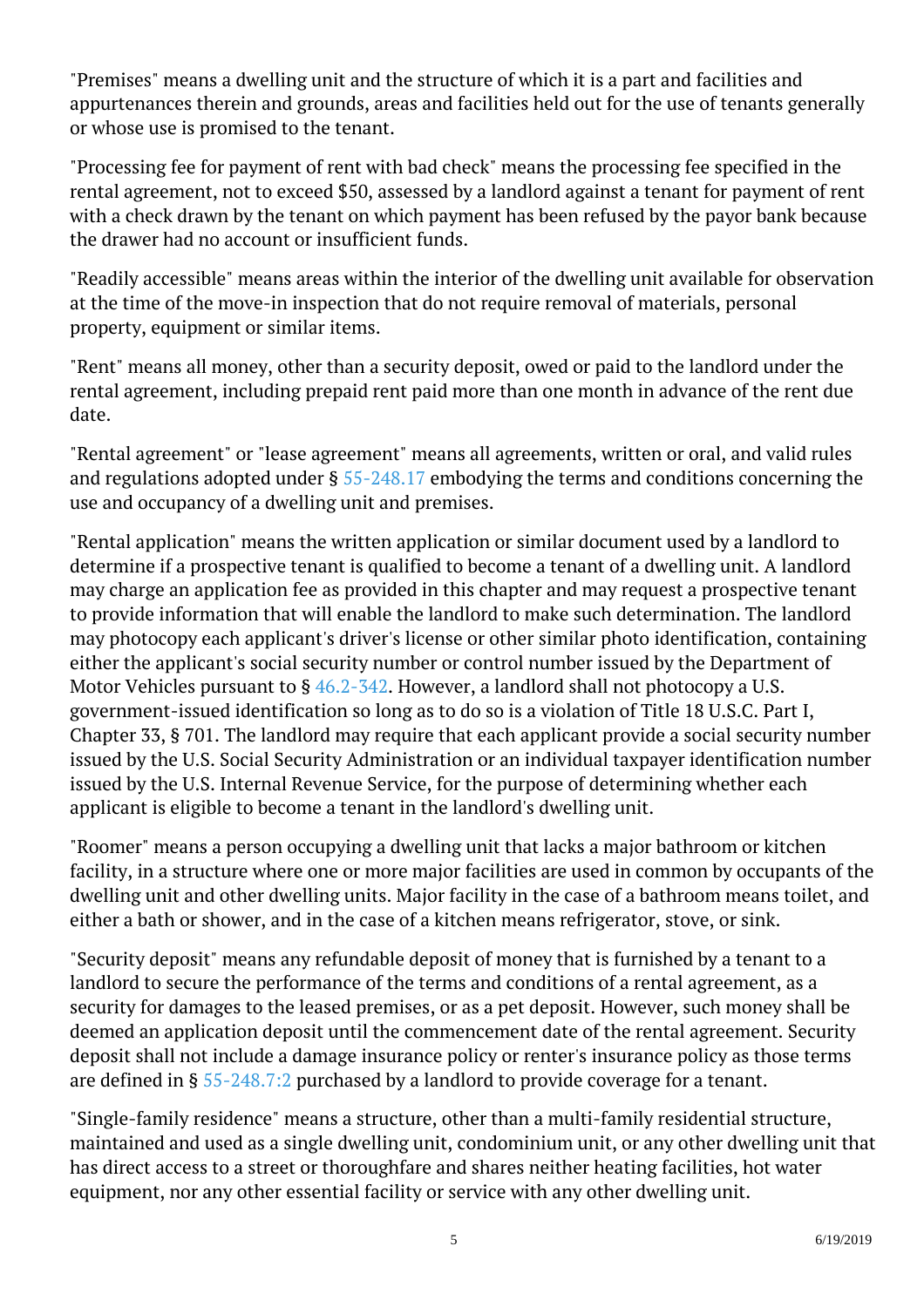"Premises" means a dwelling unit and the structure of which it is a part and facilities and appurtenances therein and grounds, areas and facilities held out for the use of tenants generally or whose use is promised to the tenant.

"Processing fee for payment of rent with bad check" means the processing fee specified in the rental agreement, not to exceed $50, assessed by a landlord against a tenant for payment of rent with a check drawn by the tenant on which payment has been refused by the payor bank because the drawer had no account or insufficient funds.

"Readily accessible" means areas within the interior of the dwelling unit available for observation at the time of the move-in inspection that do not require removal of materials, personal property, equipment or similar items.

"Rent" means all money, other than a security deposit, owed or paid to the landlord under the rental agreement, including prepaid rent paid more than one month in advance of the rent due date.

"Rental agreement" or "lease agreement" means all agreements, written or oral, and valid rules and regulations adopted under § 55-248.17 embodying the terms and conditions concerning the use and occupancy of a dwelling unit and premises.

"Rental application" means the written application or similar document used by a landlord to determine if a prospective tenant is qualified to become a tenant of a dwelling unit. A landlord may charge an application fee as provided in this chapter and may request a prospective tenant to provide information that will enable the landlord to make such determination. The landlord may photocopy each applicant's driver's license or other similar photo identification, containing either the applicant's social security number or control number issued by the Department of Motor Vehicles pursuant to § 46.2-342. However, a landlord shall not photocopy a U.S. government-issued identification so long as to do so is a violation of Title 18 U.S.C. Part I, Chapter 33, § 701. The landlord may require that each applicant provide a social security number issued by the U.S. Social Security Administration or an individual taxpayer identification number issued by the U.S. Internal Revenue Service, for the purpose of determining whether each applicant is eligible to become a tenant in the landlord's dwelling unit.

"Roomer" means a person occupying a dwelling unit that lacks a major bathroom or kitchen facility, in a structure where one or more major facilities are used in common by occupants of the dwelling unit and other dwelling units. Major facility in the case of a bathroom means toilet, and either a bath or shower, and in the case of a kitchen means refrigerator, stove, or sink.

"Security deposit" means any refundable deposit of money that is furnished by a tenant to a landlord to secure the performance of the terms and conditions of a rental agreement, as a security for damages to the leased premises, or as a pet deposit. However, such money shall be deemed an application deposit until the commencement date of the rental agreement. Security deposit shall not include a damage insurance policy or renter's insurance policy as those terms are defined in § 55-248.7:2 purchased by a landlord to provide coverage for a tenant.

"Single-family residence" means a structure, other than a multi-family residential structure, maintained and used as a single dwelling unit, condominium unit, or any other dwelling unit that has direct access to a street or thoroughfare and shares neither heating facilities, hot water equipment, nor any other essential facility or service with any other dwelling unit.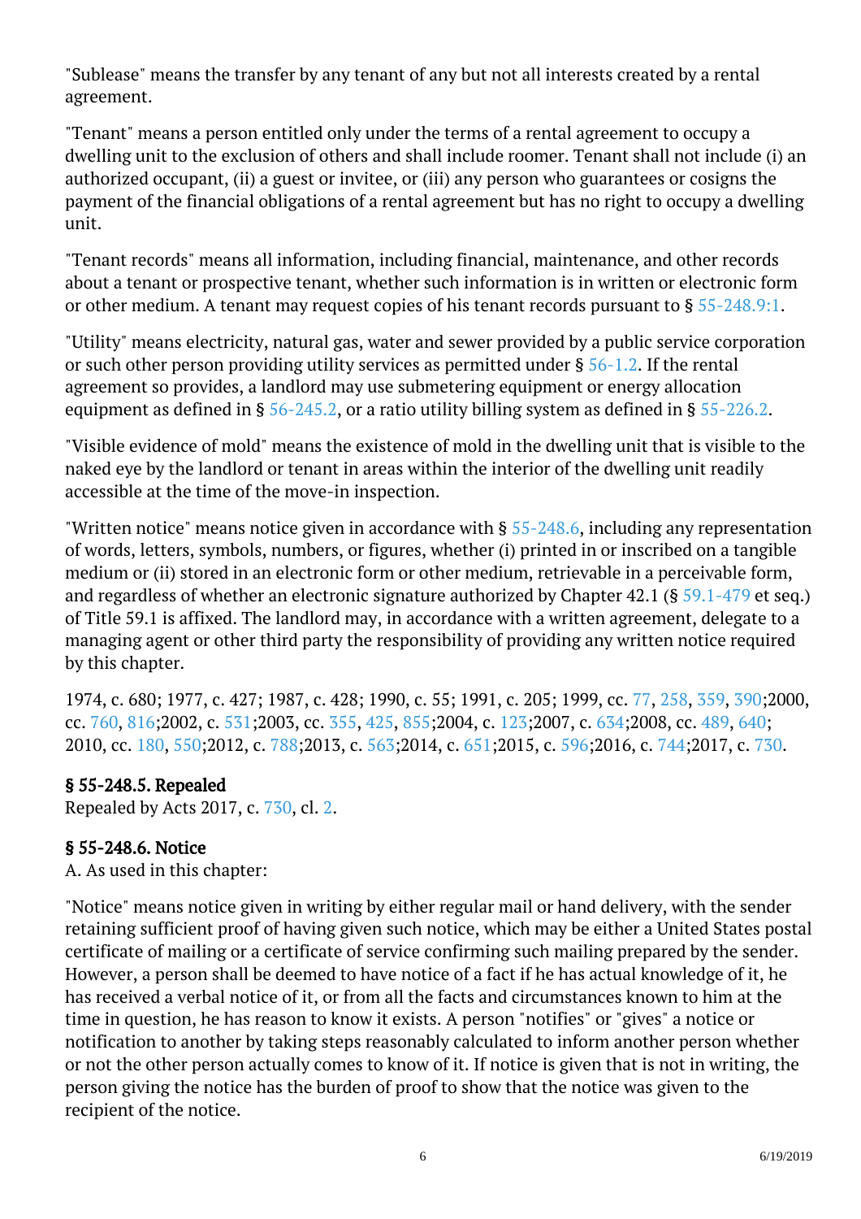"Sublease" means the transfer by any tenant of any but not all interests created by a rental agreement.

"Tenant" means a person entitled only under the terms of a rental agreement to occupy a dwelling unit to the exclusion of others and shall include roomer. Tenant shall not include (i) an authorized occupant, (ii) a guest or invitee, or (iii) any person who guarantees or cosigns the payment of the financial obligations of a rental agreement but has no right to occupy a dwelling unit.

"Tenant records" means all information, including financial, maintenance, and other records about a tenant or prospective tenant, whether such information is in written or electronic form or other medium. A tenant may request copies of his tenant records pursuant to § 55-248.9:1.

"Utility" means electricity, natural gas, water and sewer provided by a public service corporation or such other person providing utility services as permitted under § 56-1.2. If the rental agreement so provides, a landlord may use submetering equipment or energy allocation equipment as defined in § 56-245.2, or a ratio utility billing system as defined in § 55-226.2.

"Visible evidence of mold" means the existence of mold in the dwelling unit that is visible to the naked eye by the landlord or tenant in areas within the interior of the dwelling unit readily accessible at the time of the move-in inspection.

"Written notice" means notice given in accordance with § 55-248.6, including any representation of words, letters, symbols, numbers, or figures, whether (i) printed in or inscribed on a tangible medium or (ii) stored in an electronic form or other medium, retrievable in a perceivable form, and regardless of whether an electronic signature authorized by Chapter 42.1 (§ 59.1-479 et seq.) of Title 59.1 is affixed. The landlord may, in accordance with a written agreement, delegate to a managing agent or other third party the responsibility of providing any written notice required by this chapter.

1974, c. 680; 1977, c. 427; 1987, c. 428; 1990, c. 55; 1991, c. 205; 1999, cc. 77, 258, 359, 390;2000, cc. 760, 816;2002, c. 531;2003, cc. 355, 425, 855;2004, c. 123;2007, c. 634;2008, cc. 489, 640; 2010, cc. 180, 550;2012, c. 788;2013, c. 563;2014, c. 651;2015, c. 596;2016, c. 744;2017, c. 730.

### § 55-248.5. Repealed

Repealed by Acts 2017, c. 730, cl. 2.

### § 55-248.6. Notice

A. As used in this chapter:

"Notice" means notice given in writing by either regular mail or hand delivery, with the sender retaining sufficient proof of having given such notice, which may be either a United States postal certificate of mailing or a certificate of service confirming such mailing prepared by the sender. However, a person shall be deemed to have notice of a fact if he has actual knowledge of it, he has received a verbal notice of it, or from all the facts and circumstances known to him at the time in question, he has reason to know it exists. A person "notifies" or "gives" a notice or notification to another by taking steps reasonably calculated to inform another person whether or not the other person actually comes to know of it. If notice is given that is not in writing, the person giving the notice has the burden of proof to show that the notice was given to the recipient of the notice.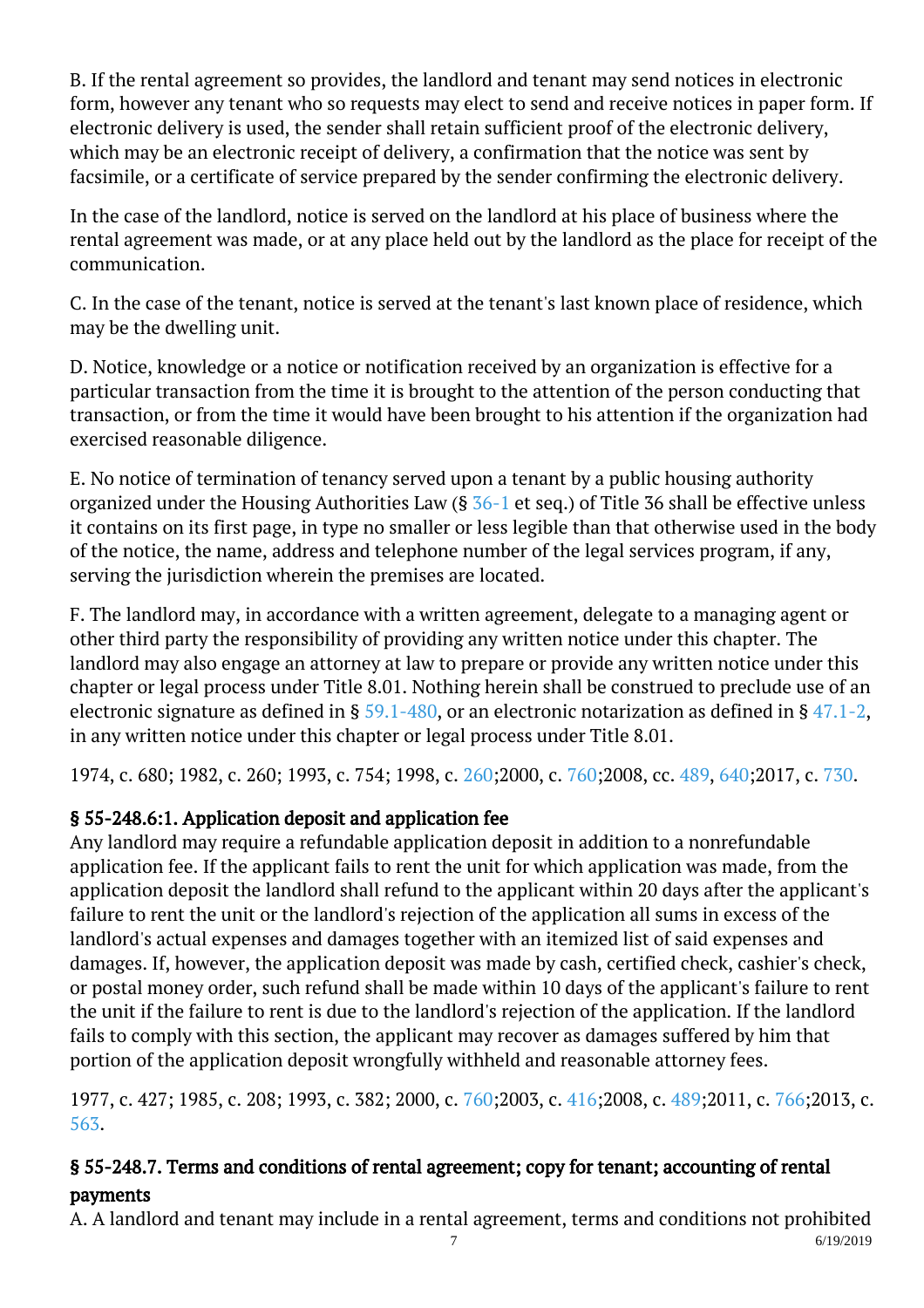B. If the rental agreement so provides, the landlord and tenant may send notices in electronic form, however any tenant who so requests may elect to send and receive notices in paper form. If electronic delivery is used, the sender shall retain sufficient proof of the electronic delivery, which may be an electronic receipt of delivery, a confirmation that the notice was sent by facsimile, or a certificate of service prepared by the sender confirming the electronic delivery.

In the case of the landlord, notice is served on the landlord at his place of business where the rental agreement was made, or at any place held out by the landlord as the place for receipt of the communication.

C. In the case of the tenant, notice is served at the tenant's last known place of residence, which may be the dwelling unit.

D. Notice, knowledge or a notice or notification received by an organization is effective for a particular transaction from the time it is brought to the attention of the person conducting that transaction, or from the time it would have been brought to his attention if the organization had exercised reasonable diligence.

E. No notice of termination of tenancy served upon a tenant by a public housing authority organized under the Housing Authorities Law (§ 36-1 et seq.) of Title 36 shall be effective unless it contains on its first page, in type no smaller or less legible than that otherwise used in the body of the notice, the name, address and telephone number of the legal services program, if any, serving the jurisdiction wherein the premises are located.

F. The landlord may, in accordance with a written agreement, delegate to a managing agent or other third party the responsibility of providing any written notice under this chapter. The landlord may also engage an attorney at law to prepare or provide any written notice under this chapter or legal process under Title 8.01. Nothing herein shall be construed to preclude use of an electronic signature as defined in § 59.1-480, or an electronic notarization as defined in § 47.1-2, in any written notice under this chapter or legal process under Title 8.01.

1974, c. 680; 1982, c. 260; 1993, c. 754; 1998, c. 260;2000, c. 760;2008, cc. 489, 640;2017, c. 730.

### § 55-248.6:1. Application deposit and application fee

Any landlord may require a refundable application deposit in addition to a nonrefundable application fee. If the applicant fails to rent the unit for which application was made, from the application deposit the landlord shall refund to the applicant within 20 days after the applicant's failure to rent the unit or the landlord's rejection of the application all sums in excess of the landlord's actual expenses and damages together with an itemized list of said expenses and damages. If, however, the application deposit was made by cash, certified check, cashier's check, or postal money order, such refund shall be made within 10 days of the applicant's failure to rent the unit if the failure to rent is due to the landlord's rejection of the application. If the landlord fails to comply with this section, the applicant may recover as damages suffered by him that portion of the application deposit wrongfully withheld and reasonable attorney fees.

1977, c. 427; 1985, c. 208; 1993, c. 382; 2000, c. 760;2003, c. 416;2008, c. 489;2011, c. 766;2013, c. 563.

### § 55-248.7. Terms and conditions of rental agreement; copy for tenant; accounting of rental payments

A. A landlord and tenant may include in a rental agreement, terms and conditions not prohibited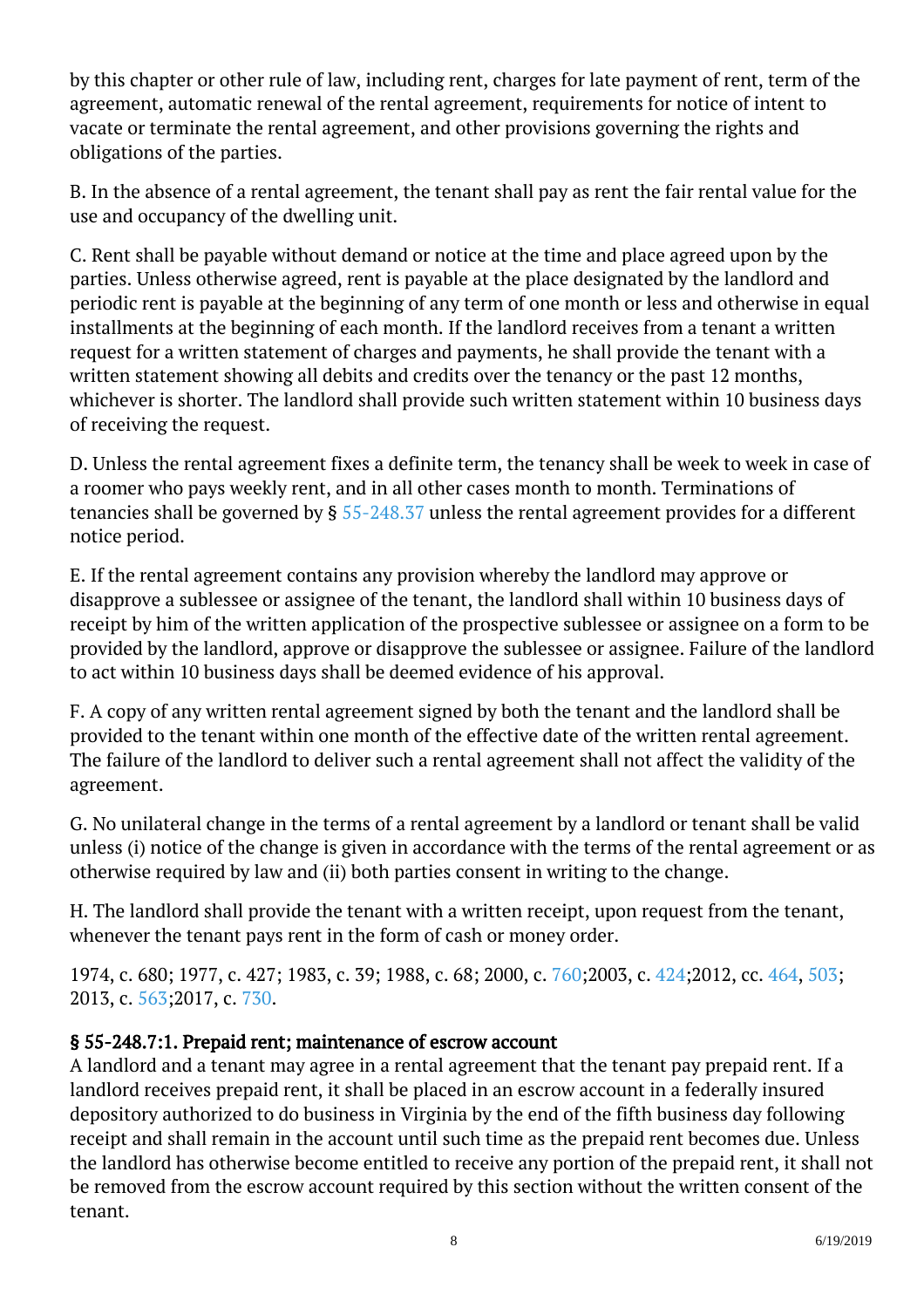by this chapter or other rule of law, including rent, charges for late payment of rent, term of the agreement, automatic renewal of the rental agreement, requirements for notice of intent to vacate or terminate the rental agreement, and other provisions governing the rights and obligations of the parties.

B. In the absence of a rental agreement, the tenant shall pay as rent the fair rental value for the use and occupancy of the dwelling unit.

C. Rent shall be payable without demand or notice at the time and place agreed upon by the parties. Unless otherwise agreed, rent is payable at the place designated by the landlord and periodic rent is payable at the beginning of any term of one month or less and otherwise in equal installments at the beginning of each month. If the landlord receives from a tenant a written request for a written statement of charges and payments, he shall provide the tenant with a written statement showing all debits and credits over the tenancy or the past 12 months, whichever is shorter. The landlord shall provide such written statement within 10 business days of receiving the request.

D. Unless the rental agreement fixes a definite term, the tenancy shall be week to week in case of a roomer who pays weekly rent, and in all other cases month to month. Terminations of tenancies shall be governed by § 55-248.37 unless the rental agreement provides for a different notice period.

E. If the rental agreement contains any provision whereby the landlord may approve or disapprove a sublessee or assignee of the tenant, the landlord shall within 10 business days of receipt by him of the written application of the prospective sublessee or assignee on a form to be provided by the landlord, approve or disapprove the sublessee or assignee. Failure of the landlord to act within 10 business days shall be deemed evidence of his approval.

F. A copy of any written rental agreement signed by both the tenant and the landlord shall be provided to the tenant within one month of the effective date of the written rental agreement. The failure of the landlord to deliver such a rental agreement shall not affect the validity of the agreement.

G. No unilateral change in the terms of a rental agreement by a landlord or tenant shall be valid unless (i) notice of the change is given in accordance with the terms of the rental agreement or as otherwise required by law and (ii) both parties consent in writing to the change.

H. The landlord shall provide the tenant with a written receipt, upon request from the tenant, whenever the tenant pays rent in the form of cash or money order.

1974, c. 680; 1977, c. 427; 1983, c. 39; 1988, c. 68; 2000, c. 760;2003, c. 424;2012, cc. 464, 503; 2013, c. 563;2017, c. 730.

### § 55-248.7:1. Prepaid rent; maintenance of escrow account

A landlord and a tenant may agree in a rental agreement that the tenant pay prepaid rent. If a landlord receives prepaid rent, it shall be placed in an escrow account in a federally insured depository authorized to do business in Virginia by the end of the fifth business day following receipt and shall remain in the account until such time as the prepaid rent becomes due. Unless the landlord has otherwise become entitled to receive any portion of the prepaid rent, it shall not be removed from the escrow account required by this section without the written consent of the tenant.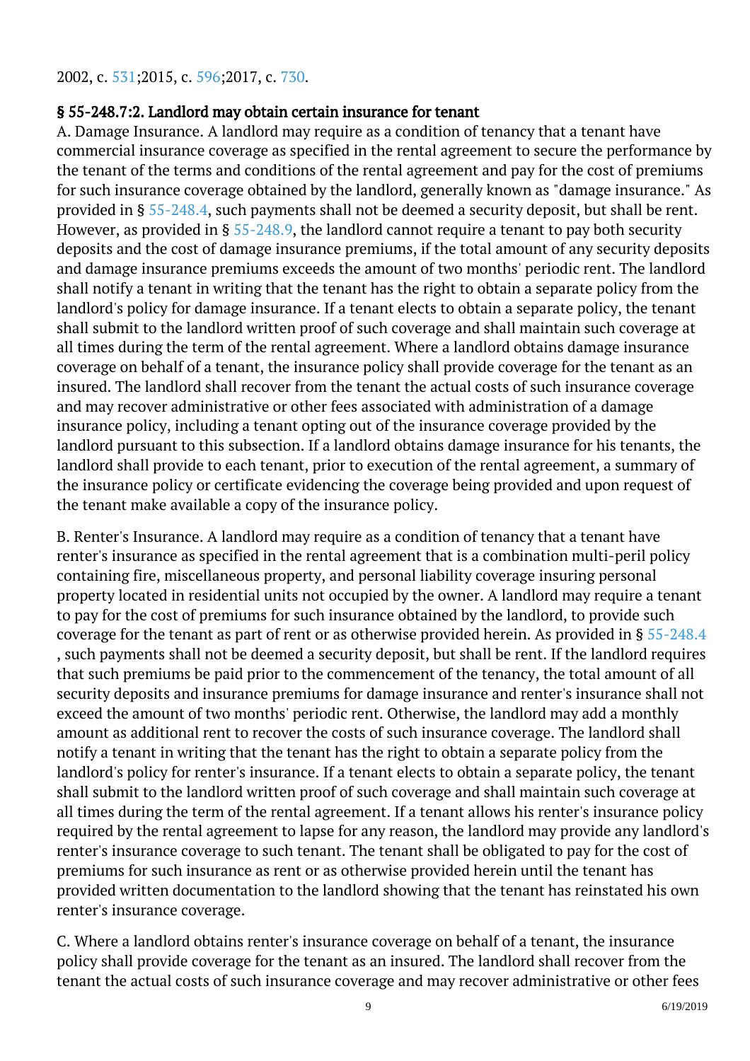2002, c. 531;2015, c. 596;2017, c. 730.

### § 55-248.7:2. Landlord may obtain certain insurance for tenant

A. Damage Insurance. A landlord may require as a condition of tenancy that a tenant have commercial insurance coverage as specified in the rental agreement to secure the performance by the tenant of the terms and conditions of the rental agreement and pay for the cost of premiums for such insurance coverage obtained by the landlord, generally known as "damage insurance." As provided in § 55-248.4, such payments shall not be deemed a security deposit, but shall be rent. However, as provided in § 55-248.9, the landlord cannot require a tenant to pay both security deposits and the cost of damage insurance premiums, if the total amount of any security deposits and damage insurance premiums exceeds the amount of two months' periodic rent. The landlord shall notify a tenant in writing that the tenant has the right to obtain a separate policy from the landlord's policy for damage insurance. If a tenant elects to obtain a separate policy, the tenant shall submit to the landlord written proof of such coverage and shall maintain such coverage at all times during the term of the rental agreement. Where a landlord obtains damage insurance coverage on behalf of a tenant, the insurance policy shall provide coverage for the tenant as an insured. The landlord shall recover from the tenant the actual costs of such insurance coverage and may recover administrative or other fees associated with administration of a damage insurance policy, including a tenant opting out of the insurance coverage provided by the landlord pursuant to this subsection. If a landlord obtains damage insurance for his tenants, the landlord shall provide to each tenant, prior to execution of the rental agreement, a summary of the insurance policy or certificate evidencing the coverage being provided and upon request of the tenant make available a copy of the insurance policy.

B. Renter's Insurance. A landlord may require as a condition of tenancy that a tenant have renter's insurance as specified in the rental agreement that is a combination multi-peril policy containing fire, miscellaneous property, and personal liability coverage insuring personal property located in residential units not occupied by the owner. A landlord may require a tenant to pay for the cost of premiums for such insurance obtained by the landlord, to provide such coverage for the tenant as part of rent or as otherwise provided herein. As provided in § 55-248.4 , such payments shall not be deemed a security deposit, but shall be rent. If the landlord requires that such premiums be paid prior to the commencement of the tenancy, the total amount of all security deposits and insurance premiums for damage insurance and renter's insurance shall not exceed the amount of two months' periodic rent. Otherwise, the landlord may add a monthly amount as additional rent to recover the costs of such insurance coverage. The landlord shall notify a tenant in writing that the tenant has the right to obtain a separate policy from the landlord's policy for renter's insurance. If a tenant elects to obtain a separate policy, the tenant shall submit to the landlord written proof of such coverage and shall maintain such coverage at all times during the term of the rental agreement. If a tenant allows his renter's insurance policy required by the rental agreement to lapse for any reason, the landlord may provide any landlord's renter's insurance coverage to such tenant. The tenant shall be obligated to pay for the cost of premiums for such insurance as rent or as otherwise provided herein until the tenant has provided written documentation to the landlord showing that the tenant has reinstated his own renter's insurance coverage.

C. Where a landlord obtains renter's insurance coverage on behalf of a tenant, the insurance policy shall provide coverage for the tenant as an insured. The landlord shall recover from the tenant the actual costs of such insurance coverage and may recover administrative or other fees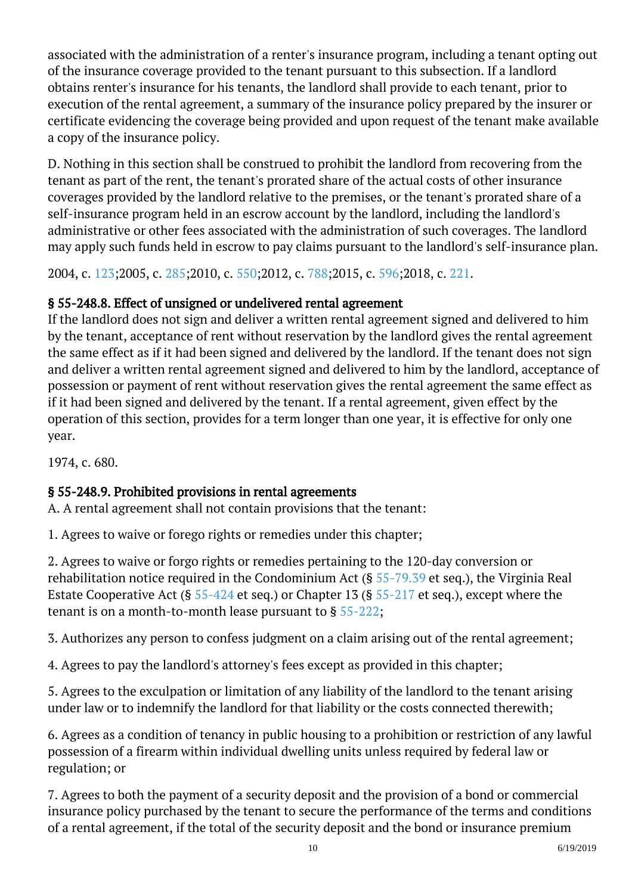associated with the administration of a renter's insurance program, including a tenant opting out of the insurance coverage provided to the tenant pursuant to this subsection. If a landlord obtains renter's insurance for his tenants, the landlord shall provide to each tenant, prior to execution of the rental agreement, a summary of the insurance policy prepared by the insurer or certificate evidencing the coverage being provided and upon request of the tenant make available a copy of the insurance policy.

D. Nothing in this section shall be construed to prohibit the landlord from recovering from the tenant as part of the rent, the tenant's prorated share of the actual costs of other insurance coverages provided by the landlord relative to the premises, or the tenant's prorated share of a self-insurance program held in an escrow account by the landlord, including the landlord's administrative or other fees associated with the administration of such coverages. The landlord may apply such funds held in escrow to pay claims pursuant to the landlord's self-insurance plan.

2004, c. 123;2005, c. 285;2010, c. 550;2012, c. 788;2015, c. 596;2018, c. 221.

### § 55-248.8. Effect of unsigned or undelivered rental agreement

If the landlord does not sign and deliver a written rental agreement signed and delivered to him by the tenant, acceptance of rent without reservation by the landlord gives the rental agreement the same effect as if it had been signed and delivered by the landlord. If the tenant does not sign and deliver a written rental agreement signed and delivered to him by the landlord, acceptance of possession or payment of rent without reservation gives the rental agreement the same effect as if it had been signed and delivered by the tenant. If a rental agreement, given effect by the operation of this section, provides for a term longer than one year, it is effective for only one year.

1974, c. 680.

### § 55-248.9. Prohibited provisions in rental agreements

A. A rental agreement shall not contain provisions that the tenant:

1. Agrees to waive or forego rights or remedies under this chapter;

2. Agrees to waive or forgo rights or remedies pertaining to the 120-day conversion or rehabilitation notice required in the Condominium Act (§ 55-79.39 et seq.), the Virginia Real Estate Cooperative Act (§ 55-424 et seq.) or Chapter 13 (§ 55-217 et seq.), except where the tenant is on a month-to-month lease pursuant to § 55-222;

3. Authorizes any person to confess judgment on a claim arising out of the rental agreement;

4. Agrees to pay the landlord's attorney's fees except as provided in this chapter;

5. Agrees to the exculpation or limitation of any liability of the landlord to the tenant arising under law or to indemnify the landlord for that liability or the costs connected therewith;

6. Agrees as a condition of tenancy in public housing to a prohibition or restriction of any lawful possession of a firearm within individual dwelling units unless required by federal law or regulation; or

7. Agrees to both the payment of a security deposit and the provision of a bond or commercial insurance policy purchased by the tenant to secure the performance of the terms and conditions of a rental agreement, if the total of the security deposit and the bond or insurance premium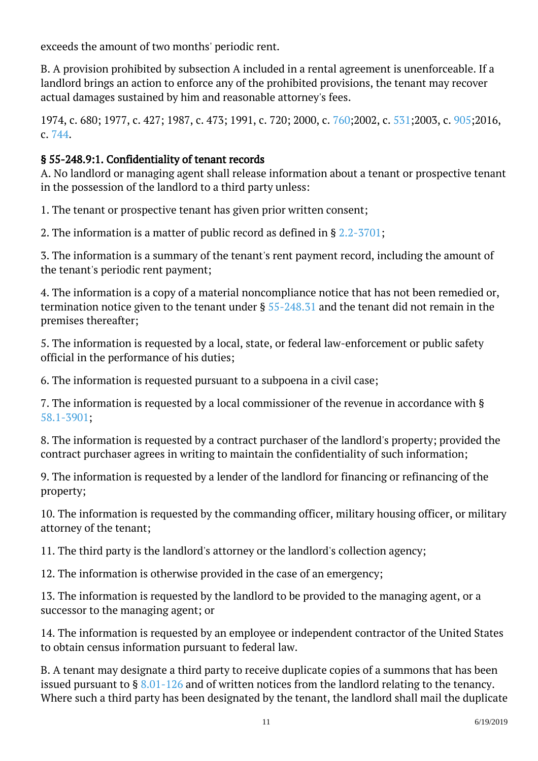exceeds the amount of two months' periodic rent.

B. A provision prohibited by subsection A included in a rental agreement is unenforceable. If a landlord brings an action to enforce any of the prohibited provisions, the tenant may recover actual damages sustained by him and reasonable attorney's fees.

1974, c. 680; 1977, c. 427; 1987, c. 473; 1991, c. 720; 2000, c. 760;2002, c. 531;2003, c. 905;2016, c. 744.

### § 55-248.9:1. Confidentiality of tenant records

A. No landlord or managing agent shall release information about a tenant or prospective tenant in the possession of the landlord to a third party unless:

1. The tenant or prospective tenant has given prior written consent;

2. The information is a matter of public record as defined in § 2.2-3701;

3. The information is a summary of the tenant's rent payment record, including the amount of the tenant's periodic rent payment;

4. The information is a copy of a material noncompliance notice that has not been remedied or, termination notice given to the tenant under § 55-248.31 and the tenant did not remain in the premises thereafter;

5. The information is requested by a local, state, or federal law-enforcement or public safety official in the performance of his duties;

6. The information is requested pursuant to a subpoena in a civil case;

7. The information is requested by a local commissioner of the revenue in accordance with § 58.1-3901;

8. The information is requested by a contract purchaser of the landlord's property; provided the contract purchaser agrees in writing to maintain the confidentiality of such information;

9. The information is requested by a lender of the landlord for financing or refinancing of the property;

10. The information is requested by the commanding officer, military housing officer, or military attorney of the tenant;

11. The third party is the landlord's attorney or the landlord's collection agency;

12. The information is otherwise provided in the case of an emergency;

13. The information is requested by the landlord to be provided to the managing agent, or a successor to the managing agent; or

14. The information is requested by an employee or independent contractor of the United States to obtain census information pursuant to federal law.

B. A tenant may designate a third party to receive duplicate copies of a summons that has been issued pursuant to § 8.01-126 and of written notices from the landlord relating to the tenancy. Where such a third party has been designated by the tenant, the landlord shall mail the duplicate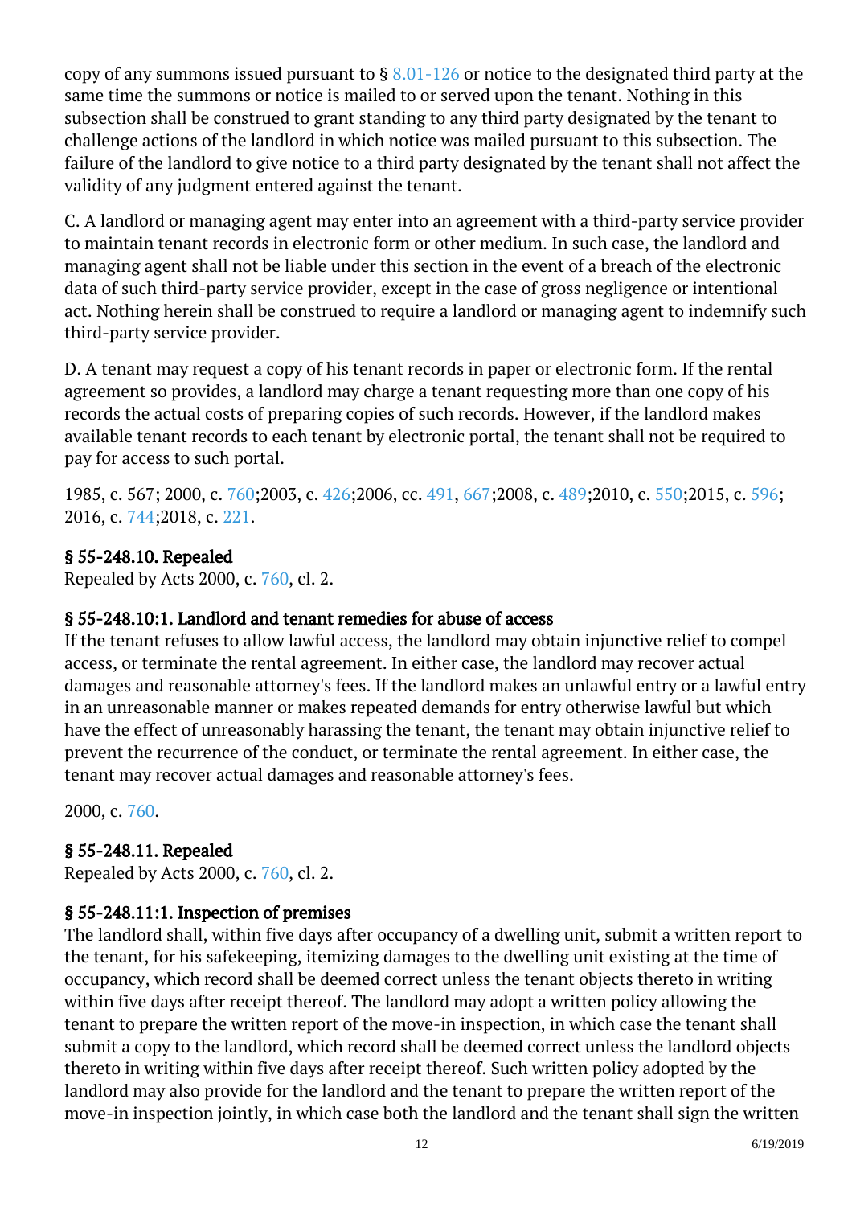copy of any summons issued pursuant to § 8.01-126 or notice to the designated third party at the same time the summons or notice is mailed to or served upon the tenant. Nothing in this subsection shall be construed to grant standing to any third party designated by the tenant to challenge actions of the landlord in which notice was mailed pursuant to this subsection. The failure of the landlord to give notice to a third party designated by the tenant shall not affect the validity of any judgment entered against the tenant.

C. A landlord or managing agent may enter into an agreement with a third-party service provider to maintain tenant records in electronic form or other medium. In such case, the landlord and managing agent shall not be liable under this section in the event of a breach of the electronic data of such third-party service provider, except in the case of gross negligence or intentional act. Nothing herein shall be construed to require a landlord or managing agent to indemnify such third-party service provider.

D. A tenant may request a copy of his tenant records in paper or electronic form. If the rental agreement so provides, a landlord may charge a tenant requesting more than one copy of his records the actual costs of preparing copies of such records. However, if the landlord makes available tenant records to each tenant by electronic portal, the tenant shall not be required to pay for access to such portal.

1985, c. 567; 2000, c. 760;2003, c. 426;2006, cc. 491, 667;2008, c. 489;2010, c. 550;2015, c. 596; 2016, c. 744;2018, c. 221.

### § 55-248.10. Repealed

Repealed by Acts 2000, c. 760, cl. 2.

### § 55-248.10:1. Landlord and tenant remedies for abuse of access

If the tenant refuses to allow lawful access, the landlord may obtain injunctive relief to compel access, or terminate the rental agreement. In either case, the landlord may recover actual damages and reasonable attorney's fees. If the landlord makes an unlawful entry or a lawful entry in an unreasonable manner or makes repeated demands for entry otherwise lawful but which have the effect of unreasonably harassing the tenant, the tenant may obtain injunctive relief to prevent the recurrence of the conduct, or terminate the rental agreement. In either case, the tenant may recover actual damages and reasonable attorney's fees.

2000, c. 760.

### § 55-248.11. Repealed

Repealed by Acts 2000, c. 760, cl. 2.

### § 55-248.11:1. Inspection of premises

The landlord shall, within five days after occupancy of a dwelling unit, submit a written report to the tenant, for his safekeeping, itemizing damages to the dwelling unit existing at the time of occupancy, which record shall be deemed correct unless the tenant objects thereto in writing within five days after receipt thereof. The landlord may adopt a written policy allowing the tenant to prepare the written report of the move-in inspection, in which case the tenant shall submit a copy to the landlord, which record shall be deemed correct unless the landlord objects thereto in writing within five days after receipt thereof. Such written policy adopted by the landlord may also provide for the landlord and the tenant to prepare the written report of the move-in inspection jointly, in which case both the landlord and the tenant shall sign the written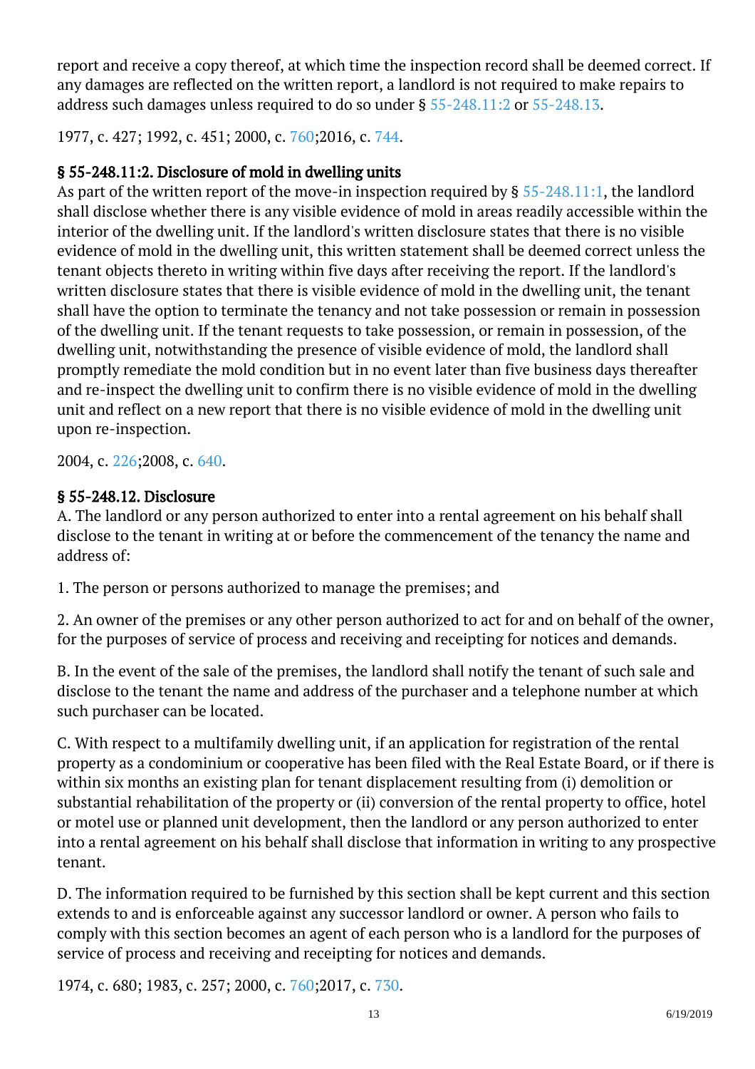report and receive a copy thereof, at which time the inspection record shall be deemed correct. If any damages are reflected on the written report, a landlord is not required to make repairs to address such damages unless required to do so under § 55-248.11:2 or 55-248.13.

1977, c. 427; 1992, c. 451; 2000, c. 760;2016, c. 744.

### § 55-248.11:2. Disclosure of mold in dwelling units

As part of the written report of the move-in inspection required by § 55-248.11:1, the landlord shall disclose whether there is any visible evidence of mold in areas readily accessible within the interior of the dwelling unit. If the landlord's written disclosure states that there is no visible evidence of mold in the dwelling unit, this written statement shall be deemed correct unless the tenant objects thereto in writing within five days after receiving the report. If the landlord's written disclosure states that there is visible evidence of mold in the dwelling unit, the tenant shall have the option to terminate the tenancy and not take possession or remain in possession of the dwelling unit. If the tenant requests to take possession, or remain in possession, of the dwelling unit, notwithstanding the presence of visible evidence of mold, the landlord shall promptly remediate the mold condition but in no event later than five business days thereafter and re-inspect the dwelling unit to confirm there is no visible evidence of mold in the dwelling unit and reflect on a new report that there is no visible evidence of mold in the dwelling unit upon re-inspection.

2004, c. 226;2008, c. 640.

### § 55-248.12. Disclosure

A. The landlord or any person authorized to enter into a rental agreement on his behalf shall disclose to the tenant in writing at or before the commencement of the tenancy the name and address of:

1. The person or persons authorized to manage the premises; and

2. An owner of the premises or any other person authorized to act for and on behalf of the owner, for the purposes of service of process and receiving and receipting for notices and demands.

B. In the event of the sale of the premises, the landlord shall notify the tenant of such sale and disclose to the tenant the name and address of the purchaser and a telephone number at which such purchaser can be located.

C. With respect to a multifamily dwelling unit, if an application for registration of the rental property as a condominium or cooperative has been filed with the Real Estate Board, or if there is within six months an existing plan for tenant displacement resulting from (i) demolition or substantial rehabilitation of the property or (ii) conversion of the rental property to office, hotel or motel use or planned unit development, then the landlord or any person authorized to enter into a rental agreement on his behalf shall disclose that information in writing to any prospective tenant.

D. The information required to be furnished by this section shall be kept current and this section extends to and is enforceable against any successor landlord or owner. A person who fails to comply with this section becomes an agent of each person who is a landlord for the purposes of service of process and receiving and receipting for notices and demands.

1974, c. 680; 1983, c. 257; 2000, c. 760;2017, c. 730.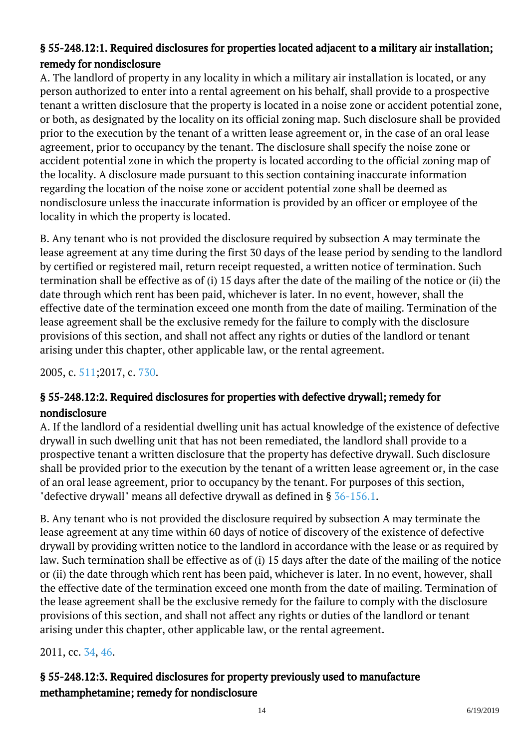### § 55-248.12:1. Required disclosures for properties located adjacent to a military air installation; remedy for nondisclosure

A. The landlord of property in any locality in which a military air installation is located, or any person authorized to enter into a rental agreement on his behalf, shall provide to a prospective tenant a written disclosure that the property is located in a noise zone or accident potential zone, or both, as designated by the locality on its official zoning map. Such disclosure shall be provided prior to the execution by the tenant of a written lease agreement or, in the case of an oral lease agreement, prior to occupancy by the tenant. The disclosure shall specify the noise zone or accident potential zone in which the property is located according to the official zoning map of the locality. A disclosure made pursuant to this section containing inaccurate information regarding the location of the noise zone or accident potential zone shall be deemed as nondisclosure unless the inaccurate information is provided by an officer or employee of the locality in which the property is located.

B. Any tenant who is not provided the disclosure required by subsection A may terminate the lease agreement at any time during the first 30 days of the lease period by sending to the landlord by certified or registered mail, return receipt requested, a written notice of termination. Such termination shall be effective as of (i) 15 days after the date of the mailing of the notice or (ii) the date through which rent has been paid, whichever is later. In no event, however, shall the effective date of the termination exceed one month from the date of mailing. Termination of the lease agreement shall be the exclusive remedy for the failure to comply with the disclosure provisions of this section, and shall not affect any rights or duties of the landlord or tenant arising under this chapter, other applicable law, or the rental agreement.

2005, c. 511;2017, c. 730.

### § 55-248.12:2. Required disclosures for properties with defective drywall; remedy for nondisclosure

A. If the landlord of a residential dwelling unit has actual knowledge of the existence of defective drywall in such dwelling unit that has not been remediated, the landlord shall provide to a prospective tenant a written disclosure that the property has defective drywall. Such disclosure shall be provided prior to the execution by the tenant of a written lease agreement or, in the case of an oral lease agreement, prior to occupancy by the tenant. For purposes of this section, "defective drywall" means all defective drywall as defined in § 36-156.1.

B. Any tenant who is not provided the disclosure required by subsection A may terminate the lease agreement at any time within 60 days of notice of discovery of the existence of defective drywall by providing written notice to the landlord in accordance with the lease or as required by law. Such termination shall be effective as of (i) 15 days after the date of the mailing of the notice or (ii) the date through which rent has been paid, whichever is later. In no event, however, shall the effective date of the termination exceed one month from the date of mailing. Termination of the lease agreement shall be the exclusive remedy for the failure to comply with the disclosure provisions of this section, and shall not affect any rights or duties of the landlord or tenant arising under this chapter, other applicable law, or the rental agreement.

2011, cc. 34, 46.

### § 55-248.12:3. Required disclosures for property previously used to manufacture methamphetamine; remedy for nondisclosure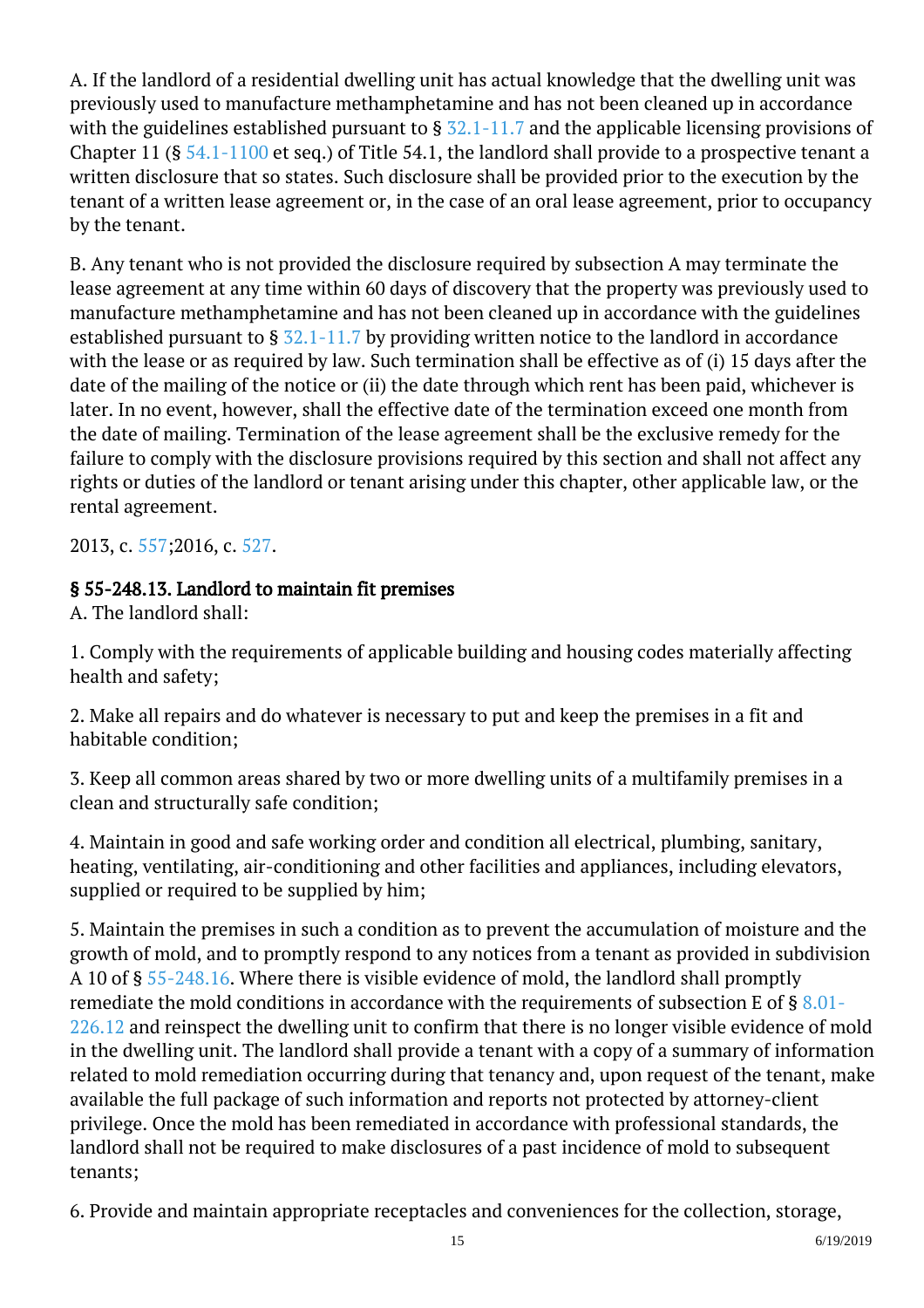A. If the landlord of a residential dwelling unit has actual knowledge that the dwelling unit was previously used to manufacture methamphetamine and has not been cleaned up in accordance with the guidelines established pursuant to § 32.1-11.7 and the applicable licensing provisions of Chapter 11 (§ 54.1-1100 et seq.) of Title 54.1, the landlord shall provide to a prospective tenant a written disclosure that so states. Such disclosure shall be provided prior to the execution by the tenant of a written lease agreement or, in the case of an oral lease agreement, prior to occupancy by the tenant.

B. Any tenant who is not provided the disclosure required by subsection A may terminate the lease agreement at any time within 60 days of discovery that the property was previously used to manufacture methamphetamine and has not been cleaned up in accordance with the guidelines established pursuant to § 32.1-11.7 by providing written notice to the landlord in accordance with the lease or as required by law. Such termination shall be effective as of (i) 15 days after the date of the mailing of the notice or (ii) the date through which rent has been paid, whichever is later. In no event, however, shall the effective date of the termination exceed one month from the date of mailing. Termination of the lease agreement shall be the exclusive remedy for the failure to comply with the disclosure provisions required by this section and shall not affect any rights or duties of the landlord or tenant arising under this chapter, other applicable law, or the rental agreement.

2013, c. 557;2016, c. 527.

### § 55-248.13. Landlord to maintain fit premises

A. The landlord shall:

1. Comply with the requirements of applicable building and housing codes materially affecting health and safety;

2. Make all repairs and do whatever is necessary to put and keep the premises in a fit and habitable condition;

3. Keep all common areas shared by two or more dwelling units of a multifamily premises in a clean and structurally safe condition;

4. Maintain in good and safe working order and condition all electrical, plumbing, sanitary, heating, ventilating, air-conditioning and other facilities and appliances, including elevators, supplied or required to be supplied by him;

5. Maintain the premises in such a condition as to prevent the accumulation of moisture and the growth of mold, and to promptly respond to any notices from a tenant as provided in subdivision A 10 of § 55-248.16. Where there is visible evidence of mold, the landlord shall promptly remediate the mold conditions in accordance with the requirements of subsection E of § 8.01-226.12 and reinspect the dwelling unit to confirm that there is no longer visible evidence of mold in the dwelling unit. The landlord shall provide a tenant with a copy of a summary of information related to mold remediation occurring during that tenancy and, upon request of the tenant, make available the full package of such information and reports not protected by attorney-client privilege. Once the mold has been remediated in accordance with professional standards, the landlord shall not be required to make disclosures of a past incidence of mold to subsequent tenants;

6. Provide and maintain appropriate receptacles and conveniences for the collection, storage,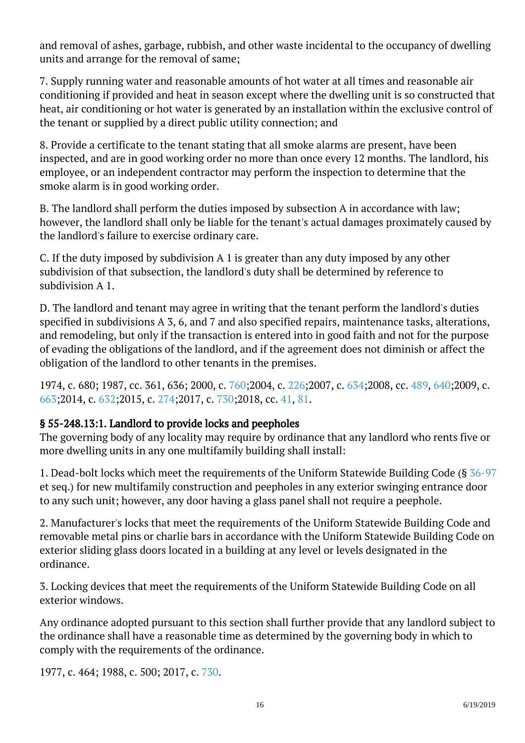and removal of ashes, garbage, rubbish, and other waste incidental to the occupancy of dwelling units and arrange for the removal of same;

7. Supply running water and reasonable amounts of hot water at all times and reasonable air conditioning if provided and heat in season except where the dwelling unit is so constructed that heat, air conditioning or hot water is generated by an installation within the exclusive control of the tenant or supplied by a direct public utility connection; and

8. Provide a certificate to the tenant stating that all smoke alarms are present, have been inspected, and are in good working order no more than once every 12 months. The landlord, his employee, or an independent contractor may perform the inspection to determine that the smoke alarm is in good working order.

B. The landlord shall perform the duties imposed by subsection A in accordance with law; however, the landlord shall only be liable for the tenant's actual damages proximately caused by the landlord's failure to exercise ordinary care.

C. If the duty imposed by subdivision A 1 is greater than any duty imposed by any other subdivision of that subsection, the landlord's duty shall be determined by reference to subdivision A 1.

D. The landlord and tenant may agree in writing that the tenant perform the landlord's duties specified in subdivisions A 3, 6, and 7 and also specified repairs, maintenance tasks, alterations, and remodeling, but only if the transaction is entered into in good faith and not for the purpose of evading the obligations of the landlord, and if the agreement does not diminish or affect the obligation of the landlord to other tenants in the premises.

1974, c. 680; 1987, cc. 361, 636; 2000, c. 760;2004, c. 226;2007, c. 634;2008, cc. 489, 640;2009, c. 663;2014, c. 632;2015, c. 274;2017, c. 730;2018, cc. 41, 81.

### § 55-248.13:1. Landlord to provide locks and peepholes

The governing body of any locality may require by ordinance that any landlord who rents five or more dwelling units in any one multifamily building shall install:

1. Dead-bolt locks which meet the requirements of the Uniform Statewide Building Code (§ 36-97 et seq.) for new multifamily construction and peepholes in any exterior swinging entrance door to any such unit; however, any door having a glass panel shall not require a peephole.

2. Manufacturer's locks that meet the requirements of the Uniform Statewide Building Code and removable metal pins or charlie bars in accordance with the Uniform Statewide Building Code on exterior sliding glass doors located in a building at any level or levels designated in the ordinance.

3. Locking devices that meet the requirements of the Uniform Statewide Building Code on all exterior windows.

Any ordinance adopted pursuant to this section shall further provide that any landlord subject to the ordinance shall have a reasonable time as determined by the governing body in which to comply with the requirements of the ordinance.

1977, c. 464; 1988, c. 500; 2017, c. 730.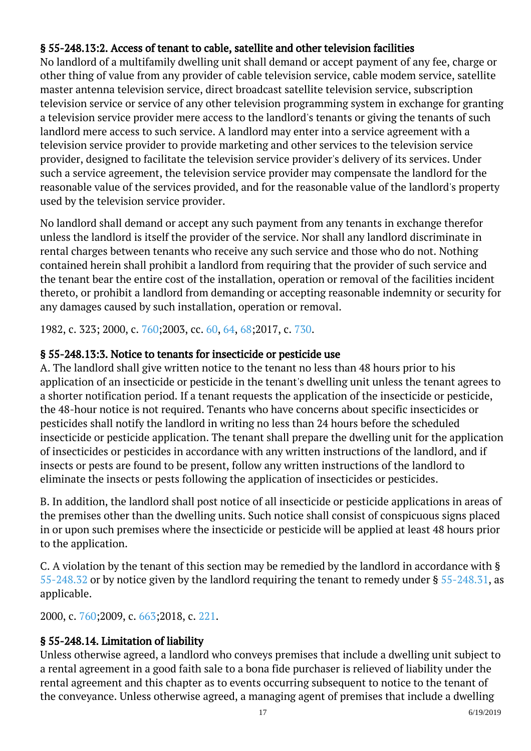### § 55-248.13:2. Access of tenant to cable, satellite and other television facilities

No landlord of a multifamily dwelling unit shall demand or accept payment of any fee, charge or other thing of value from any provider of cable television service, cable modem service, satellite master antenna television service, direct broadcast satellite television service, subscription television service or service of any other television programming system in exchange for granting a television service provider mere access to the landlord's tenants or giving the tenants of such landlord mere access to such service. A landlord may enter into a service agreement with a television service provider to provide marketing and other services to the television service provider, designed to facilitate the television service provider's delivery of its services. Under such a service agreement, the television service provider may compensate the landlord for the reasonable value of the services provided, and for the reasonable value of the landlord's property used by the television service provider.

No landlord shall demand or accept any such payment from any tenants in exchange therefor unless the landlord is itself the provider of the service. Nor shall any landlord discriminate in rental charges between tenants who receive any such service and those who do not. Nothing contained herein shall prohibit a landlord from requiring that the provider of such service and the tenant bear the entire cost of the installation, operation or removal of the facilities incident thereto, or prohibit a landlord from demanding or accepting reasonable indemnity or security for any damages caused by such installation, operation or removal.

1982, c. 323; 2000, c. 760;2003, cc. 60, 64, 68;2017, c. 730.

### § 55-248.13:3. Notice to tenants for insecticide or pesticide use

A. The landlord shall give written notice to the tenant no less than 48 hours prior to his application of an insecticide or pesticide in the tenant's dwelling unit unless the tenant agrees to a shorter notification period. If a tenant requests the application of the insecticide or pesticide, the 48-hour notice is not required. Tenants who have concerns about specific insecticides or pesticides shall notify the landlord in writing no less than 24 hours before the scheduled insecticide or pesticide application. The tenant shall prepare the dwelling unit for the application of insecticides or pesticides in accordance with any written instructions of the landlord, and if insects or pests are found to be present, follow any written instructions of the landlord to eliminate the insects or pests following the application of insecticides or pesticides.

B. In addition, the landlord shall post notice of all insecticide or pesticide applications in areas of the premises other than the dwelling units. Such notice shall consist of conspicuous signs placed in or upon such premises where the insecticide or pesticide will be applied at least 48 hours prior to the application.

C. A violation by the tenant of this section may be remedied by the landlord in accordance with § 55-248.32 or by notice given by the landlord requiring the tenant to remedy under § 55-248.31, as applicable.

2000, c. 760;2009, c. 663;2018, c. 221.

### § 55-248.14. Limitation of liability

Unless otherwise agreed, a landlord who conveys premises that include a dwelling unit subject to a rental agreement in a good faith sale to a bona fide purchaser is relieved of liability under the rental agreement and this chapter as to events occurring subsequent to notice to the tenant of the conveyance. Unless otherwise agreed, a managing agent of premises that include a dwelling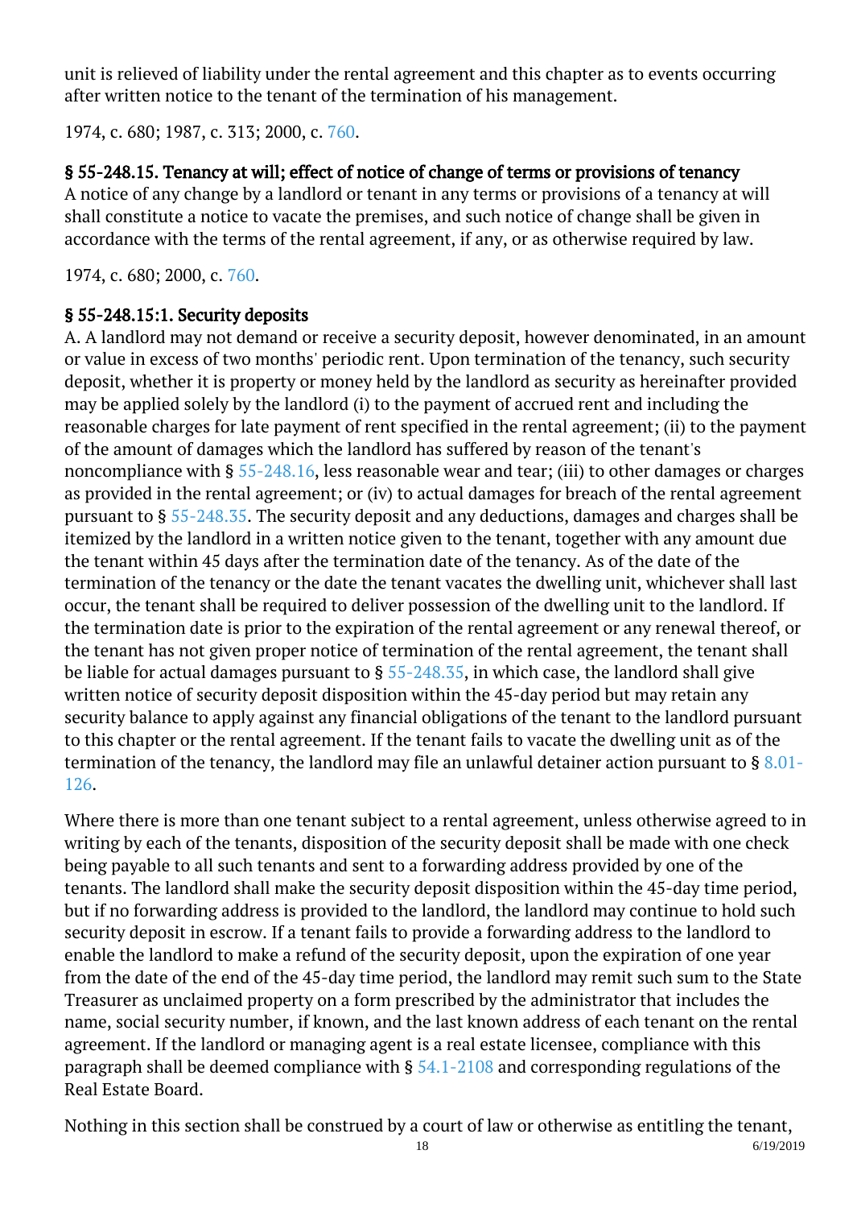unit is relieved of liability under the rental agreement and this chapter as to events occurring after written notice to the tenant of the termination of his management.

1974, c. 680; 1987, c. 313; 2000, c. 760.

### § 55-248.15. Tenancy at will; effect of notice of change of terms or provisions of tenancy

A notice of any change by a landlord or tenant in any terms or provisions of a tenancy at will shall constitute a notice to vacate the premises, and such notice of change shall be given in accordance with the terms of the rental agreement, if any, or as otherwise required by law.

1974, c. 680; 2000, c. 760.

### § 55-248.15:1. Security deposits

A. A landlord may not demand or receive a security deposit, however denominated, in an amount or value in excess of two months' periodic rent. Upon termination of the tenancy, such security deposit, whether it is property or money held by the landlord as security as hereinafter provided may be applied solely by the landlord (i) to the payment of accrued rent and including the reasonable charges for late payment of rent specified in the rental agreement; (ii) to the payment of the amount of damages which the landlord has suffered by reason of the tenant's noncompliance with § 55-248.16, less reasonable wear and tear; (iii) to other damages or charges as provided in the rental agreement; or (iv) to actual damages for breach of the rental agreement pursuant to § 55-248.35. The security deposit and any deductions, damages and charges shall be itemized by the landlord in a written notice given to the tenant, together with any amount due the tenant within 45 days after the termination date of the tenancy. As of the date of the termination of the tenancy or the date the tenant vacates the dwelling unit, whichever shall last occur, the tenant shall be required to deliver possession of the dwelling unit to the landlord. If the termination date is prior to the expiration of the rental agreement or any renewal thereof, or the tenant has not given proper notice of termination of the rental agreement, the tenant shall be liable for actual damages pursuant to § 55-248.35, in which case, the landlord shall give written notice of security deposit disposition within the 45-day period but may retain any security balance to apply against any financial obligations of the tenant to the landlord pursuant to this chapter or the rental agreement. If the tenant fails to vacate the dwelling unit as of the termination of the tenancy, the landlord may file an unlawful detainer action pursuant to § 8.01-126.

Where there is more than one tenant subject to a rental agreement, unless otherwise agreed to in writing by each of the tenants, disposition of the security deposit shall be made with one check being payable to all such tenants and sent to a forwarding address provided by one of the tenants. The landlord shall make the security deposit disposition within the 45-day time period, but if no forwarding address is provided to the landlord, the landlord may continue to hold such security deposit in escrow. If a tenant fails to provide a forwarding address to the landlord to enable the landlord to make a refund of the security deposit, upon the expiration of one year from the date of the end of the 45-day time period, the landlord may remit such sum to the State Treasurer as unclaimed property on a form prescribed by the administrator that includes the name, social security number, if known, and the last known address of each tenant on the rental agreement. If the landlord or managing agent is a real estate licensee, compliance with this paragraph shall be deemed compliance with § 54.1-2108 and corresponding regulations of the Real Estate Board.

Nothing in this section shall be construed by a court of law or otherwise as entitling the tenant,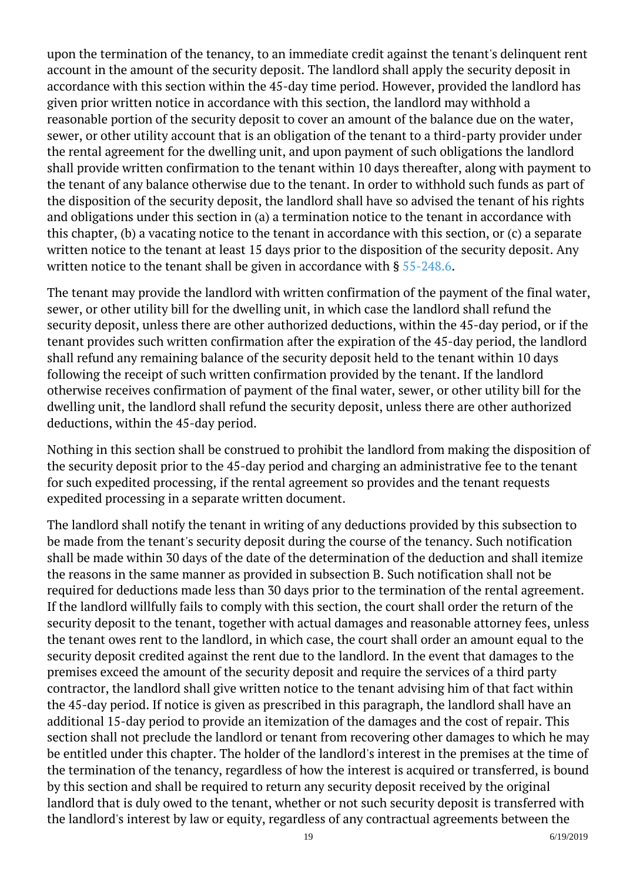upon the termination of the tenancy, to an immediate credit against the tenant's delinquent rent account in the amount of the security deposit. The landlord shall apply the security deposit in accordance with this section within the 45-day time period. However, provided the landlord has given prior written notice in accordance with this section, the landlord may withhold a reasonable portion of the security deposit to cover an amount of the balance due on the water, sewer, or other utility account that is an obligation of the tenant to a third-party provider under the rental agreement for the dwelling unit, and upon payment of such obligations the landlord shall provide written confirmation to the tenant within 10 days thereafter, along with payment to the tenant of any balance otherwise due to the tenant. In order to withhold such funds as part of the disposition of the security deposit, the landlord shall have so advised the tenant of his rights and obligations under this section in (a) a termination notice to the tenant in accordance with this chapter, (b) a vacating notice to the tenant in accordance with this section, or (c) a separate written notice to the tenant at least 15 days prior to the disposition of the security deposit. Any written notice to the tenant shall be given in accordance with § 55-248.6.

The tenant may provide the landlord with written confirmation of the payment of the final water, sewer, or other utility bill for the dwelling unit, in which case the landlord shall refund the security deposit, unless there are other authorized deductions, within the 45-day period, or if the tenant provides such written confirmation after the expiration of the 45-day period, the landlord shall refund any remaining balance of the security deposit held to the tenant within 10 days following the receipt of such written confirmation provided by the tenant. If the landlord otherwise receives confirmation of payment of the final water, sewer, or other utility bill for the dwelling unit, the landlord shall refund the security deposit, unless there are other authorized deductions, within the 45-day period.

Nothing in this section shall be construed to prohibit the landlord from making the disposition of the security deposit prior to the 45-day period and charging an administrative fee to the tenant for such expedited processing, if the rental agreement so provides and the tenant requests expedited processing in a separate written document.

The landlord shall notify the tenant in writing of any deductions provided by this subsection to be made from the tenant's security deposit during the course of the tenancy. Such notification shall be made within 30 days of the date of the determination of the deduction and shall itemize the reasons in the same manner as provided in subsection B. Such notification shall not be required for deductions made less than 30 days prior to the termination of the rental agreement. If the landlord willfully fails to comply with this section, the court shall order the return of the security deposit to the tenant, together with actual damages and reasonable attorney fees, unless the tenant owes rent to the landlord, in which case, the court shall order an amount equal to the security deposit credited against the rent due to the landlord. In the event that damages to the premises exceed the amount of the security deposit and require the services of a third party contractor, the landlord shall give written notice to the tenant advising him of that fact within the 45-day period. If notice is given as prescribed in this paragraph, the landlord shall have an additional 15-day period to provide an itemization of the damages and the cost of repair. This section shall not preclude the landlord or tenant from recovering other damages to which he may be entitled under this chapter. The holder of the landlord's interest in the premises at the time of the termination of the tenancy, regardless of how the interest is acquired or transferred, is bound by this section and shall be required to return any security deposit received by the original landlord that is duly owed to the tenant, whether or not such security deposit is transferred with the landlord's interest by law or equity, regardless of any contractual agreements between the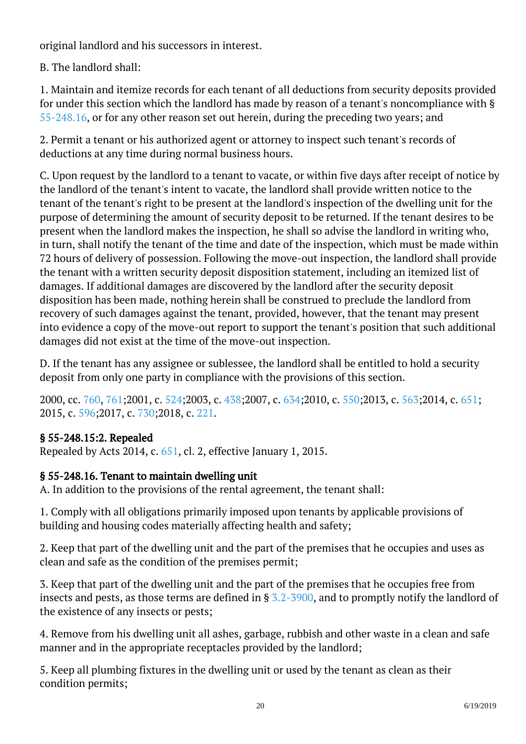original landlord and his successors in interest.

B. The landlord shall:

1. Maintain and itemize records for each tenant of all deductions from security deposits provided for under this section which the landlord has made by reason of a tenant's noncompliance with § 55-248.16, or for any other reason set out herein, during the preceding two years; and

2. Permit a tenant or his authorized agent or attorney to inspect such tenant's records of deductions at any time during normal business hours.

C. Upon request by the landlord to a tenant to vacate, or within five days after receipt of notice by the landlord of the tenant's intent to vacate, the landlord shall provide written notice to the tenant of the tenant's right to be present at the landlord's inspection of the dwelling unit for the purpose of determining the amount of security deposit to be returned. If the tenant desires to be present when the landlord makes the inspection, he shall so advise the landlord in writing who, in turn, shall notify the tenant of the time and date of the inspection, which must be made within 72 hours of delivery of possession. Following the move-out inspection, the landlord shall provide the tenant with a written security deposit disposition statement, including an itemized list of damages. If additional damages are discovered by the landlord after the security deposit disposition has been made, nothing herein shall be construed to preclude the landlord from recovery of such damages against the tenant, provided, however, that the tenant may present into evidence a copy of the move-out report to support the tenant's position that such additional damages did not exist at the time of the move-out inspection.

D. If the tenant has any assignee or sublessee, the landlord shall be entitled to hold a security deposit from only one party in compliance with the provisions of this section.

2000, cc. 760, 761;2001, c. 524;2003, c. 438;2007, c. 634;2010, c. 550;2013, c. 563;2014, c. 651; 2015, c. 596;2017, c. 730;2018, c. 221.

### § 55-248.15:2. Repealed

Repealed by Acts 2014, c. 651, cl. 2, effective January 1, 2015.

### § 55-248.16. Tenant to maintain dwelling unit

A. In addition to the provisions of the rental agreement, the tenant shall:

1. Comply with all obligations primarily imposed upon tenants by applicable provisions of building and housing codes materially affecting health and safety;

2. Keep that part of the dwelling unit and the part of the premises that he occupies and uses as clean and safe as the condition of the premises permit;

3. Keep that part of the dwelling unit and the part of the premises that he occupies free from insects and pests, as those terms are defined in § 3.2-3900, and to promptly notify the landlord of the existence of any insects or pests;

4. Remove from his dwelling unit all ashes, garbage, rubbish and other waste in a clean and safe manner and in the appropriate receptacles provided by the landlord;

5. Keep all plumbing fixtures in the dwelling unit or used by the tenant as clean as their condition permits;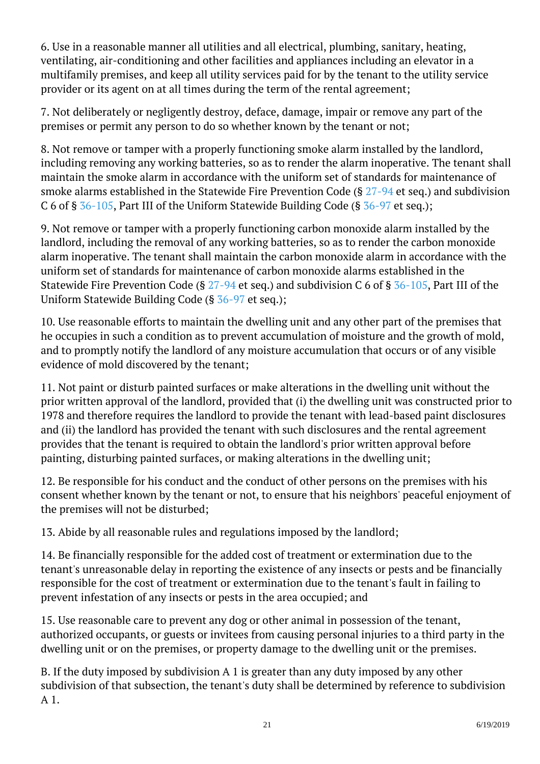6. Use in a reasonable manner all utilities and all electrical, plumbing, sanitary, heating, ventilating, air-conditioning and other facilities and appliances including an elevator in a multifamily premises, and keep all utility services paid for by the tenant to the utility service provider or its agent on at all times during the term of the rental agreement;

7. Not deliberately or negligently destroy, deface, damage, impair or remove any part of the premises or permit any person to do so whether known by the tenant or not;

8. Not remove or tamper with a properly functioning smoke alarm installed by the landlord, including removing any working batteries, so as to render the alarm inoperative. The tenant shall maintain the smoke alarm in accordance with the uniform set of standards for maintenance of smoke alarms established in the Statewide Fire Prevention Code (§ 27-94 et seq.) and subdivision C 6 of § 36-105, Part III of the Uniform Statewide Building Code (§ 36-97 et seq.);

9. Not remove or tamper with a properly functioning carbon monoxide alarm installed by the landlord, including the removal of any working batteries, so as to render the carbon monoxide alarm inoperative. The tenant shall maintain the carbon monoxide alarm in accordance with the uniform set of standards for maintenance of carbon monoxide alarms established in the Statewide Fire Prevention Code (§ 27-94 et seq.) and subdivision C 6 of § 36-105, Part III of the Uniform Statewide Building Code (§ 36-97 et seq.);

10. Use reasonable efforts to maintain the dwelling unit and any other part of the premises that he occupies in such a condition as to prevent accumulation of moisture and the growth of mold, and to promptly notify the landlord of any moisture accumulation that occurs or of any visible evidence of mold discovered by the tenant;

11. Not paint or disturb painted surfaces or make alterations in the dwelling unit without the prior written approval of the landlord, provided that (i) the dwelling unit was constructed prior to 1978 and therefore requires the landlord to provide the tenant with lead-based paint disclosures and (ii) the landlord has provided the tenant with such disclosures and the rental agreement provides that the tenant is required to obtain the landlord's prior written approval before painting, disturbing painted surfaces, or making alterations in the dwelling unit;

12. Be responsible for his conduct and the conduct of other persons on the premises with his consent whether known by the tenant or not, to ensure that his neighbors' peaceful enjoyment of the premises will not be disturbed;

13. Abide by all reasonable rules and regulations imposed by the landlord;

14. Be financially responsible for the added cost of treatment or extermination due to the tenant's unreasonable delay in reporting the existence of any insects or pests and be financially responsible for the cost of treatment or extermination due to the tenant's fault in failing to prevent infestation of any insects or pests in the area occupied; and

15. Use reasonable care to prevent any dog or other animal in possession of the tenant, authorized occupants, or guests or invitees from causing personal injuries to a third party in the dwelling unit or on the premises, or property damage to the dwelling unit or the premises.

B. If the duty imposed by subdivision A 1 is greater than any duty imposed by any other subdivision of that subsection, the tenant's duty shall be determined by reference to subdivision A 1.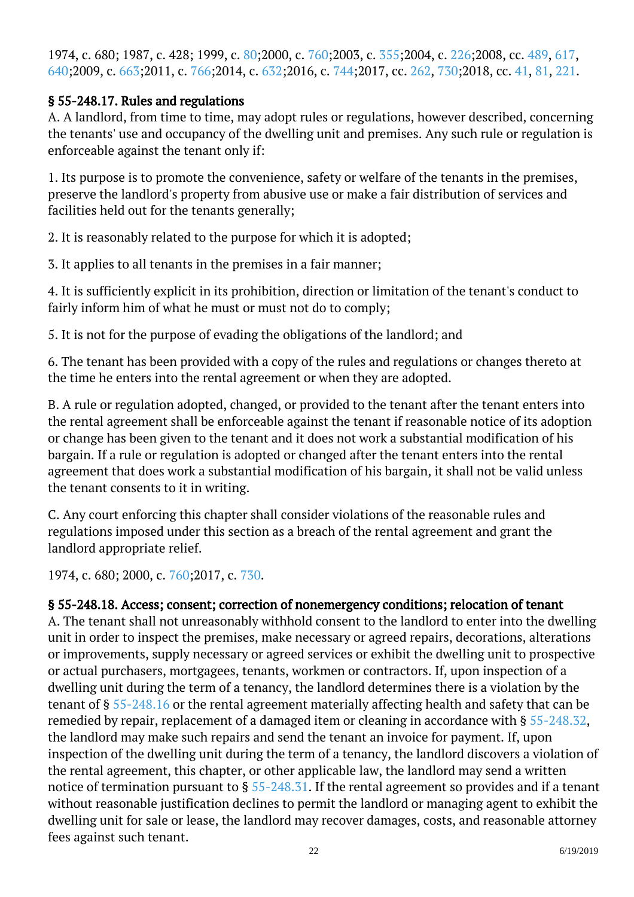1974, c. 680; 1987, c. 428; 1999, c. 80;2000, c. 760;2003, c. 355;2004, c. 226;2008, cc. 489, 617, 640;2009, c. 663;2011, c. 766;2014, c. 632;2016, c. 744;2017, cc. 262, 730;2018, cc. 41, 81, 221.

### § 55-248.17. Rules and regulations

A. A landlord, from time to time, may adopt rules or regulations, however described, concerning the tenants' use and occupancy of the dwelling unit and premises. Any such rule or regulation is enforceable against the tenant only if:

1. Its purpose is to promote the convenience, safety or welfare of the tenants in the premises, preserve the landlord's property from abusive use or make a fair distribution of services and facilities held out for the tenants generally;

2. It is reasonably related to the purpose for which it is adopted;

3. It applies to all tenants in the premises in a fair manner;

4. It is sufficiently explicit in its prohibition, direction or limitation of the tenant's conduct to fairly inform him of what he must or must not do to comply;

5. It is not for the purpose of evading the obligations of the landlord; and

6. The tenant has been provided with a copy of the rules and regulations or changes thereto at the time he enters into the rental agreement or when they are adopted.

B. A rule or regulation adopted, changed, or provided to the tenant after the tenant enters into the rental agreement shall be enforceable against the tenant if reasonable notice of its adoption or change has been given to the tenant and it does not work a substantial modification of his bargain. If a rule or regulation is adopted or changed after the tenant enters into the rental agreement that does work a substantial modification of his bargain, it shall not be valid unless the tenant consents to it in writing.

C. Any court enforcing this chapter shall consider violations of the reasonable rules and regulations imposed under this section as a breach of the rental agreement and grant the landlord appropriate relief.

1974, c. 680; 2000, c. 760;2017, c. 730.

### § 55-248.18. Access; consent; correction of nonemergency conditions; relocation of tenant

A. The tenant shall not unreasonably withhold consent to the landlord to enter into the dwelling unit in order to inspect the premises, make necessary or agreed repairs, decorations, alterations or improvements, supply necessary or agreed services or exhibit the dwelling unit to prospective or actual purchasers, mortgagees, tenants, workmen or contractors. If, upon inspection of a dwelling unit during the term of a tenancy, the landlord determines there is a violation by the tenant of § 55-248.16 or the rental agreement materially affecting health and safety that can be remedied by repair, replacement of a damaged item or cleaning in accordance with § 55-248.32, the landlord may make such repairs and send the tenant an invoice for payment. If, upon inspection of the dwelling unit during the term of a tenancy, the landlord discovers a violation of the rental agreement, this chapter, or other applicable law, the landlord may send a written notice of termination pursuant to § 55-248.31. If the rental agreement so provides and if a tenant without reasonable justification declines to permit the landlord or managing agent to exhibit the dwelling unit for sale or lease, the landlord may recover damages, costs, and reasonable attorney fees against such tenant.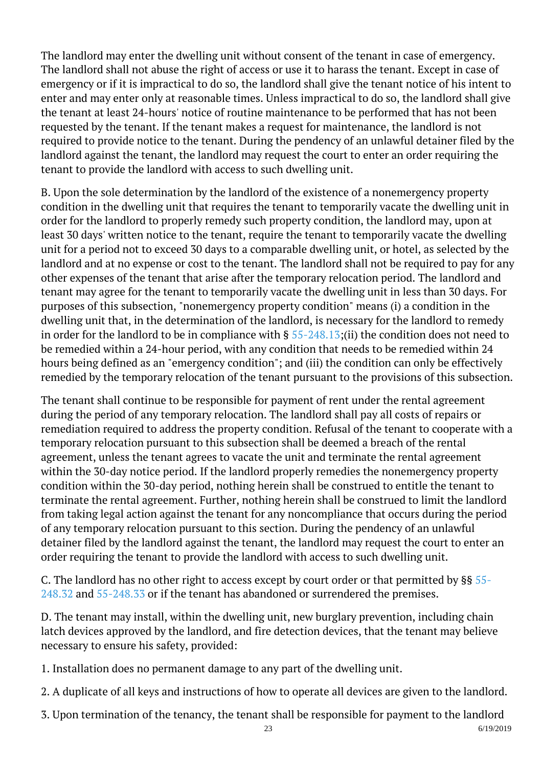The landlord may enter the dwelling unit without consent of the tenant in case of emergency. The landlord shall not abuse the right of access or use it to harass the tenant. Except in case of emergency or if it is impractical to do so, the landlord shall give the tenant notice of his intent to enter and may enter only at reasonable times. Unless impractical to do so, the landlord shall give the tenant at least 24-hours' notice of routine maintenance to be performed that has not been requested by the tenant. If the tenant makes a request for maintenance, the landlord is not required to provide notice to the tenant. During the pendency of an unlawful detainer filed by the landlord against the tenant, the landlord may request the court to enter an order requiring the tenant to provide the landlord with access to such dwelling unit.

B. Upon the sole determination by the landlord of the existence of a nonemergency property condition in the dwelling unit that requires the tenant to temporarily vacate the dwelling unit in order for the landlord to properly remedy such property condition, the landlord may, upon at least 30 days' written notice to the tenant, require the tenant to temporarily vacate the dwelling unit for a period not to exceed 30 days to a comparable dwelling unit, or hotel, as selected by the landlord and at no expense or cost to the tenant. The landlord shall not be required to pay for any other expenses of the tenant that arise after the temporary relocation period. The landlord and tenant may agree for the tenant to temporarily vacate the dwelling unit in less than 30 days. For purposes of this subsection, "nonemergency property condition" means (i) a condition in the dwelling unit that, in the determination of the landlord, is necessary for the landlord to remedy in order for the landlord to be in compliance with § 55-248.13;(ii) the condition does not need to be remedied within a 24-hour period, with any condition that needs to be remedied within 24 hours being defined as an "emergency condition"; and (iii) the condition can only be effectively remedied by the temporary relocation of the tenant pursuant to the provisions of this subsection.

The tenant shall continue to be responsible for payment of rent under the rental agreement during the period of any temporary relocation. The landlord shall pay all costs of repairs or remediation required to address the property condition. Refusal of the tenant to cooperate with a temporary relocation pursuant to this subsection shall be deemed a breach of the rental agreement, unless the tenant agrees to vacate the unit and terminate the rental agreement within the 30-day notice period. If the landlord properly remedies the nonemergency property condition within the 30-day period, nothing herein shall be construed to entitle the tenant to terminate the rental agreement. Further, nothing herein shall be construed to limit the landlord from taking legal action against the tenant for any noncompliance that occurs during the period of any temporary relocation pursuant to this section. During the pendency of an unlawful detainer filed by the landlord against the tenant, the landlord may request the court to enter an order requiring the tenant to provide the landlord with access to such dwelling unit.

C. The landlord has no other right to access except by court order or that permitted by §§ 55-248.32 and 55-248.33 or if the tenant has abandoned or surrendered the premises.

D. The tenant may install, within the dwelling unit, new burglary prevention, including chain latch devices approved by the landlord, and fire detection devices, that the tenant may believe necessary to ensure his safety, provided:

1. Installation does no permanent damage to any part of the dwelling unit.

2. A duplicate of all keys and instructions of how to operate all devices are given to the landlord.

3. Upon termination of the tenancy, the tenant shall be responsible for payment to the landlord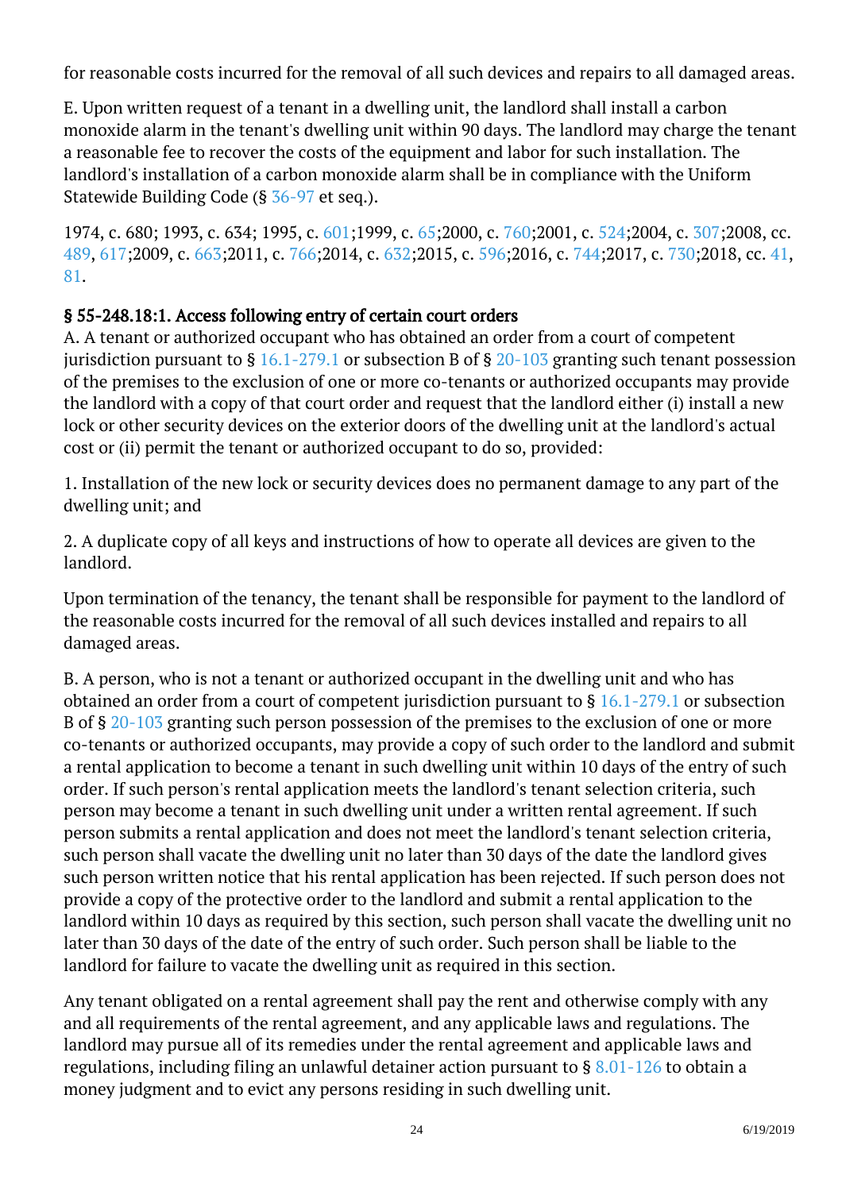for reasonable costs incurred for the removal of all such devices and repairs to all damaged areas.

E. Upon written request of a tenant in a dwelling unit, the landlord shall install a carbon monoxide alarm in the tenant's dwelling unit within 90 days. The landlord may charge the tenant a reasonable fee to recover the costs of the equipment and labor for such installation. The landlord's installation of a carbon monoxide alarm shall be in compliance with the Uniform Statewide Building Code (§ 36-97 et seq.).

1974, c. 680; 1993, c. 634; 1995, c. 601;1999, c. 65;2000, c. 760;2001, c. 524;2004, c. 307;2008, cc. 489, 617;2009, c. 663;2011, c. 766;2014, c. 632;2015, c. 596;2016, c. 744;2017, c. 730;2018, cc. 41, 81.

### § 55-248.18:1. Access following entry of certain court orders

A. A tenant or authorized occupant who has obtained an order from a court of competent jurisdiction pursuant to § 16.1-279.1 or subsection B of § 20-103 granting such tenant possession of the premises to the exclusion of one or more co-tenants or authorized occupants may provide the landlord with a copy of that court order and request that the landlord either (i) install a new lock or other security devices on the exterior doors of the dwelling unit at the landlord's actual cost or (ii) permit the tenant or authorized occupant to do so, provided:

1. Installation of the new lock or security devices does no permanent damage to any part of the dwelling unit; and

2. A duplicate copy of all keys and instructions of how to operate all devices are given to the landlord.

Upon termination of the tenancy, the tenant shall be responsible for payment to the landlord of the reasonable costs incurred for the removal of all such devices installed and repairs to all damaged areas.

B. A person, who is not a tenant or authorized occupant in the dwelling unit and who has obtained an order from a court of competent jurisdiction pursuant to § 16.1-279.1 or subsection B of § 20-103 granting such person possession of the premises to the exclusion of one or more co-tenants or authorized occupants, may provide a copy of such order to the landlord and submit a rental application to become a tenant in such dwelling unit within 10 days of the entry of such order. If such person's rental application meets the landlord's tenant selection criteria, such person may become a tenant in such dwelling unit under a written rental agreement. If such person submits a rental application and does not meet the landlord's tenant selection criteria, such person shall vacate the dwelling unit no later than 30 days of the date the landlord gives such person written notice that his rental application has been rejected. If such person does not provide a copy of the protective order to the landlord and submit a rental application to the landlord within 10 days as required by this section, such person shall vacate the dwelling unit no later than 30 days of the date of the entry of such order. Such person shall be liable to the landlord for failure to vacate the dwelling unit as required in this section.

Any tenant obligated on a rental agreement shall pay the rent and otherwise comply with any and all requirements of the rental agreement, and any applicable laws and regulations. The landlord may pursue all of its remedies under the rental agreement and applicable laws and regulations, including filing an unlawful detainer action pursuant to § 8.01-126 to obtain a money judgment and to evict any persons residing in such dwelling unit.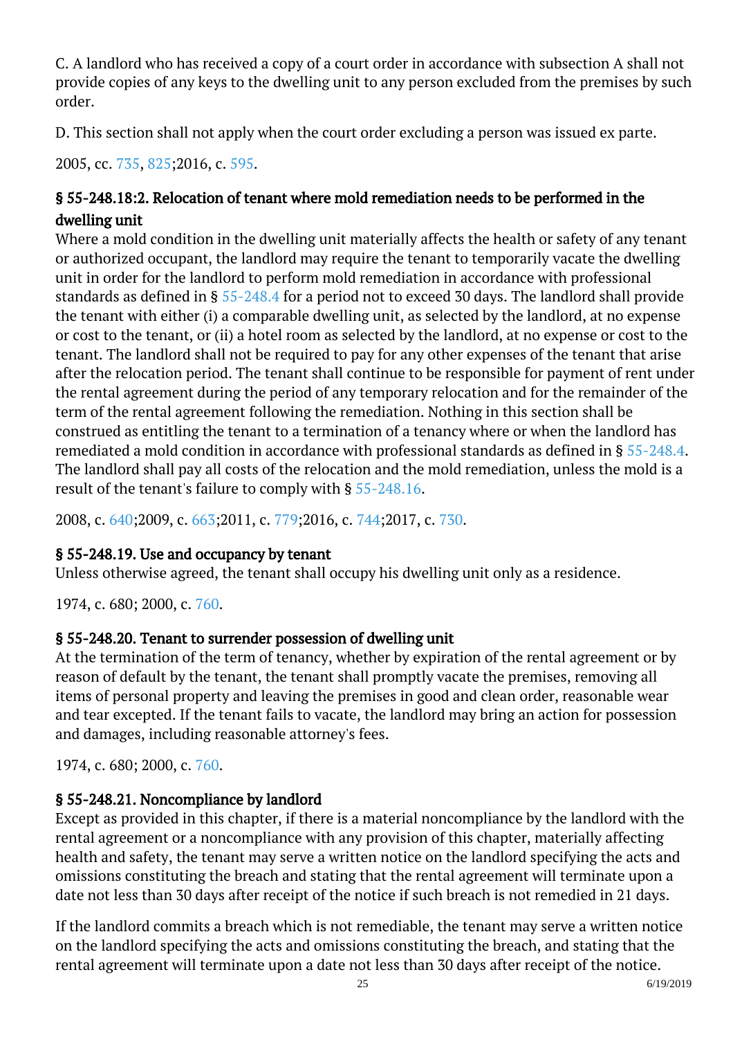C. A landlord who has received a copy of a court order in accordance with subsection A shall not provide copies of any keys to the dwelling unit to any person excluded from the premises by such order.

D. This section shall not apply when the court order excluding a person was issued ex parte.

2005, cc. 735, 825;2016, c. 595.

### § 55-248.18:2. Relocation of tenant where mold remediation needs to be performed in the dwelling unit

Where a mold condition in the dwelling unit materially affects the health or safety of any tenant or authorized occupant, the landlord may require the tenant to temporarily vacate the dwelling unit in order for the landlord to perform mold remediation in accordance with professional standards as defined in § 55-248.4 for a period not to exceed 30 days. The landlord shall provide the tenant with either (i) a comparable dwelling unit, as selected by the landlord, at no expense or cost to the tenant, or (ii) a hotel room as selected by the landlord, at no expense or cost to the tenant. The landlord shall not be required to pay for any other expenses of the tenant that arise after the relocation period. The tenant shall continue to be responsible for payment of rent under the rental agreement during the period of any temporary relocation and for the remainder of the term of the rental agreement following the remediation. Nothing in this section shall be construed as entitling the tenant to a termination of a tenancy where or when the landlord has remediated a mold condition in accordance with professional standards as defined in § 55-248.4. The landlord shall pay all costs of the relocation and the mold remediation, unless the mold is a result of the tenant's failure to comply with § 55-248.16.

2008, c. 640;2009, c. 663;2011, c. 779;2016, c. 744;2017, c. 730.

### § 55-248.19. Use and occupancy by tenant

Unless otherwise agreed, the tenant shall occupy his dwelling unit only as a residence.

1974, c. 680; 2000, c. 760.

### § 55-248.20. Tenant to surrender possession of dwelling unit

At the termination of the term of tenancy, whether by expiration of the rental agreement or by reason of default by the tenant, the tenant shall promptly vacate the premises, removing all items of personal property and leaving the premises in good and clean order, reasonable wear and tear excepted. If the tenant fails to vacate, the landlord may bring an action for possession and damages, including reasonable attorney's fees.

1974, c. 680; 2000, c. 760.

### § 55-248.21. Noncompliance by landlord

Except as provided in this chapter, if there is a material noncompliance by the landlord with the rental agreement or a noncompliance with any provision of this chapter, materially affecting health and safety, the tenant may serve a written notice on the landlord specifying the acts and omissions constituting the breach and stating that the rental agreement will terminate upon a date not less than 30 days after receipt of the notice if such breach is not remedied in 21 days.

If the landlord commits a breach which is not remediable, the tenant may serve a written notice on the landlord specifying the acts and omissions constituting the breach, and stating that the rental agreement will terminate upon a date not less than 30 days after receipt of the notice.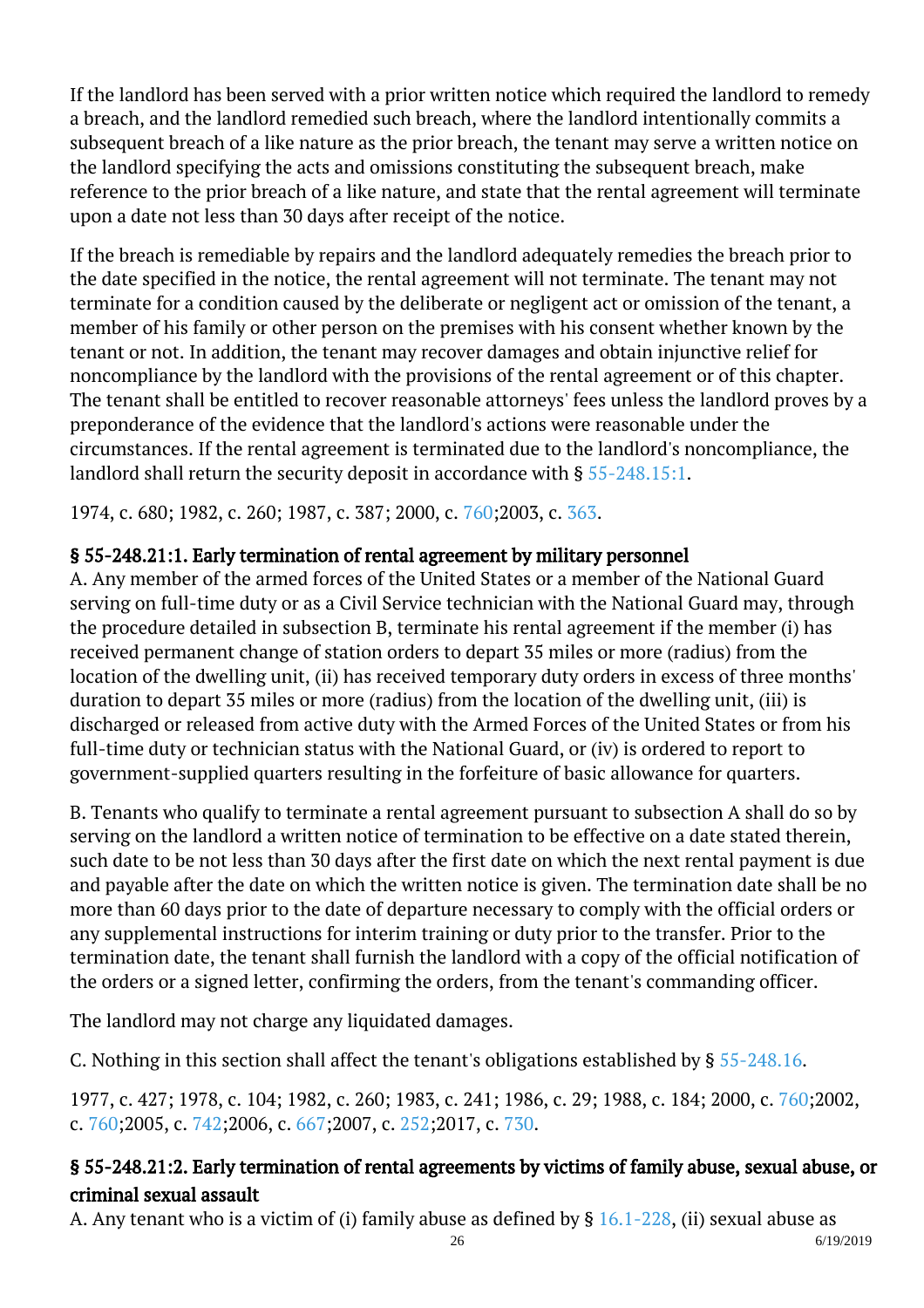If the landlord has been served with a prior written notice which required the landlord to remedy a breach, and the landlord remedied such breach, where the landlord intentionally commits a subsequent breach of a like nature as the prior breach, the tenant may serve a written notice on the landlord specifying the acts and omissions constituting the subsequent breach, make reference to the prior breach of a like nature, and state that the rental agreement will terminate upon a date not less than 30 days after receipt of the notice.

If the breach is remediable by repairs and the landlord adequately remedies the breach prior to the date specified in the notice, the rental agreement will not terminate. The tenant may not terminate for a condition caused by the deliberate or negligent act or omission of the tenant, a member of his family or other person on the premises with his consent whether known by the tenant or not. In addition, the tenant may recover damages and obtain injunctive relief for noncompliance by the landlord with the provisions of the rental agreement or of this chapter. The tenant shall be entitled to recover reasonable attorneys' fees unless the landlord proves by a preponderance of the evidence that the landlord's actions were reasonable under the circumstances. If the rental agreement is terminated due to the landlord's noncompliance, the landlord shall return the security deposit in accordance with § 55-248.15:1.

1974, c. 680; 1982, c. 260; 1987, c. 387; 2000, c. 760;2003, c. 363.

### § 55-248.21:1. Early termination of rental agreement by military personnel

A. Any member of the armed forces of the United States or a member of the National Guard serving on full-time duty or as a Civil Service technician with the National Guard may, through the procedure detailed in subsection B, terminate his rental agreement if the member (i) has received permanent change of station orders to depart 35 miles or more (radius) from the location of the dwelling unit, (ii) has received temporary duty orders in excess of three months' duration to depart 35 miles or more (radius) from the location of the dwelling unit, (iii) is discharged or released from active duty with the Armed Forces of the United States or from his full-time duty or technician status with the National Guard, or (iv) is ordered to report to government-supplied quarters resulting in the forfeiture of basic allowance for quarters.

B. Tenants who qualify to terminate a rental agreement pursuant to subsection A shall do so by serving on the landlord a written notice of termination to be effective on a date stated therein, such date to be not less than 30 days after the first date on which the next rental payment is due and payable after the date on which the written notice is given. The termination date shall be no more than 60 days prior to the date of departure necessary to comply with the official orders or any supplemental instructions for interim training or duty prior to the transfer. Prior to the termination date, the tenant shall furnish the landlord with a copy of the official notification of the orders or a signed letter, confirming the orders, from the tenant's commanding officer.

The landlord may not charge any liquidated damages.

C. Nothing in this section shall affect the tenant's obligations established by § 55-248.16.

1977, c. 427; 1978, c. 104; 1982, c. 260; 1983, c. 241; 1986, c. 29; 1988, c. 184; 2000, c. 760;2002, c. 760;2005, c. 742;2006, c. 667;2007, c. 252;2017, c. 730.

### § 55-248.21:2. Early termination of rental agreements by victims of family abuse, sexual abuse, or criminal sexual assault

A. Any tenant who is a victim of (i) family abuse as defined by § 16.1-228, (ii) sexual abuse as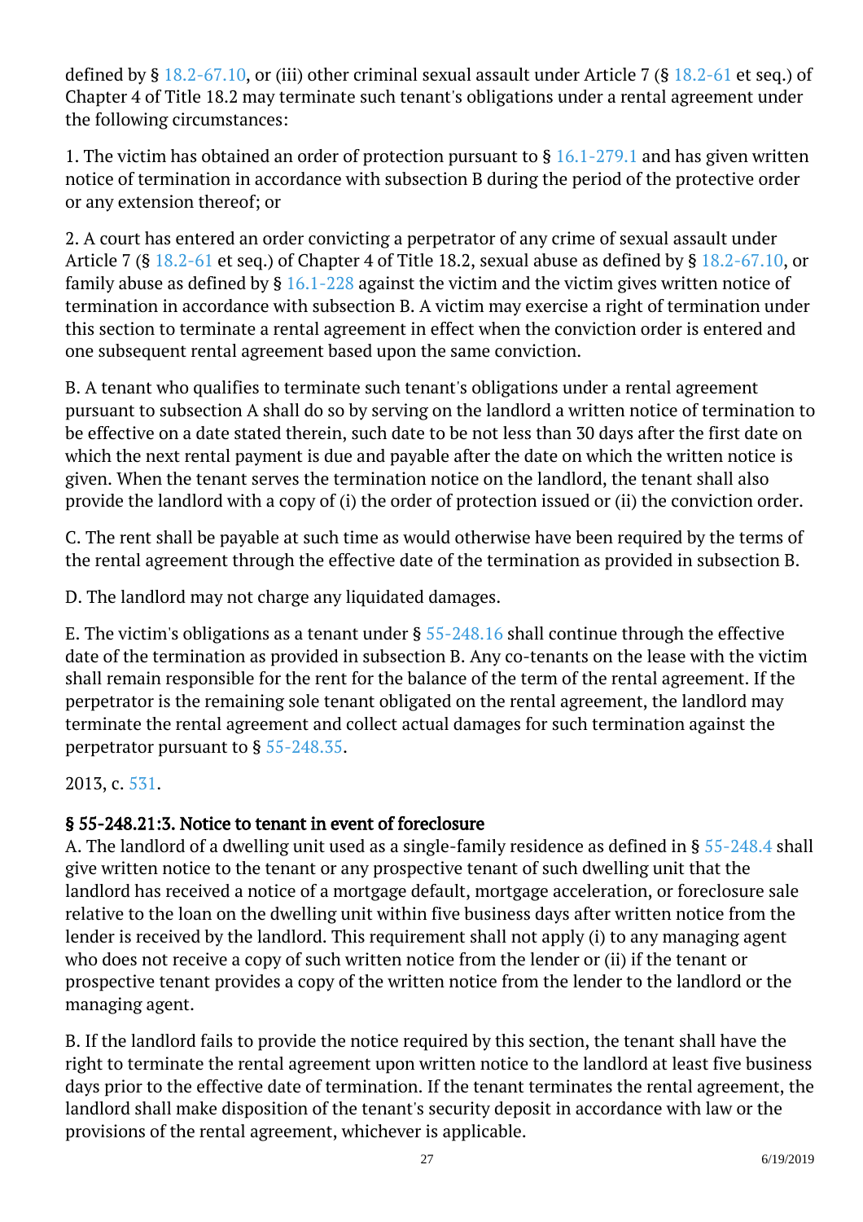defined by § 18.2-67.10, or (iii) other criminal sexual assault under Article 7 (§ 18.2-61 et seq.) of Chapter 4 of Title 18.2 may terminate such tenant's obligations under a rental agreement under the following circumstances:

1. The victim has obtained an order of protection pursuant to § 16.1-279.1 and has given written notice of termination in accordance with subsection B during the period of the protective order or any extension thereof; or

2. A court has entered an order convicting a perpetrator of any crime of sexual assault under Article 7 (§ 18.2-61 et seq.) of Chapter 4 of Title 18.2, sexual abuse as defined by § 18.2-67.10, or family abuse as defined by § 16.1-228 against the victim and the victim gives written notice of termination in accordance with subsection B. A victim may exercise a right of termination under this section to terminate a rental agreement in effect when the conviction order is entered and one subsequent rental agreement based upon the same conviction.

B. A tenant who qualifies to terminate such tenant's obligations under a rental agreement pursuant to subsection A shall do so by serving on the landlord a written notice of termination to be effective on a date stated therein, such date to be not less than 30 days after the first date on which the next rental payment is due and payable after the date on which the written notice is given. When the tenant serves the termination notice on the landlord, the tenant shall also provide the landlord with a copy of (i) the order of protection issued or (ii) the conviction order.

C. The rent shall be payable at such time as would otherwise have been required by the terms of the rental agreement through the effective date of the termination as provided in subsection B.

D. The landlord may not charge any liquidated damages.

E. The victim's obligations as a tenant under § 55-248.16 shall continue through the effective date of the termination as provided in subsection B. Any co-tenants on the lease with the victim shall remain responsible for the rent for the balance of the term of the rental agreement. If the perpetrator is the remaining sole tenant obligated on the rental agreement, the landlord may terminate the rental agreement and collect actual damages for such termination against the perpetrator pursuant to § 55-248.35.

2013, c. 531.

### § 55-248.21:3. Notice to tenant in event of foreclosure

A. The landlord of a dwelling unit used as a single-family residence as defined in § 55-248.4 shall give written notice to the tenant or any prospective tenant of such dwelling unit that the landlord has received a notice of a mortgage default, mortgage acceleration, or foreclosure sale relative to the loan on the dwelling unit within five business days after written notice from the lender is received by the landlord. This requirement shall not apply (i) to any managing agent who does not receive a copy of such written notice from the lender or (ii) if the tenant or prospective tenant provides a copy of the written notice from the lender to the landlord or the managing agent.

B. If the landlord fails to provide the notice required by this section, the tenant shall have the right to terminate the rental agreement upon written notice to the landlord at least five business days prior to the effective date of termination. If the tenant terminates the rental agreement, the landlord shall make disposition of the tenant's security deposit in accordance with law or the provisions of the rental agreement, whichever is applicable.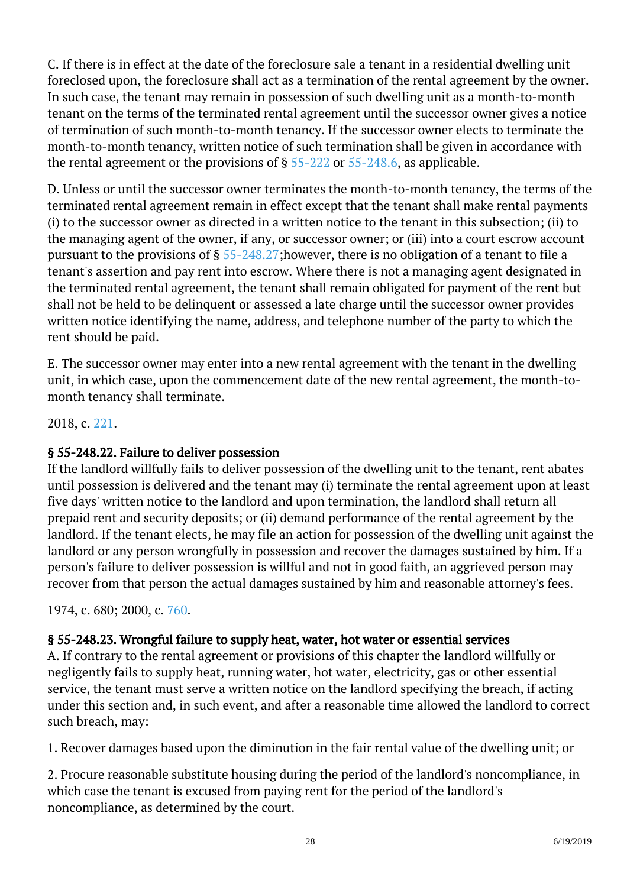C. If there is in effect at the date of the foreclosure sale a tenant in a residential dwelling unit foreclosed upon, the foreclosure shall act as a termination of the rental agreement by the owner. In such case, the tenant may remain in possession of such dwelling unit as a month-to-month tenant on the terms of the terminated rental agreement until the successor owner gives a notice of termination of such month-to-month tenancy. If the successor owner elects to terminate the month-to-month tenancy, written notice of such termination shall be given in accordance with the rental agreement or the provisions of § 55-222 or 55-248.6, as applicable.

D. Unless or until the successor owner terminates the month-to-month tenancy, the terms of the terminated rental agreement remain in effect except that the tenant shall make rental payments (i) to the successor owner as directed in a written notice to the tenant in this subsection; (ii) to the managing agent of the owner, if any, or successor owner; or (iii) into a court escrow account pursuant to the provisions of § 55-248.27;however, there is no obligation of a tenant to file a tenant's assertion and pay rent into escrow. Where there is not a managing agent designated in the terminated rental agreement, the tenant shall remain obligated for payment of the rent but shall not be held to be delinquent or assessed a late charge until the successor owner provides written notice identifying the name, address, and telephone number of the party to which the rent should be paid.

E. The successor owner may enter into a new rental agreement with the tenant in the dwelling unit, in which case, upon the commencement date of the new rental agreement, the month-to-month tenancy shall terminate.

2018, c. 221.

### § 55-248.22. Failure to deliver possession

If the landlord willfully fails to deliver possession of the dwelling unit to the tenant, rent abates until possession is delivered and the tenant may (i) terminate the rental agreement upon at least five days' written notice to the landlord and upon termination, the landlord shall return all prepaid rent and security deposits; or (ii) demand performance of the rental agreement by the landlord. If the tenant elects, he may file an action for possession of the dwelling unit against the landlord or any person wrongfully in possession and recover the damages sustained by him. If a person's failure to deliver possession is willful and not in good faith, an aggrieved person may recover from that person the actual damages sustained by him and reasonable attorney's fees.

1974, c. 680; 2000, c. 760.

### § 55-248.23. Wrongful failure to supply heat, water, hot water or essential services

A. If contrary to the rental agreement or provisions of this chapter the landlord willfully or negligently fails to supply heat, running water, hot water, electricity, gas or other essential service, the tenant must serve a written notice on the landlord specifying the breach, if acting under this section and, in such event, and after a reasonable time allowed the landlord to correct such breach, may:

1. Recover damages based upon the diminution in the fair rental value of the dwelling unit; or

2. Procure reasonable substitute housing during the period of the landlord's noncompliance, in which case the tenant is excused from paying rent for the period of the landlord's noncompliance, as determined by the court.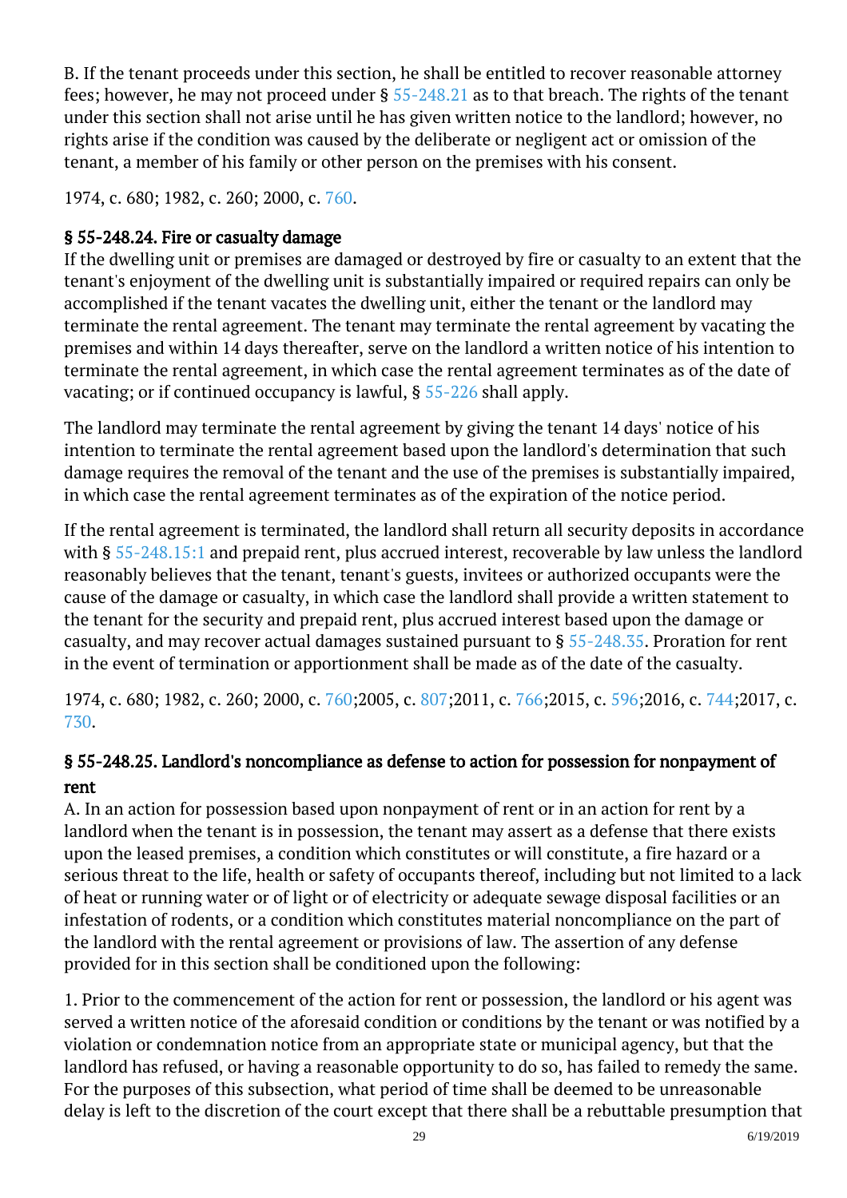B. If the tenant proceeds under this section, he shall be entitled to recover reasonable attorney fees; however, he may not proceed under § 55-248.21 as to that breach. The rights of the tenant under this section shall not arise until he has given written notice to the landlord; however, no rights arise if the condition was caused by the deliberate or negligent act or omission of the tenant, a member of his family or other person on the premises with his consent.

1974, c. 680; 1982, c. 260; 2000, c. 760.

### § 55-248.24. Fire or casualty damage

If the dwelling unit or premises are damaged or destroyed by fire or casualty to an extent that the tenant's enjoyment of the dwelling unit is substantially impaired or required repairs can only be accomplished if the tenant vacates the dwelling unit, either the tenant or the landlord may terminate the rental agreement. The tenant may terminate the rental agreement by vacating the premises and within 14 days thereafter, serve on the landlord a written notice of his intention to terminate the rental agreement, in which case the rental agreement terminates as of the date of vacating; or if continued occupancy is lawful, § 55-226 shall apply.

The landlord may terminate the rental agreement by giving the tenant 14 days' notice of his intention to terminate the rental agreement based upon the landlord's determination that such damage requires the removal of the tenant and the use of the premises is substantially impaired, in which case the rental agreement terminates as of the expiration of the notice period.

If the rental agreement is terminated, the landlord shall return all security deposits in accordance with § 55-248.15:1 and prepaid rent, plus accrued interest, recoverable by law unless the landlord reasonably believes that the tenant, tenant's guests, invitees or authorized occupants were the cause of the damage or casualty, in which case the landlord shall provide a written statement to the tenant for the security and prepaid rent, plus accrued interest based upon the damage or casualty, and may recover actual damages sustained pursuant to § 55-248.35. Proration for rent in the event of termination or apportionment shall be made as of the date of the casualty.

1974, c. 680; 1982, c. 260; 2000, c. 760;2005, c. 807;2011, c. 766;2015, c. 596;2016, c. 744;2017, c. 730.

### § 55-248.25. Landlord's noncompliance as defense to action for possession for nonpayment of rent

A. In an action for possession based upon nonpayment of rent or in an action for rent by a landlord when the tenant is in possession, the tenant may assert as a defense that there exists upon the leased premises, a condition which constitutes or will constitute, a fire hazard or a serious threat to the life, health or safety of occupants thereof, including but not limited to a lack of heat or running water or of light or of electricity or adequate sewage disposal facilities or an infestation of rodents, or a condition which constitutes material noncompliance on the part of the landlord with the rental agreement or provisions of law. The assertion of any defense provided for in this section shall be conditioned upon the following:

1. Prior to the commencement of the action for rent or possession, the landlord or his agent was served a written notice of the aforesaid condition or conditions by the tenant or was notified by a violation or condemnation notice from an appropriate state or municipal agency, but that the landlord has refused, or having a reasonable opportunity to do so, has failed to remedy the same. For the purposes of this subsection, what period of time shall be deemed to be unreasonable delay is left to the discretion of the court except that there shall be a rebuttable presumption that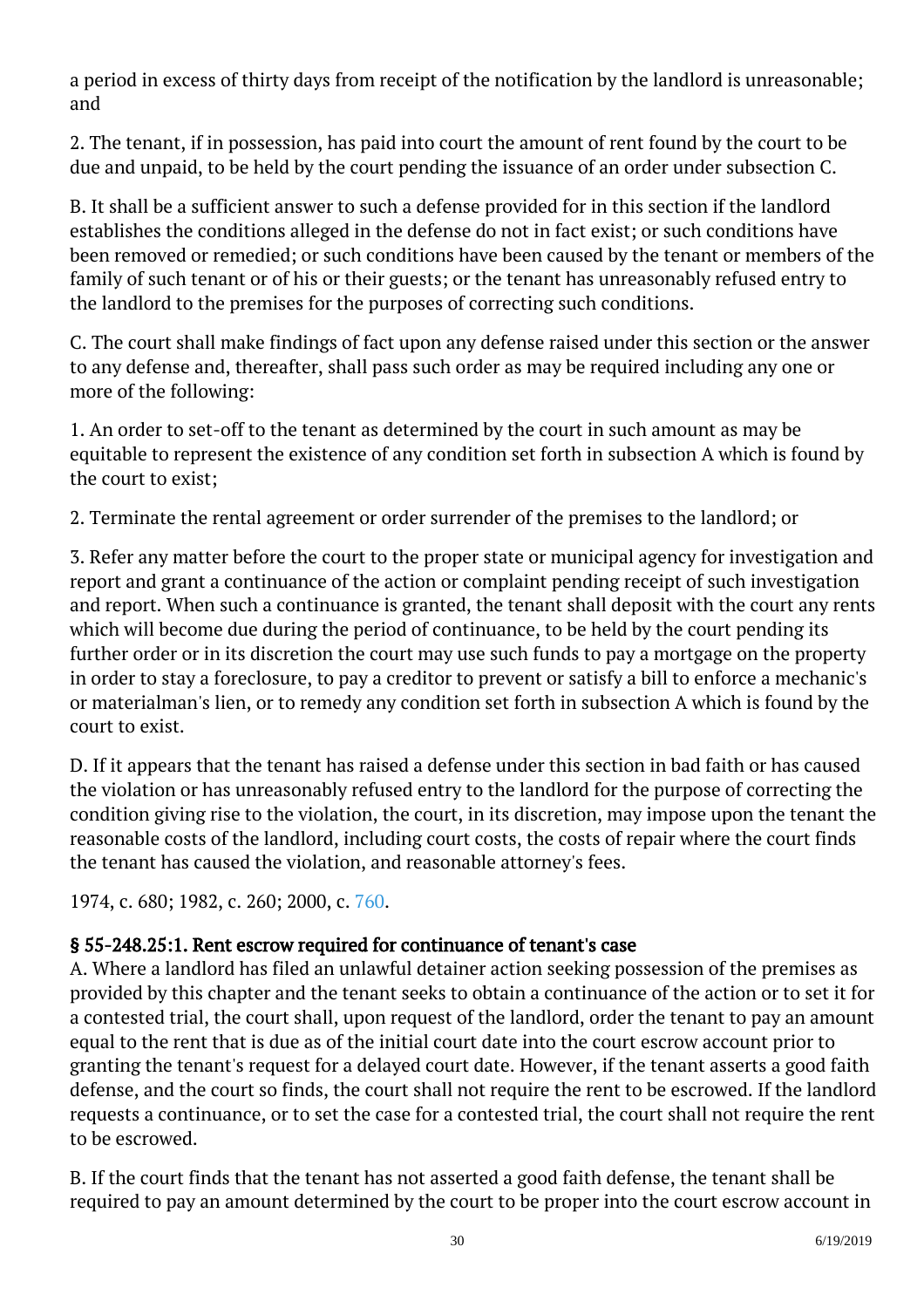a period in excess of thirty days from receipt of the notification by the landlord is unreasonable; and

2. The tenant, if in possession, has paid into court the amount of rent found by the court to be due and unpaid, to be held by the court pending the issuance of an order under subsection C.

B. It shall be a sufficient answer to such a defense provided for in this section if the landlord establishes the conditions alleged in the defense do not in fact exist; or such conditions have been removed or remedied; or such conditions have been caused by the tenant or members of the family of such tenant or of his or their guests; or the tenant has unreasonably refused entry to the landlord to the premises for the purposes of correcting such conditions.

C. The court shall make findings of fact upon any defense raised under this section or the answer to any defense and, thereafter, shall pass such order as may be required including any one or more of the following:

1. An order to set-off to the tenant as determined by the court in such amount as may be equitable to represent the existence of any condition set forth in subsection A which is found by the court to exist;

2. Terminate the rental agreement or order surrender of the premises to the landlord; or

3. Refer any matter before the court to the proper state or municipal agency for investigation and report and grant a continuance of the action or complaint pending receipt of such investigation and report. When such a continuance is granted, the tenant shall deposit with the court any rents which will become due during the period of continuance, to be held by the court pending its further order or in its discretion the court may use such funds to pay a mortgage on the property in order to stay a foreclosure, to pay a creditor to prevent or satisfy a bill to enforce a mechanic's or materialman's lien, or to remedy any condition set forth in subsection A which is found by the court to exist.

D. If it appears that the tenant has raised a defense under this section in bad faith or has caused the violation or has unreasonably refused entry to the landlord for the purpose of correcting the condition giving rise to the violation, the court, in its discretion, may impose upon the tenant the reasonable costs of the landlord, including court costs, the costs of repair where the court finds the tenant has caused the violation, and reasonable attorney's fees.

1974, c. 680; 1982, c. 260; 2000, c. 760.

### § 55-248.25:1. Rent escrow required for continuance of tenant's case

A. Where a landlord has filed an unlawful detainer action seeking possession of the premises as provided by this chapter and the tenant seeks to obtain a continuance of the action or to set it for a contested trial, the court shall, upon request of the landlord, order the tenant to pay an amount equal to the rent that is due as of the initial court date into the court escrow account prior to granting the tenant's request for a delayed court date. However, if the tenant asserts a good faith defense, and the court so finds, the court shall not require the rent to be escrowed. If the landlord requests a continuance, or to set the case for a contested trial, the court shall not require the rent to be escrowed.

B. If the court finds that the tenant has not asserted a good faith defense, the tenant shall be required to pay an amount determined by the court to be proper into the court escrow account in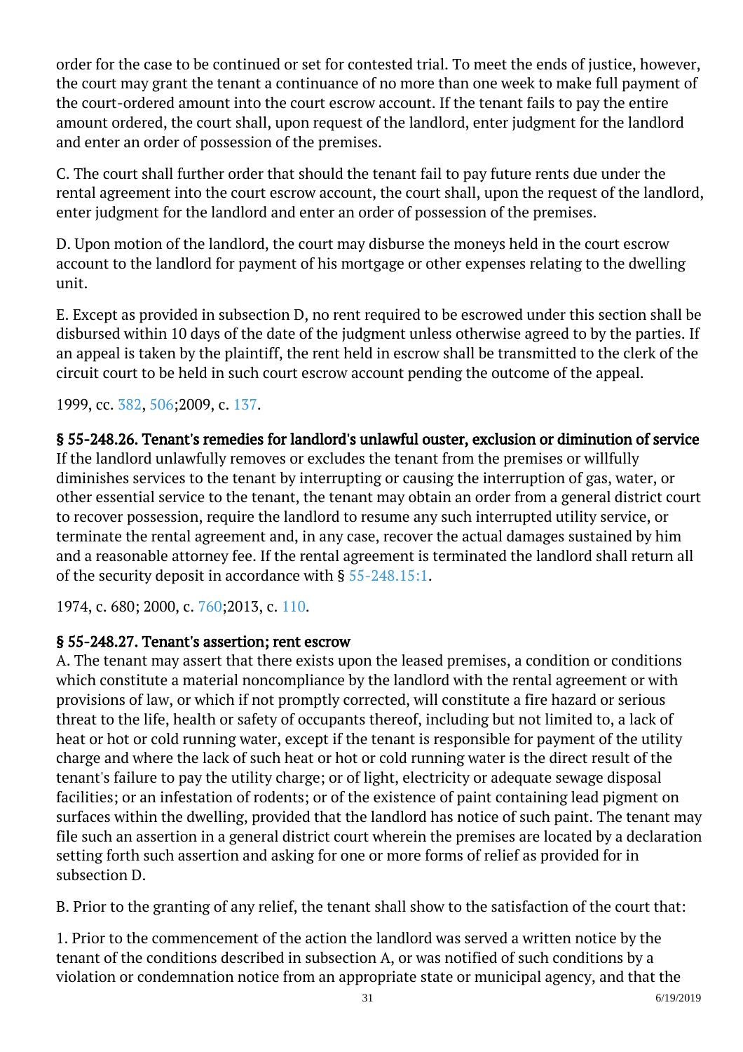order for the case to be continued or set for contested trial. To meet the ends of justice, however, the court may grant the tenant a continuance of no more than one week to make full payment of the court-ordered amount into the court escrow account. If the tenant fails to pay the entire amount ordered, the court shall, upon request of the landlord, enter judgment for the landlord and enter an order of possession of the premises.

C. The court shall further order that should the tenant fail to pay future rents due under the rental agreement into the court escrow account, the court shall, upon the request of the landlord, enter judgment for the landlord and enter an order of possession of the premises.

D. Upon motion of the landlord, the court may disburse the moneys held in the court escrow account to the landlord for payment of his mortgage or other expenses relating to the dwelling unit.

E. Except as provided in subsection D, no rent required to be escrowed under this section shall be disbursed within 10 days of the date of the judgment unless otherwise agreed to by the parties. If an appeal is taken by the plaintiff, the rent held in escrow shall be transmitted to the clerk of the circuit court to be held in such court escrow account pending the outcome of the appeal.

1999, cc. 382, 506;2009, c. 137.

### § 55-248.26. Tenant's remedies for landlord's unlawful ouster, exclusion or diminution of service

If the landlord unlawfully removes or excludes the tenant from the premises or willfully diminishes services to the tenant by interrupting or causing the interruption of gas, water, or other essential service to the tenant, the tenant may obtain an order from a general district court to recover possession, require the landlord to resume any such interrupted utility service, or terminate the rental agreement and, in any case, recover the actual damages sustained by him and a reasonable attorney fee. If the rental agreement is terminated the landlord shall return all of the security deposit in accordance with § 55-248.15:1.

1974, c. 680; 2000, c. 760;2013, c. 110.

### § 55-248.27. Tenant's assertion; rent escrow

A. The tenant may assert that there exists upon the leased premises, a condition or conditions which constitute a material noncompliance by the landlord with the rental agreement or with provisions of law, or which if not promptly corrected, will constitute a fire hazard or serious threat to the life, health or safety of occupants thereof, including but not limited to, a lack of heat or hot or cold running water, except if the tenant is responsible for payment of the utility charge and where the lack of such heat or hot or cold running water is the direct result of the tenant's failure to pay the utility charge; or of light, electricity or adequate sewage disposal facilities; or an infestation of rodents; or of the existence of paint containing lead pigment on surfaces within the dwelling, provided that the landlord has notice of such paint. The tenant may file such an assertion in a general district court wherein the premises are located by a declaration setting forth such assertion and asking for one or more forms of relief as provided for in subsection D.

B. Prior to the granting of any relief, the tenant shall show to the satisfaction of the court that:

1. Prior to the commencement of the action the landlord was served a written notice by the tenant of the conditions described in subsection A, or was notified of such conditions by a violation or condemnation notice from an appropriate state or municipal agency, and that the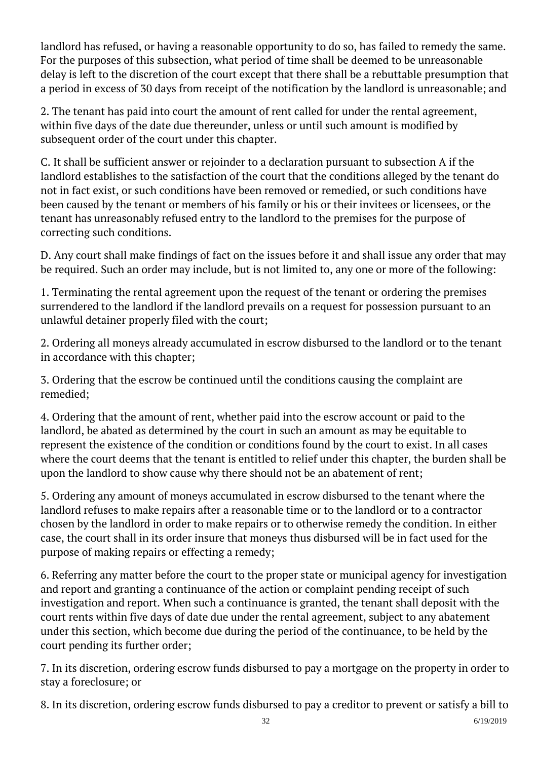landlord has refused, or having a reasonable opportunity to do so, has failed to remedy the same. For the purposes of this subsection, what period of time shall be deemed to be unreasonable delay is left to the discretion of the court except that there shall be a rebuttable presumption that a period in excess of 30 days from receipt of the notification by the landlord is unreasonable; and

2. The tenant has paid into court the amount of rent called for under the rental agreement, within five days of the date due thereunder, unless or until such amount is modified by subsequent order of the court under this chapter.

C. It shall be sufficient answer or rejoinder to a declaration pursuant to subsection A if the landlord establishes to the satisfaction of the court that the conditions alleged by the tenant do not in fact exist, or such conditions have been removed or remedied, or such conditions have been caused by the tenant or members of his family or his or their invitees or licensees, or the tenant has unreasonably refused entry to the landlord to the premises for the purpose of correcting such conditions.

D. Any court shall make findings of fact on the issues before it and shall issue any order that may be required. Such an order may include, but is not limited to, any one or more of the following:

1. Terminating the rental agreement upon the request of the tenant or ordering the premises surrendered to the landlord if the landlord prevails on a request for possession pursuant to an unlawful detainer properly filed with the court;

2. Ordering all moneys already accumulated in escrow disbursed to the landlord or to the tenant in accordance with this chapter;

3. Ordering that the escrow be continued until the conditions causing the complaint are remedied;

4. Ordering that the amount of rent, whether paid into the escrow account or paid to the landlord, be abated as determined by the court in such an amount as may be equitable to represent the existence of the condition or conditions found by the court to exist. In all cases where the court deems that the tenant is entitled to relief under this chapter, the burden shall be upon the landlord to show cause why there should not be an abatement of rent;

5. Ordering any amount of moneys accumulated in escrow disbursed to the tenant where the landlord refuses to make repairs after a reasonable time or to the landlord or to a contractor chosen by the landlord in order to make repairs or to otherwise remedy the condition. In either case, the court shall in its order insure that moneys thus disbursed will be in fact used for the purpose of making repairs or effecting a remedy;

6. Referring any matter before the court to the proper state or municipal agency for investigation and report and granting a continuance of the action or complaint pending receipt of such investigation and report. When such a continuance is granted, the tenant shall deposit with the court rents within five days of date due under the rental agreement, subject to any abatement under this section, which become due during the period of the continuance, to be held by the court pending its further order;

7. In its discretion, ordering escrow funds disbursed to pay a mortgage on the property in order to stay a foreclosure; or

8. In its discretion, ordering escrow funds disbursed to pay a creditor to prevent or satisfy a bill to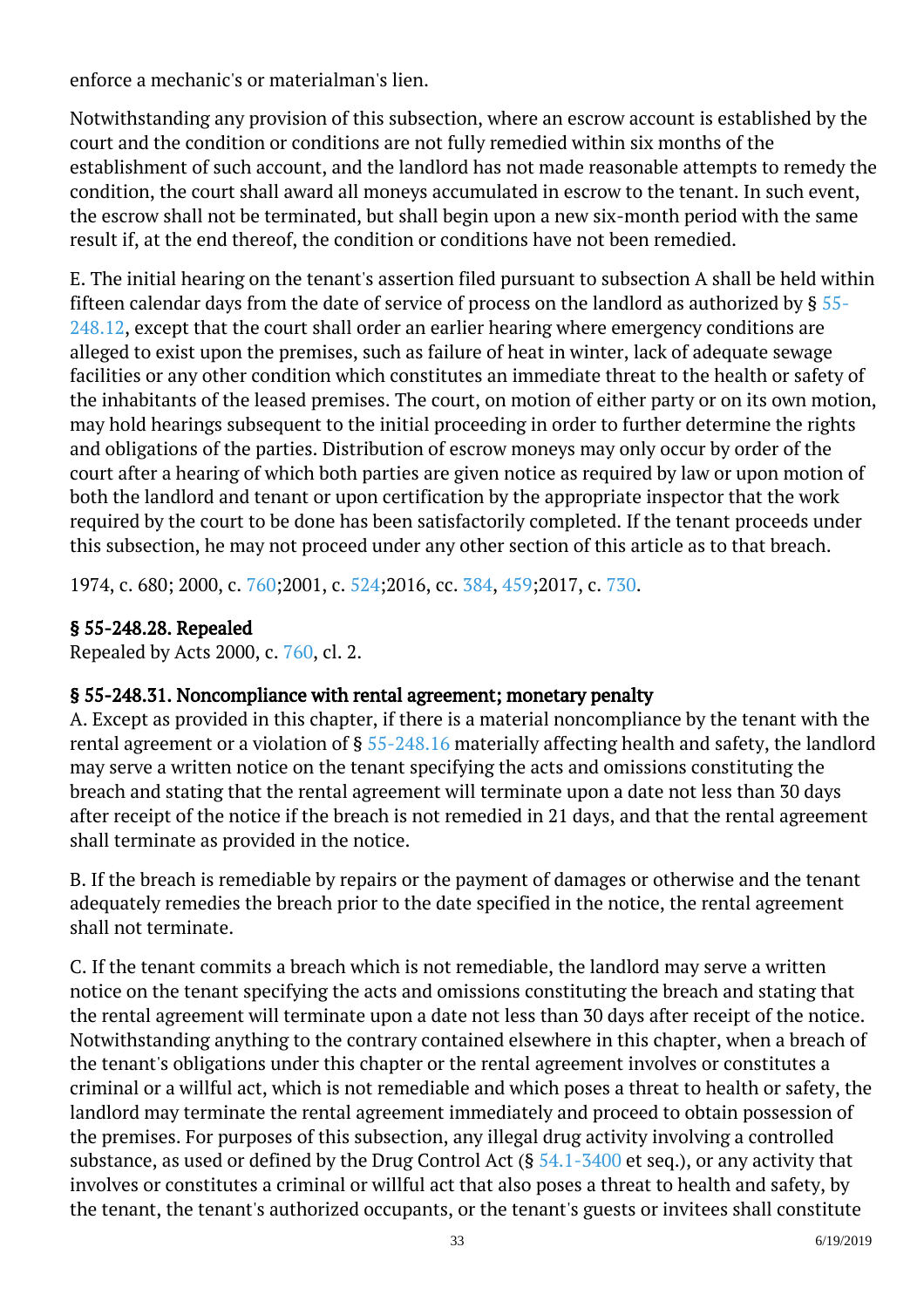enforce a mechanic's or materialman's lien.

Notwithstanding any provision of this subsection, where an escrow account is established by the court and the condition or conditions are not fully remedied within six months of the establishment of such account, and the landlord has not made reasonable attempts to remedy the condition, the court shall award all moneys accumulated in escrow to the tenant. In such event, the escrow shall not be terminated, but shall begin upon a new six-month period with the same result if, at the end thereof, the condition or conditions have not been remedied.

E. The initial hearing on the tenant's assertion filed pursuant to subsection A shall be held within fifteen calendar days from the date of service of process on the landlord as authorized by § 55-248.12, except that the court shall order an earlier hearing where emergency conditions are alleged to exist upon the premises, such as failure of heat in winter, lack of adequate sewage facilities or any other condition which constitutes an immediate threat to the health or safety of the inhabitants of the leased premises. The court, on motion of either party or on its own motion, may hold hearings subsequent to the initial proceeding in order to further determine the rights and obligations of the parties. Distribution of escrow moneys may only occur by order of the court after a hearing of which both parties are given notice as required by law or upon motion of both the landlord and tenant or upon certification by the appropriate inspector that the work required by the court to be done has been satisfactorily completed. If the tenant proceeds under this subsection, he may not proceed under any other section of this article as to that breach.

1974, c. 680; 2000, c. 760;2001, c. 524;2016, cc. 384, 459;2017, c. 730.

### § 55-248.28. Repealed

Repealed by Acts 2000, c. 760, cl. 2.

### § 55-248.31. Noncompliance with rental agreement; monetary penalty

A. Except as provided in this chapter, if there is a material noncompliance by the tenant with the rental agreement or a violation of § 55-248.16 materially affecting health and safety, the landlord may serve a written notice on the tenant specifying the acts and omissions constituting the breach and stating that the rental agreement will terminate upon a date not less than 30 days after receipt of the notice if the breach is not remedied in 21 days, and that the rental agreement shall terminate as provided in the notice.

B. If the breach is remediable by repairs or the payment of damages or otherwise and the tenant adequately remedies the breach prior to the date specified in the notice, the rental agreement shall not terminate.

C. If the tenant commits a breach which is not remediable, the landlord may serve a written notice on the tenant specifying the acts and omissions constituting the breach and stating that the rental agreement will terminate upon a date not less than 30 days after receipt of the notice. Notwithstanding anything to the contrary contained elsewhere in this chapter, when a breach of the tenant's obligations under this chapter or the rental agreement involves or constitutes a criminal or a willful act, which is not remediable and which poses a threat to health or safety, the landlord may terminate the rental agreement immediately and proceed to obtain possession of the premises. For purposes of this subsection, any illegal drug activity involving a controlled substance, as used or defined by the Drug Control Act (§ 54.1-3400 et seq.), or any activity that involves or constitutes a criminal or willful act that also poses a threat to health and safety, by the tenant, the tenant's authorized occupants, or the tenant's guests or invitees shall constitute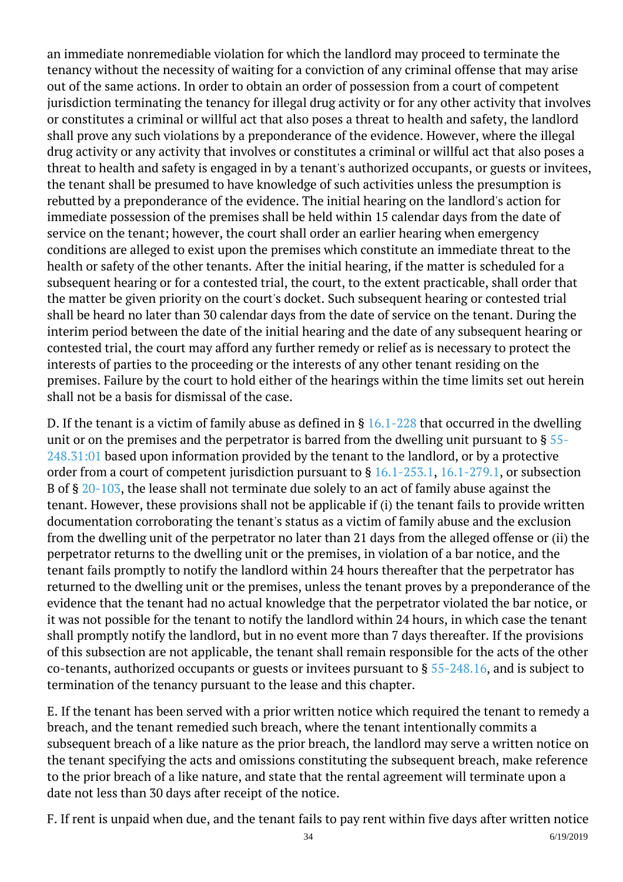an immediate nonremediable violation for which the landlord may proceed to terminate the tenancy without the necessity of waiting for a conviction of any criminal offense that may arise out of the same actions. In order to obtain an order of possession from a court of competent jurisdiction terminating the tenancy for illegal drug activity or for any other activity that involves or constitutes a criminal or willful act that also poses a threat to health and safety, the landlord shall prove any such violations by a preponderance of the evidence. However, where the illegal drug activity or any activity that involves or constitutes a criminal or willful act that also poses a threat to health and safety is engaged in by a tenant's authorized occupants, or guests or invitees, the tenant shall be presumed to have knowledge of such activities unless the presumption is rebutted by a preponderance of the evidence. The initial hearing on the landlord's action for immediate possession of the premises shall be held within 15 calendar days from the date of service on the tenant; however, the court shall order an earlier hearing when emergency conditions are alleged to exist upon the premises which constitute an immediate threat to the health or safety of the other tenants. After the initial hearing, if the matter is scheduled for a subsequent hearing or for a contested trial, the court, to the extent practicable, shall order that the matter be given priority on the court's docket. Such subsequent hearing or contested trial shall be heard no later than 30 calendar days from the date of service on the tenant. During the interim period between the date of the initial hearing and the date of any subsequent hearing or contested trial, the court may afford any further remedy or relief as is necessary to protect the interests of parties to the proceeding or the interests of any other tenant residing on the premises. Failure by the court to hold either of the hearings within the time limits set out herein shall not be a basis for dismissal of the case.

D. If the tenant is a victim of family abuse as defined in § 16.1-228 that occurred in the dwelling unit or on the premises and the perpetrator is barred from the dwelling unit pursuant to § 55-248.31:01 based upon information provided by the tenant to the landlord, or by a protective order from a court of competent jurisdiction pursuant to § 16.1-253.1, 16.1-279.1, or subsection B of § 20-103, the lease shall not terminate due solely to an act of family abuse against the tenant. However, these provisions shall not be applicable if (i) the tenant fails to provide written documentation corroborating the tenant's status as a victim of family abuse and the exclusion from the dwelling unit of the perpetrator no later than 21 days from the alleged offense or (ii) the perpetrator returns to the dwelling unit or the premises, in violation of a bar notice, and the tenant fails promptly to notify the landlord within 24 hours thereafter that the perpetrator has returned to the dwelling unit or the premises, unless the tenant proves by a preponderance of the evidence that the tenant had no actual knowledge that the perpetrator violated the bar notice, or it was not possible for the tenant to notify the landlord within 24 hours, in which case the tenant shall promptly notify the landlord, but in no event more than 7 days thereafter. If the provisions of this subsection are not applicable, the tenant shall remain responsible for the acts of the other co-tenants, authorized occupants or guests or invitees pursuant to § 55-248.16, and is subject to termination of the tenancy pursuant to the lease and this chapter.

E. If the tenant has been served with a prior written notice which required the tenant to remedy a breach, and the tenant remedied such breach, where the tenant intentionally commits a subsequent breach of a like nature as the prior breach, the landlord may serve a written notice on the tenant specifying the acts and omissions constituting the subsequent breach, make reference to the prior breach of a like nature, and state that the rental agreement will terminate upon a date not less than 30 days after receipt of the notice.

F. If rent is unpaid when due, and the tenant fails to pay rent within five days after written notice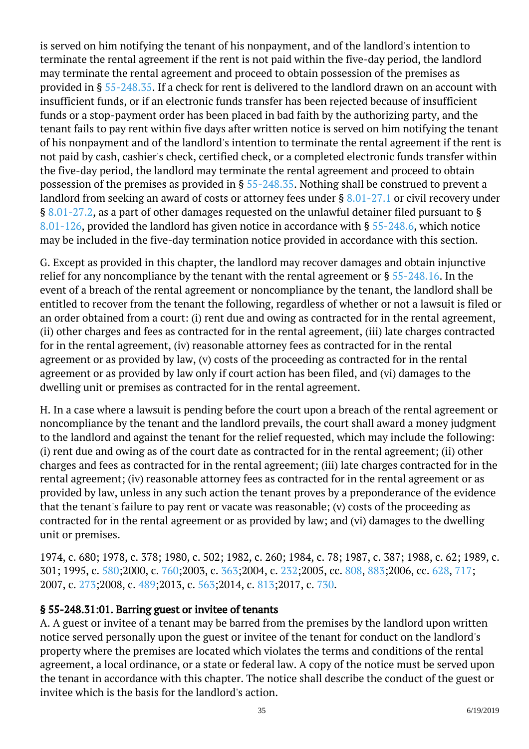is served on him notifying the tenant of his nonpayment, and of the landlord's intention to terminate the rental agreement if the rent is not paid within the five-day period, the landlord may terminate the rental agreement and proceed to obtain possession of the premises as provided in § 55-248.35. If a check for rent is delivered to the landlord drawn on an account with insufficient funds, or if an electronic funds transfer has been rejected because of insufficient funds or a stop-payment order has been placed in bad faith by the authorizing party, and the tenant fails to pay rent within five days after written notice is served on him notifying the tenant of his nonpayment and of the landlord's intention to terminate the rental agreement if the rent is not paid by cash, cashier's check, certified check, or a completed electronic funds transfer within the five-day period, the landlord may terminate the rental agreement and proceed to obtain possession of the premises as provided in § 55-248.35. Nothing shall be construed to prevent a landlord from seeking an award of costs or attorney fees under § 8.01-27.1 or civil recovery under § 8.01-27.2, as a part of other damages requested on the unlawful detainer filed pursuant to § 8.01-126, provided the landlord has given notice in accordance with § 55-248.6, which notice may be included in the five-day termination notice provided in accordance with this section.

G. Except as provided in this chapter, the landlord may recover damages and obtain injunctive relief for any noncompliance by the tenant with the rental agreement or § 55-248.16. In the event of a breach of the rental agreement or noncompliance by the tenant, the landlord shall be entitled to recover from the tenant the following, regardless of whether or not a lawsuit is filed or an order obtained from a court: (i) rent due and owing as contracted for in the rental agreement, (ii) other charges and fees as contracted for in the rental agreement, (iii) late charges contracted for in the rental agreement, (iv) reasonable attorney fees as contracted for in the rental agreement or as provided by law, (v) costs of the proceeding as contracted for in the rental agreement or as provided by law only if court action has been filed, and (vi) damages to the dwelling unit or premises as contracted for in the rental agreement.

H. In a case where a lawsuit is pending before the court upon a breach of the rental agreement or noncompliance by the tenant and the landlord prevails, the court shall award a money judgment to the landlord and against the tenant for the relief requested, which may include the following: (i) rent due and owing as of the court date as contracted for in the rental agreement; (ii) other charges and fees as contracted for in the rental agreement; (iii) late charges contracted for in the rental agreement; (iv) reasonable attorney fees as contracted for in the rental agreement or as provided by law, unless in any such action the tenant proves by a preponderance of the evidence that the tenant's failure to pay rent or vacate was reasonable; (v) costs of the proceeding as contracted for in the rental agreement or as provided by law; and (vi) damages to the dwelling unit or premises.

1974, c. 680; 1978, c. 378; 1980, c. 502; 1982, c. 260; 1984, c. 78; 1987, c. 387; 1988, c. 62; 1989, c. 301; 1995, c. 580;2000, c. 760;2003, c. 363;2004, c. 232;2005, cc. 808, 883;2006, cc. 628, 717; 2007, c. 273;2008, c. 489;2013, c. 563;2014, c. 813;2017, c. 730.

### § 55-248.31:01. Barring guest or invitee of tenants

A. A guest or invitee of a tenant may be barred from the premises by the landlord upon written notice served personally upon the guest or invitee of the tenant for conduct on the landlord's property where the premises are located which violates the terms and conditions of the rental agreement, a local ordinance, or a state or federal law. A copy of the notice must be served upon the tenant in accordance with this chapter. The notice shall describe the conduct of the guest or invitee which is the basis for the landlord's action.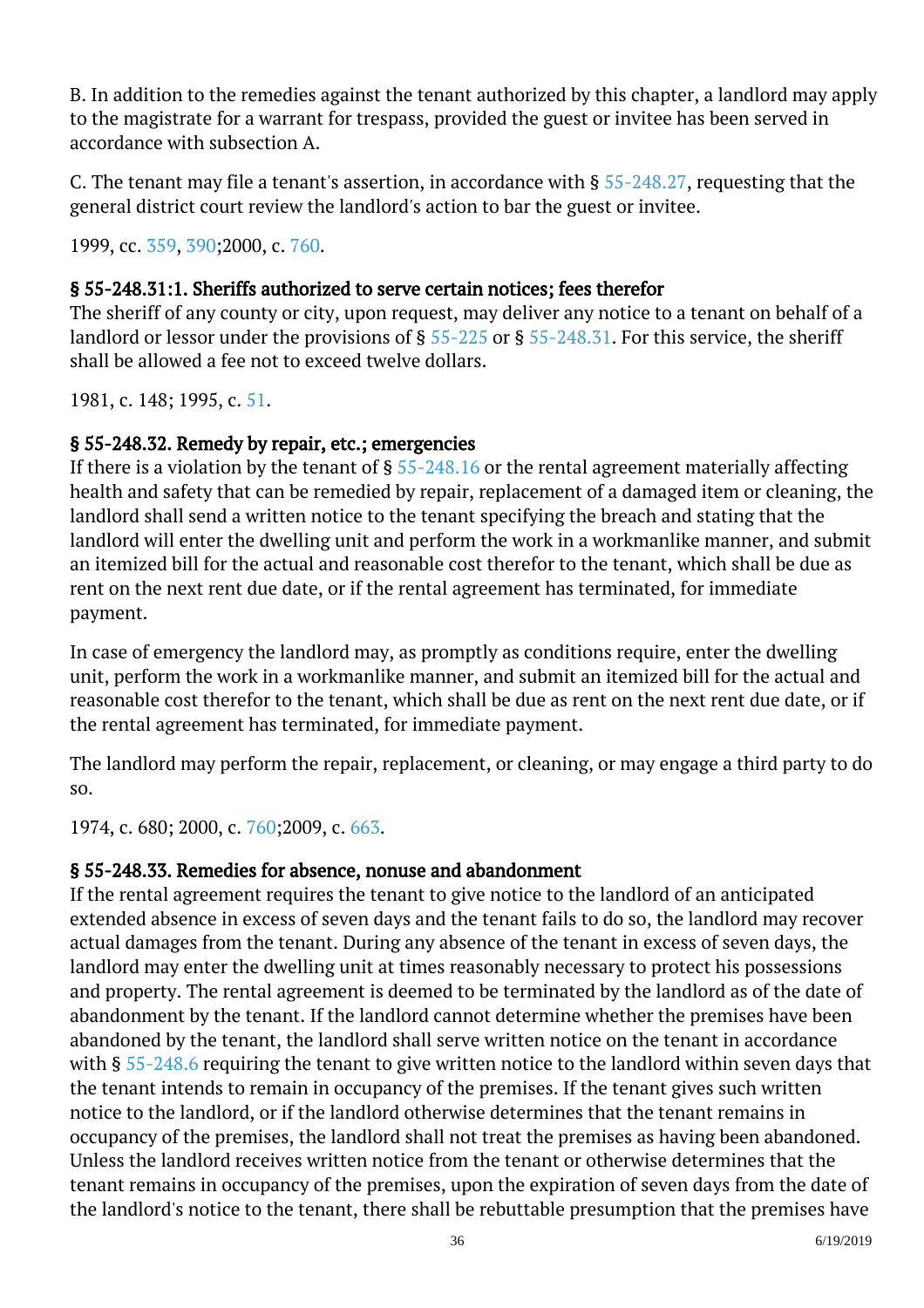B. In addition to the remedies against the tenant authorized by this chapter, a landlord may apply to the magistrate for a warrant for trespass, provided the guest or invitee has been served in accordance with subsection A.

C. The tenant may file a tenant's assertion, in accordance with § 55-248.27, requesting that the general district court review the landlord's action to bar the guest or invitee.

1999, cc. 359, 390;2000, c. 760.

### § 55-248.31:1. Sheriffs authorized to serve certain notices; fees therefor

The sheriff of any county or city, upon request, may deliver any notice to a tenant on behalf of a landlord or lessor under the provisions of § 55-225 or § 55-248.31. For this service, the sheriff shall be allowed a fee not to exceed twelve dollars.

1981, c. 148; 1995, c. 51.

### § 55-248.32. Remedy by repair, etc.; emergencies

If there is a violation by the tenant of § 55-248.16 or the rental agreement materially affecting health and safety that can be remedied by repair, replacement of a damaged item or cleaning, the landlord shall send a written notice to the tenant specifying the breach and stating that the landlord will enter the dwelling unit and perform the work in a workmanlike manner, and submit an itemized bill for the actual and reasonable cost therefor to the tenant, which shall be due as rent on the next rent due date, or if the rental agreement has terminated, for immediate payment.

In case of emergency the landlord may, as promptly as conditions require, enter the dwelling unit, perform the work in a workmanlike manner, and submit an itemized bill for the actual and reasonable cost therefor to the tenant, which shall be due as rent on the next rent due date, or if the rental agreement has terminated, for immediate payment.

The landlord may perform the repair, replacement, or cleaning, or may engage a third party to do so.

1974, c. 680; 2000, c. 760;2009, c. 663.

### § 55-248.33. Remedies for absence, nonuse and abandonment

If the rental agreement requires the tenant to give notice to the landlord of an anticipated extended absence in excess of seven days and the tenant fails to do so, the landlord may recover actual damages from the tenant. During any absence of the tenant in excess of seven days, the landlord may enter the dwelling unit at times reasonably necessary to protect his possessions and property. The rental agreement is deemed to be terminated by the landlord as of the date of abandonment by the tenant. If the landlord cannot determine whether the premises have been abandoned by the tenant, the landlord shall serve written notice on the tenant in accordance with § 55-248.6 requiring the tenant to give written notice to the landlord within seven days that the tenant intends to remain in occupancy of the premises. If the tenant gives such written notice to the landlord, or if the landlord otherwise determines that the tenant remains in occupancy of the premises, the landlord shall not treat the premises as having been abandoned. Unless the landlord receives written notice from the tenant or otherwise determines that the tenant remains in occupancy of the premises, upon the expiration of seven days from the date of the landlord's notice to the tenant, there shall be rebuttable presumption that the premises have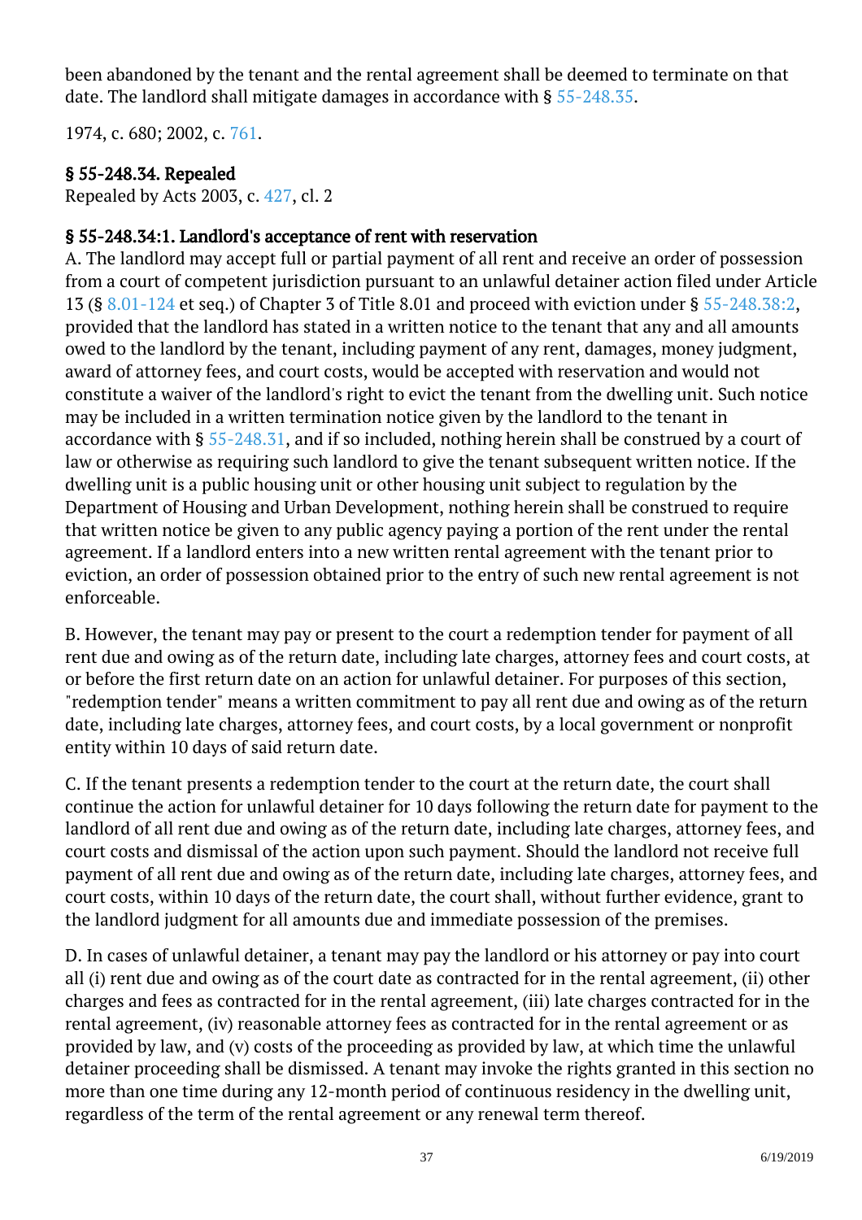been abandoned by the tenant and the rental agreement shall be deemed to terminate on that date. The landlord shall mitigate damages in accordance with § 55-248.35.

1974, c. 680; 2002, c. 761.

### § 55-248.34. Repealed

Repealed by Acts 2003, c. 427, cl. 2

### § 55-248.34:1. Landlord's acceptance of rent with reservation

A. The landlord may accept full or partial payment of all rent and receive an order of possession from a court of competent jurisdiction pursuant to an unlawful detainer action filed under Article 13 (§ 8.01-124 et seq.) of Chapter 3 of Title 8.01 and proceed with eviction under § 55-248.38:2, provided that the landlord has stated in a written notice to the tenant that any and all amounts owed to the landlord by the tenant, including payment of any rent, damages, money judgment, award of attorney fees, and court costs, would be accepted with reservation and would not constitute a waiver of the landlord's right to evict the tenant from the dwelling unit. Such notice may be included in a written termination notice given by the landlord to the tenant in accordance with § 55-248.31, and if so included, nothing herein shall be construed by a court of law or otherwise as requiring such landlord to give the tenant subsequent written notice. If the dwelling unit is a public housing unit or other housing unit subject to regulation by the Department of Housing and Urban Development, nothing herein shall be construed to require that written notice be given to any public agency paying a portion of the rent under the rental agreement. If a landlord enters into a new written rental agreement with the tenant prior to eviction, an order of possession obtained prior to the entry of such new rental agreement is not enforceable.

B. However, the tenant may pay or present to the court a redemption tender for payment of all rent due and owing as of the return date, including late charges, attorney fees and court costs, at or before the first return date on an action for unlawful detainer. For purposes of this section, "redemption tender" means a written commitment to pay all rent due and owing as of the return date, including late charges, attorney fees, and court costs, by a local government or nonprofit entity within 10 days of said return date.

C. If the tenant presents a redemption tender to the court at the return date, the court shall continue the action for unlawful detainer for 10 days following the return date for payment to the landlord of all rent due and owing as of the return date, including late charges, attorney fees, and court costs and dismissal of the action upon such payment. Should the landlord not receive full payment of all rent due and owing as of the return date, including late charges, attorney fees, and court costs, within 10 days of the return date, the court shall, without further evidence, grant to the landlord judgment for all amounts due and immediate possession of the premises.

D. In cases of unlawful detainer, a tenant may pay the landlord or his attorney or pay into court all (i) rent due and owing as of the court date as contracted for in the rental agreement, (ii) other charges and fees as contracted for in the rental agreement, (iii) late charges contracted for in the rental agreement, (iv) reasonable attorney fees as contracted for in the rental agreement or as provided by law, and (v) costs of the proceeding as provided by law, at which time the unlawful detainer proceeding shall be dismissed. A tenant may invoke the rights granted in this section no more than one time during any 12-month period of continuous residency in the dwelling unit, regardless of the term of the rental agreement or any renewal term thereof.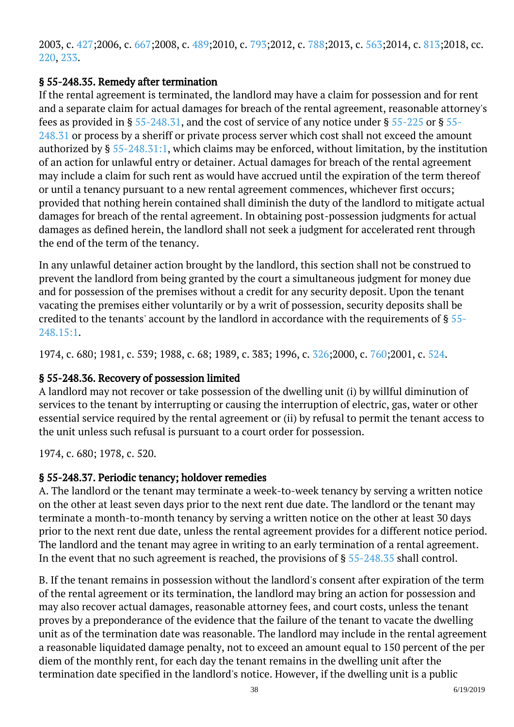2003, c. 427;2006, c. 667;2008, c. 489;2010, c. 793;2012, c. 788;2013, c. 563;2014, c. 813;2018, cc. 220, 233.

### § 55-248.35. Remedy after termination

If the rental agreement is terminated, the landlord may have a claim for possession and for rent and a separate claim for actual damages for breach of the rental agreement, reasonable attorney's fees as provided in § 55-248.31, and the cost of service of any notice under § 55-225 or § 55-248.31 or process by a sheriff or private process server which cost shall not exceed the amount authorized by § 55-248.31:1, which claims may be enforced, without limitation, by the institution of an action for unlawful entry or detainer. Actual damages for breach of the rental agreement may include a claim for such rent as would have accrued until the expiration of the term thereof or until a tenancy pursuant to a new rental agreement commences, whichever first occurs; provided that nothing herein contained shall diminish the duty of the landlord to mitigate actual damages for breach of the rental agreement. In obtaining post-possession judgments for actual damages as defined herein, the landlord shall not seek a judgment for accelerated rent through the end of the term of the tenancy.

In any unlawful detainer action brought by the landlord, this section shall not be construed to prevent the landlord from being granted by the court a simultaneous judgment for money due and for possession of the premises without a credit for any security deposit. Upon the tenant vacating the premises either voluntarily or by a writ of possession, security deposits shall be credited to the tenants' account by the landlord in accordance with the requirements of § 55-248.15:1.

1974, c. 680; 1981, c. 539; 1988, c. 68; 1989, c. 383; 1996, c. 326;2000, c. 760;2001, c. 524.

### § 55-248.36. Recovery of possession limited

A landlord may not recover or take possession of the dwelling unit (i) by willful diminution of services to the tenant by interrupting or causing the interruption of electric, gas, water or other essential service required by the rental agreement or (ii) by refusal to permit the tenant access to the unit unless such refusal is pursuant to a court order for possession.

1974, c. 680; 1978, c. 520.

### § 55-248.37. Periodic tenancy; holdover remedies

A. The landlord or the tenant may terminate a week-to-week tenancy by serving a written notice on the other at least seven days prior to the next rent due date. The landlord or the tenant may terminate a month-to-month tenancy by serving a written notice on the other at least 30 days prior to the next rent due date, unless the rental agreement provides for a different notice period. The landlord and the tenant may agree in writing to an early termination of a rental agreement. In the event that no such agreement is reached, the provisions of § 55-248.35 shall control.

B. If the tenant remains in possession without the landlord's consent after expiration of the term of the rental agreement or its termination, the landlord may bring an action for possession and may also recover actual damages, reasonable attorney fees, and court costs, unless the tenant proves by a preponderance of the evidence that the failure of the tenant to vacate the dwelling unit as of the termination date was reasonable. The landlord may include in the rental agreement a reasonable liquidated damage penalty, not to exceed an amount equal to 150 percent of the per diem of the monthly rent, for each day the tenant remains in the dwelling unit after the termination date specified in the landlord's notice. However, if the dwelling unit is a public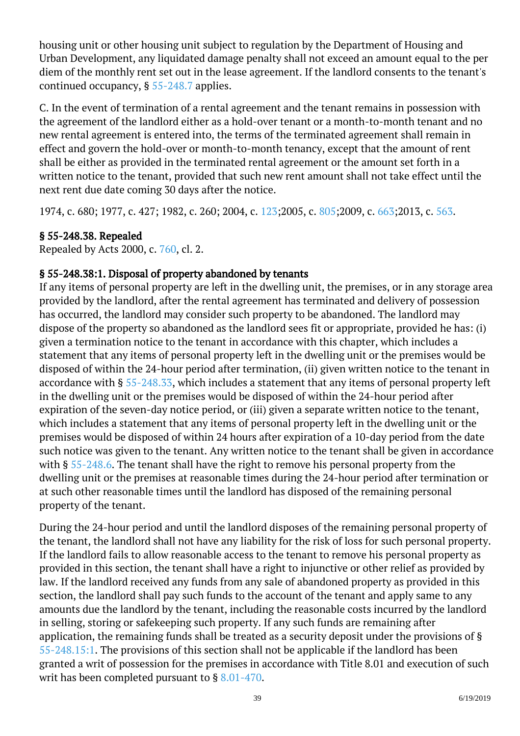housing unit or other housing unit subject to regulation by the Department of Housing and Urban Development, any liquidated damage penalty shall not exceed an amount equal to the per diem of the monthly rent set out in the lease agreement. If the landlord consents to the tenant's continued occupancy, § 55-248.7 applies.

C. In the event of termination of a rental agreement and the tenant remains in possession with the agreement of the landlord either as a hold-over tenant or a month-to-month tenant and no new rental agreement is entered into, the terms of the terminated agreement shall remain in effect and govern the hold-over or month-to-month tenancy, except that the amount of rent shall be either as provided in the terminated rental agreement or the amount set forth in a written notice to the tenant, provided that such new rent amount shall not take effect until the next rent due date coming 30 days after the notice.

1974, c. 680; 1977, c. 427; 1982, c. 260; 2004, c. 123;2005, c. 805;2009, c. 663;2013, c. 563.

### § 55-248.38. Repealed

Repealed by Acts 2000, c. 760, cl. 2.

### § 55-248.38:1. Disposal of property abandoned by tenants

If any items of personal property are left in the dwelling unit, the premises, or in any storage area provided by the landlord, after the rental agreement has terminated and delivery of possession has occurred, the landlord may consider such property to be abandoned. The landlord may dispose of the property so abandoned as the landlord sees fit or appropriate, provided he has: (i) given a termination notice to the tenant in accordance with this chapter, which includes a statement that any items of personal property left in the dwelling unit or the premises would be disposed of within the 24-hour period after termination, (ii) given written notice to the tenant in accordance with § 55-248.33, which includes a statement that any items of personal property left in the dwelling unit or the premises would be disposed of within the 24-hour period after expiration of the seven-day notice period, or (iii) given a separate written notice to the tenant, which includes a statement that any items of personal property left in the dwelling unit or the premises would be disposed of within 24 hours after expiration of a 10-day period from the date such notice was given to the tenant. Any written notice to the tenant shall be given in accordance with § 55-248.6. The tenant shall have the right to remove his personal property from the dwelling unit or the premises at reasonable times during the 24-hour period after termination or at such other reasonable times until the landlord has disposed of the remaining personal property of the tenant.

During the 24-hour period and until the landlord disposes of the remaining personal property of the tenant, the landlord shall not have any liability for the risk of loss for such personal property. If the landlord fails to allow reasonable access to the tenant to remove his personal property as provided in this section, the tenant shall have a right to injunctive or other relief as provided by law. If the landlord received any funds from any sale of abandoned property as provided in this section, the landlord shall pay such funds to the account of the tenant and apply same to any amounts due the landlord by the tenant, including the reasonable costs incurred by the landlord in selling, storing or safekeeping such property. If any such funds are remaining after application, the remaining funds shall be treated as a security deposit under the provisions of § 55-248.15:1. The provisions of this section shall not be applicable if the landlord has been granted a writ of possession for the premises in accordance with Title 8.01 and execution of such writ has been completed pursuant to § 8.01-470.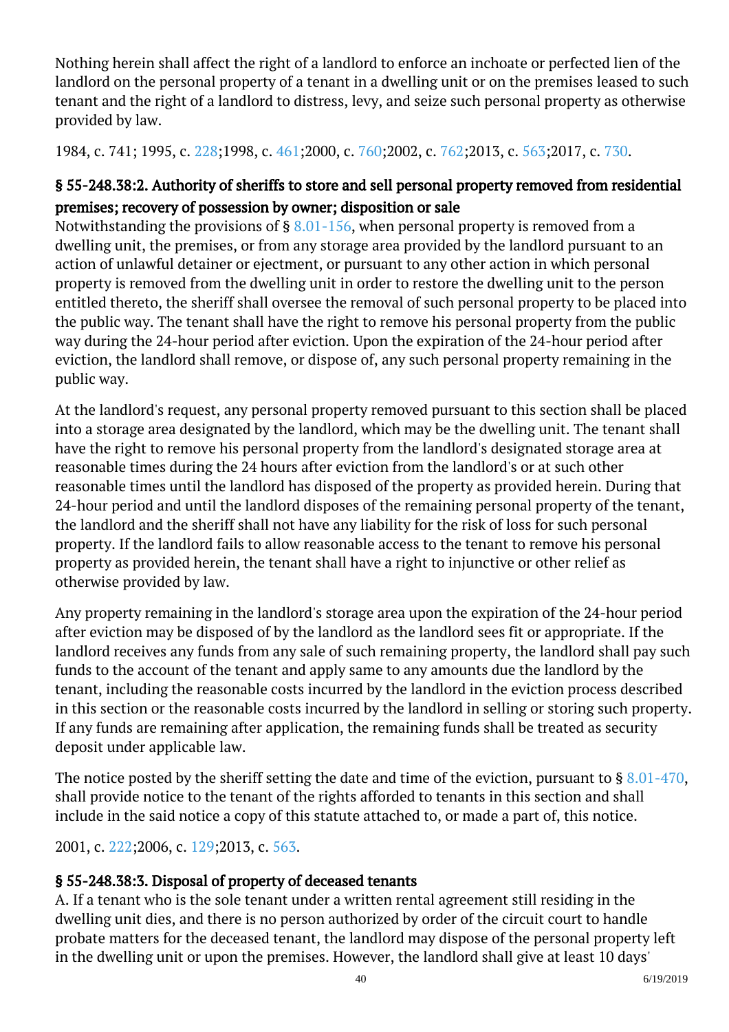Nothing herein shall affect the right of a landlord to enforce an inchoate or perfected lien of the landlord on the personal property of a tenant in a dwelling unit or on the premises leased to such tenant and the right of a landlord to distress, levy, and seize such personal property as otherwise provided by law.

1984, c. 741; 1995, c. 228;1998, c. 461;2000, c. 760;2002, c. 762;2013, c. 563;2017, c. 730.

### § 55-248.38:2. Authority of sheriffs to store and sell personal property removed from residential premises; recovery of possession by owner; disposition or sale

Notwithstanding the provisions of § 8.01-156, when personal property is removed from a dwelling unit, the premises, or from any storage area provided by the landlord pursuant to an action of unlawful detainer or ejectment, or pursuant to any other action in which personal property is removed from the dwelling unit in order to restore the dwelling unit to the person entitled thereto, the sheriff shall oversee the removal of such personal property to be placed into the public way. The tenant shall have the right to remove his personal property from the public way during the 24-hour period after eviction. Upon the expiration of the 24-hour period after eviction, the landlord shall remove, or dispose of, any such personal property remaining in the public way.

At the landlord's request, any personal property removed pursuant to this section shall be placed into a storage area designated by the landlord, which may be the dwelling unit. The tenant shall have the right to remove his personal property from the landlord's designated storage area at reasonable times during the 24 hours after eviction from the landlord's or at such other reasonable times until the landlord has disposed of the property as provided herein. During that 24-hour period and until the landlord disposes of the remaining personal property of the tenant, the landlord and the sheriff shall not have any liability for the risk of loss for such personal property. If the landlord fails to allow reasonable access to the tenant to remove his personal property as provided herein, the tenant shall have a right to injunctive or other relief as otherwise provided by law.

Any property remaining in the landlord's storage area upon the expiration of the 24-hour period after eviction may be disposed of by the landlord as the landlord sees fit or appropriate. If the landlord receives any funds from any sale of such remaining property, the landlord shall pay such funds to the account of the tenant and apply same to any amounts due the landlord by the tenant, including the reasonable costs incurred by the landlord in the eviction process described in this section or the reasonable costs incurred by the landlord in selling or storing such property. If any funds are remaining after application, the remaining funds shall be treated as security deposit under applicable law.

The notice posted by the sheriff setting the date and time of the eviction, pursuant to § 8.01-470, shall provide notice to the tenant of the rights afforded to tenants in this section and shall include in the said notice a copy of this statute attached to, or made a part of, this notice.

2001, c. 222;2006, c. 129;2013, c. 563.

### § 55-248.38:3. Disposal of property of deceased tenants

A. If a tenant who is the sole tenant under a written rental agreement still residing in the dwelling unit dies, and there is no person authorized by order of the circuit court to handle probate matters for the deceased tenant, the landlord may dispose of the personal property left in the dwelling unit or upon the premises. However, the landlord shall give at least 10 days'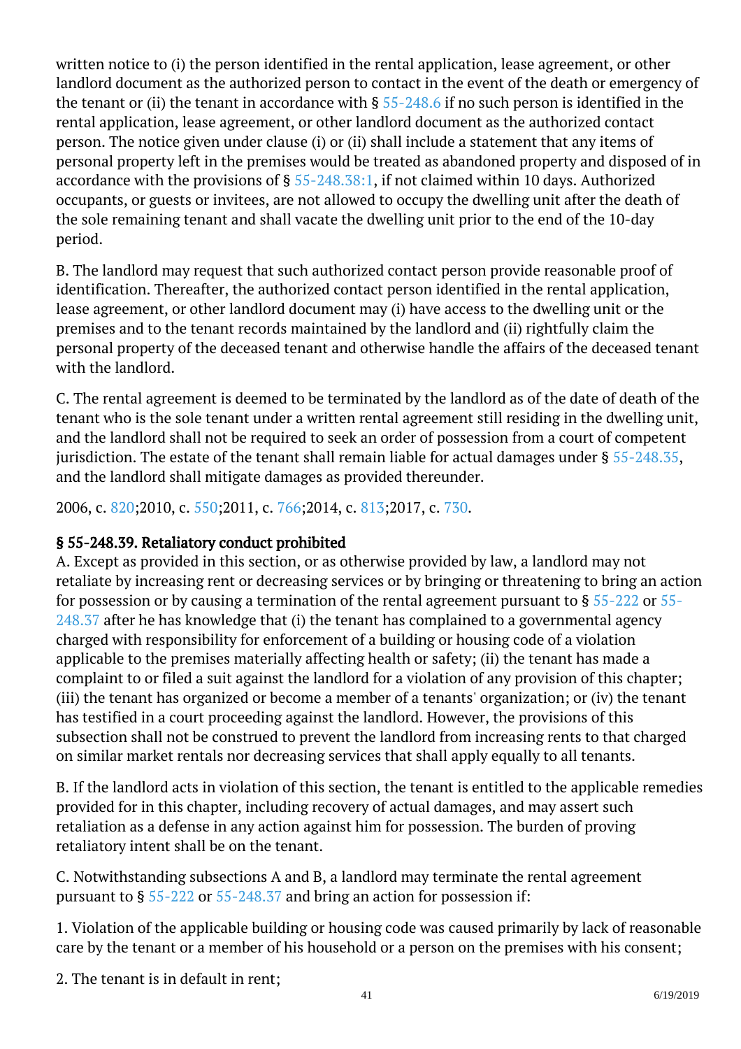written notice to (i) the person identified in the rental application, lease agreement, or other landlord document as the authorized person to contact in the event of the death or emergency of the tenant or (ii) the tenant in accordance with § 55-248.6 if no such person is identified in the rental application, lease agreement, or other landlord document as the authorized contact person. The notice given under clause (i) or (ii) shall include a statement that any items of personal property left in the premises would be treated as abandoned property and disposed of in accordance with the provisions of § 55-248.38:1, if not claimed within 10 days. Authorized occupants, or guests or invitees, are not allowed to occupy the dwelling unit after the death of the sole remaining tenant and shall vacate the dwelling unit prior to the end of the 10-day period.

B. The landlord may request that such authorized contact person provide reasonable proof of identification. Thereafter, the authorized contact person identified in the rental application, lease agreement, or other landlord document may (i) have access to the dwelling unit or the premises and to the tenant records maintained by the landlord and (ii) rightfully claim the personal property of the deceased tenant and otherwise handle the affairs of the deceased tenant with the landlord.

C. The rental agreement is deemed to be terminated by the landlord as of the date of death of the tenant who is the sole tenant under a written rental agreement still residing in the dwelling unit, and the landlord shall not be required to seek an order of possession from a court of competent jurisdiction. The estate of the tenant shall remain liable for actual damages under § 55-248.35, and the landlord shall mitigate damages as provided thereunder.

2006, c. 820;2010, c. 550;2011, c. 766;2014, c. 813;2017, c. 730.

### § 55-248.39. Retaliatory conduct prohibited

A. Except as provided in this section, or as otherwise provided by law, a landlord may not retaliate by increasing rent or decreasing services or by bringing or threatening to bring an action for possession or by causing a termination of the rental agreement pursuant to § 55-222 or 55-248.37 after he has knowledge that (i) the tenant has complained to a governmental agency charged with responsibility for enforcement of a building or housing code of a violation applicable to the premises materially affecting health or safety; (ii) the tenant has made a complaint to or filed a suit against the landlord for a violation of any provision of this chapter; (iii) the tenant has organized or become a member of a tenants' organization; or (iv) the tenant has testified in a court proceeding against the landlord. However, the provisions of this subsection shall not be construed to prevent the landlord from increasing rents to that charged on similar market rentals nor decreasing services that shall apply equally to all tenants.

B. If the landlord acts in violation of this section, the tenant is entitled to the applicable remedies provided for in this chapter, including recovery of actual damages, and may assert such retaliation as a defense in any action against him for possession. The burden of proving retaliatory intent shall be on the tenant.

C. Notwithstanding subsections A and B, a landlord may terminate the rental agreement pursuant to § 55-222 or 55-248.37 and bring an action for possession if:

1. Violation of the applicable building or housing code was caused primarily by lack of reasonable care by the tenant or a member of his household or a person on the premises with his consent;

2. The tenant is in default in rent;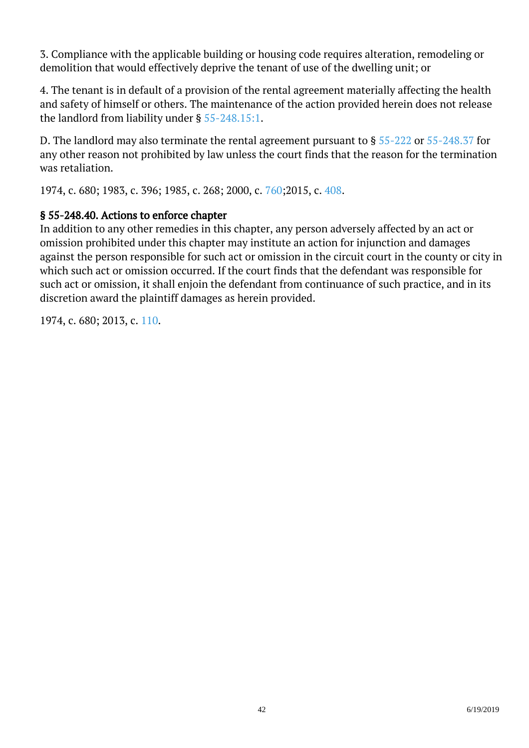3. Compliance with the applicable building or housing code requires alteration, remodeling or demolition that would effectively deprive the tenant of use of the dwelling unit; or

4. The tenant is in default of a provision of the rental agreement materially affecting the health and safety of himself or others. The maintenance of the action provided herein does not release the landlord from liability under § 55-248.15:1.

D. The landlord may also terminate the rental agreement pursuant to § 55-222 or 55-248.37 for any other reason not prohibited by law unless the court finds that the reason for the termination was retaliation.

1974, c. 680; 1983, c. 396; 1985, c. 268; 2000, c. 760;2015, c. 408.

### § 55-248.40. Actions to enforce chapter

In addition to any other remedies in this chapter, any person adversely affected by an act or omission prohibited under this chapter may institute an action for injunction and damages against the person responsible for such act or omission in the circuit court in the county or city in which such act or omission occurred. If the court finds that the defendant was responsible for such act or omission, it shall enjoin the defendant from continuance of such practice, and in its discretion award the plaintiff damages as herein provided.

1974, c. 680; 2013, c. 110.